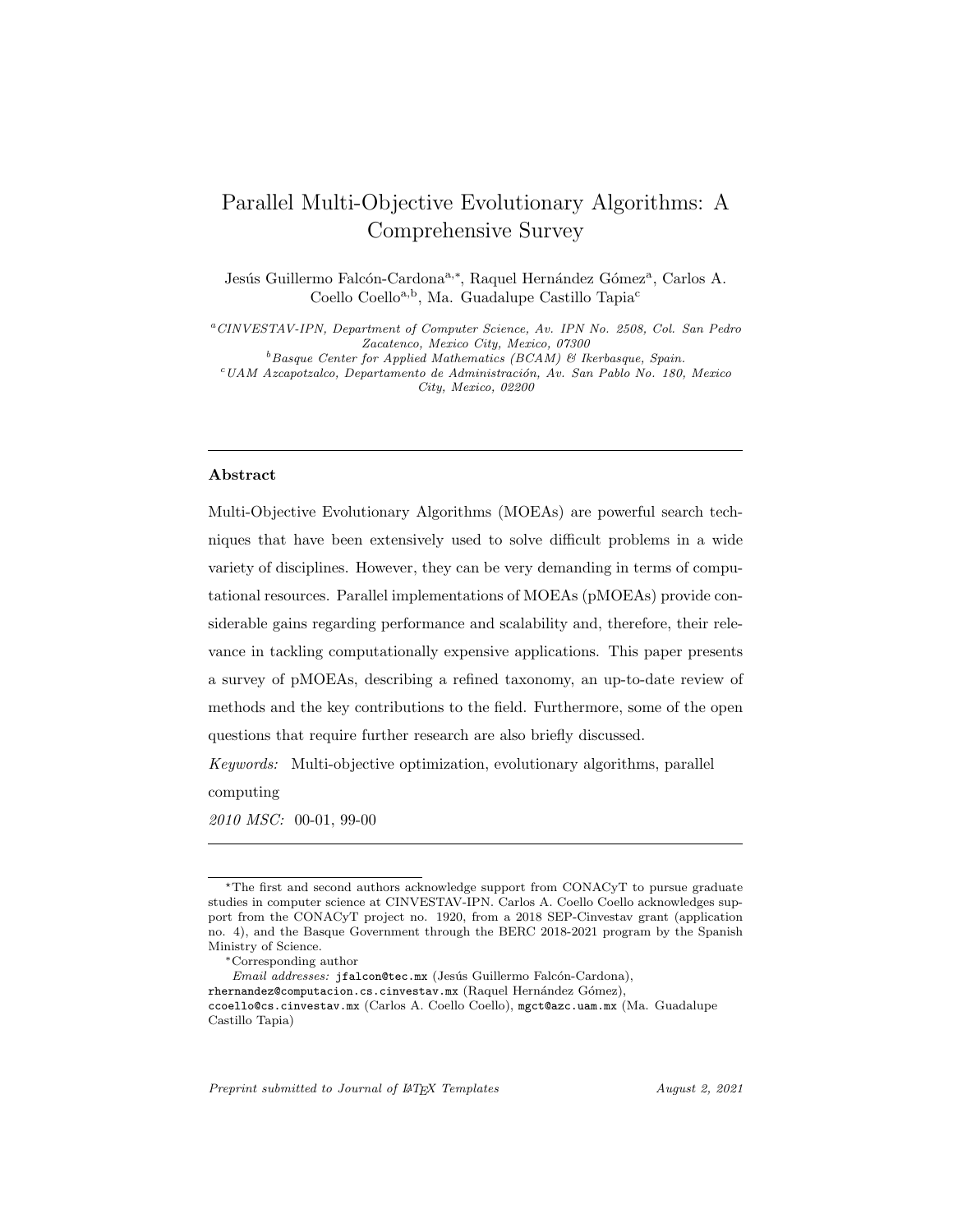# Parallel Multi-Objective Evolutionary Algorithms: A Comprehensive Survey

Jesús Guillermo Falcón-Cardona[a,*], Raquel Hernández Gómez[a], Carlos A. Coello Coello[a,b], Ma. Guadalupe Castillo Tapia[c]

[a] *CINVESTAV-IPN, Department of Computer Science, Av. IPN No. 2508, Col. San Pedro Zacatenco, Mexico City, Mexico, 07300*

[b] *Basque Center for Applied Mathematics (BCAM) & Ikerbasque, Spain.*

[c] *UAM Azcapotzalco, Departamento de Administración, Av. San Pablo No. 180, Mexico City, Mexico, 02200*

---

## Abstract

Multi-Objective Evolutionary Algorithms (MOEAs) are powerful search techniques that have been extensively used to solve difficult problems in a wide variety of disciplines. However, they can be very demanding in terms of computational resources. Parallel implementations of MOEAs (pMOEAs) provide considerable gains regarding performance and scalability and, therefore, their relevance in tackling computationally expensive applications. This paper presents a survey of pMOEAs, describing a refined taxonomy, an up-to-date review of methods and the key contributions to the field. Furthermore, some of the open questions that require further research are also briefly discussed.

*Keywords:* Multi-objective optimization, evolutionary algorithms, parallel computing

*2010 MSC:* 00-01, 99-00

---

[☆] The first and second authors acknowledge support from CONACyT to pursue graduate studies in computer science at CINVESTAV-IPN. Carlos A. Coello Coello acknowledges support from the CONACyT project no. 1920, from a 2018 SEP-Cinvestav grant (application no. 4), and the Basque Government through the BERC 2018-2021 program by the Spanish Ministry of Science.

[*] Corresponding author

*Email addresses:* jfalcon@tec.mx (Jesús Guillermo Falcón-Cardona), rhernandez@computacion.cs.cinvestav.mx (Raquel Hernández Gómez), ccoello@cs.cinvestav.mx (Carlos A. Coello Coello), mgct@azc.uam.mx (Ma. Guadalupe Castillo Tapia)

*Preprint submitted to Journal of LaTeX Templates* *August 2, 2021*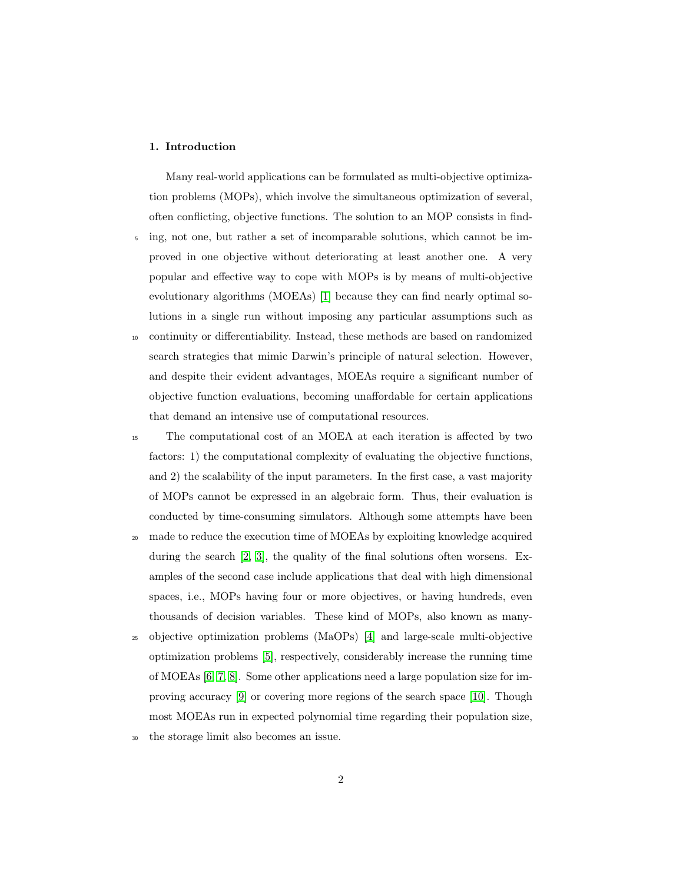## 1. Introduction

Many real-world applications can be formulated as multi-objective optimization problems (MOPs), which involve the simultaneous optimization of several, often conflicting, objective functions. The solution to an MOP consists in finding, not one, but rather a set of incomparable solutions, which cannot be improved in one objective without deteriorating at least another one. A very popular and effective way to cope with MOPs is by means of multi-objective evolutionary algorithms (MOEAs) [1] because they can find nearly optimal solutions in a single run without imposing any particular assumptions such as continuity or differentiability. Instead, these methods are based on randomized search strategies that mimic Darwin's principle of natural selection. However, and despite their evident advantages, MOEAs require a significant number of objective function evaluations, becoming unaffordable for certain applications that demand an intensive use of computational resources.

The computational cost of an MOEA at each iteration is affected by two factors: 1) the computational complexity of evaluating the objective functions, and 2) the scalability of the input parameters. In the first case, a vast majority of MOPs cannot be expressed in an algebraic form. Thus, their evaluation is conducted by time-consuming simulators. Although some attempts have been made to reduce the execution time of MOEAs by exploiting knowledge acquired during the search [2, 3], the quality of the final solutions often worsens. Examples of the second case include applications that deal with high dimensional spaces, i.e., MOPs having four or more objectives, or having hundreds, even thousands of decision variables. These kind of MOPs, also known as many-objective optimization problems (MaOPs) [4] and large-scale multi-objective optimization problems [5], respectively, considerably increase the running time of MOEAs [6, 7, 8]. Some other applications need a large population size for improving accuracy [9] or covering more regions of the search space [10]. Though most MOEAs run in expected polynomial time regarding their population size, the storage limit also becomes an issue.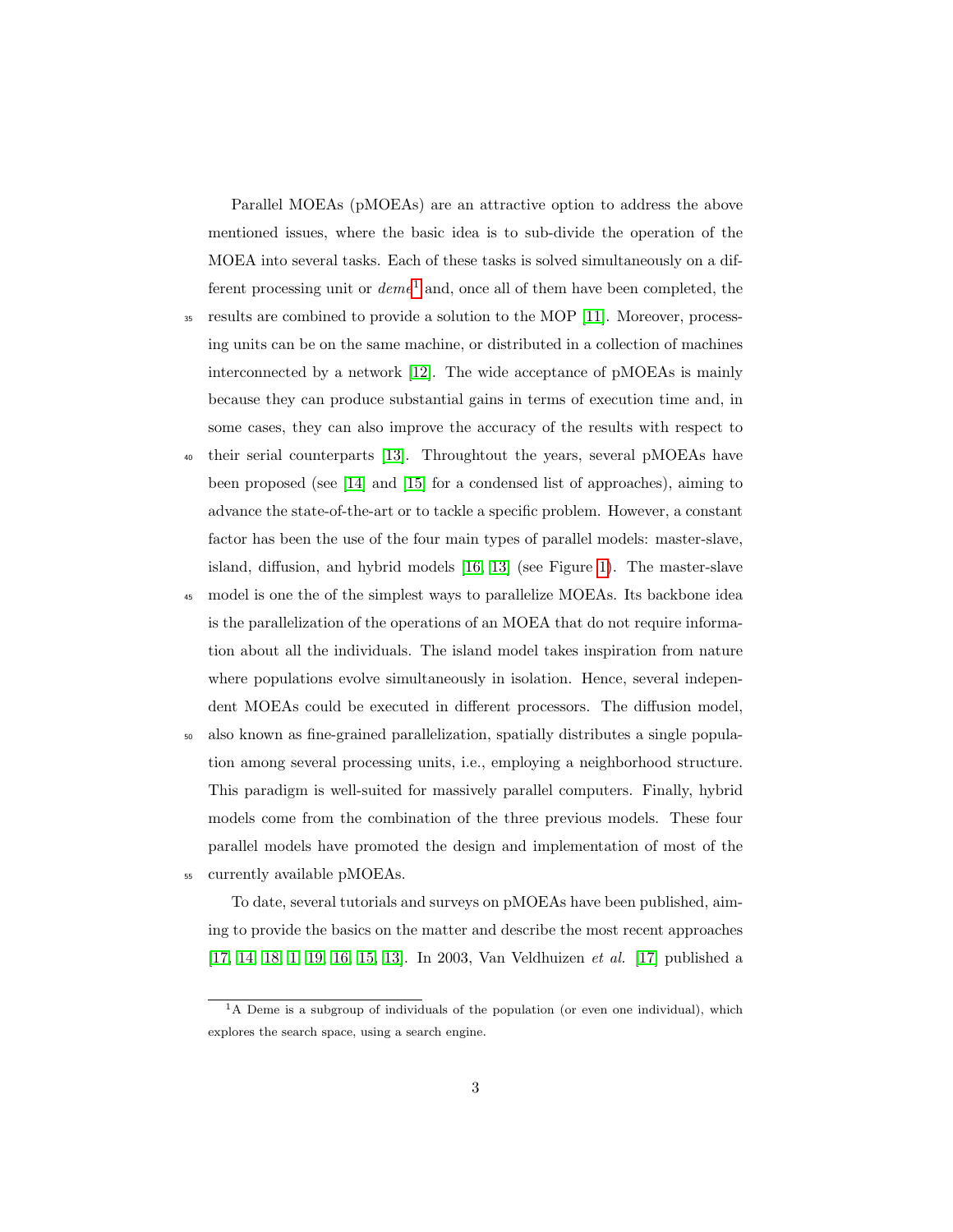Parallel MOEAs (pMOEAs) are an attractive option to address the above mentioned issues, where the basic idea is to sub-divide the operation of the MOEA into several tasks. Each of these tasks is solved simultaneously on a different processing unit or *deme*[1] and, once all of them have been completed, the results are combined to provide a solution to the MOP [11]. Moreover, processing units can be on the same machine, or distributed in a collection of machines interconnected by a network [12]. The wide acceptance of pMOEAs is mainly because they can produce substantial gains in terms of execution time and, in some cases, they can also improve the accuracy of the results with respect to their serial counterparts [13]. Throughtout the years, several pMOEAs have been proposed (see [14] and [15] for a condensed list of approaches), aiming to advance the state-of-the-art or to tackle a specific problem. However, a constant factor has been the use of the four main types of parallel models: master-slave, island, diffusion, and hybrid models [16, 13] (see Figure 1). The master-slave model is one the of the simplest ways to parallelize MOEAs. Its backbone idea is the parallelization of the operations of an MOEA that do not require information about all the individuals. The island model takes inspiration from nature where populations evolve simultaneously in isolation. Hence, several independent MOEAs could be executed in different processors. The diffusion model, also known as fine-grained parallelization, spatially distributes a single population among several processing units, i.e., employing a neighborhood structure. This paradigm is well-suited for massively parallel computers. Finally, hybrid models come from the combination of the three previous models. These four parallel models have promoted the design and implementation of most of the currently available pMOEAs.

To date, several tutorials and surveys on pMOEAs have been published, aiming to provide the basics on the matter and describe the most recent approaches [17, 14, 18, 1, 19, 16, 15, 13]. In 2003, Van Veldhuizen *et al.* [17] published a

[1] A Deme is a subgroup of individuals of the population (or even one individual), which explores the search space, using a search engine.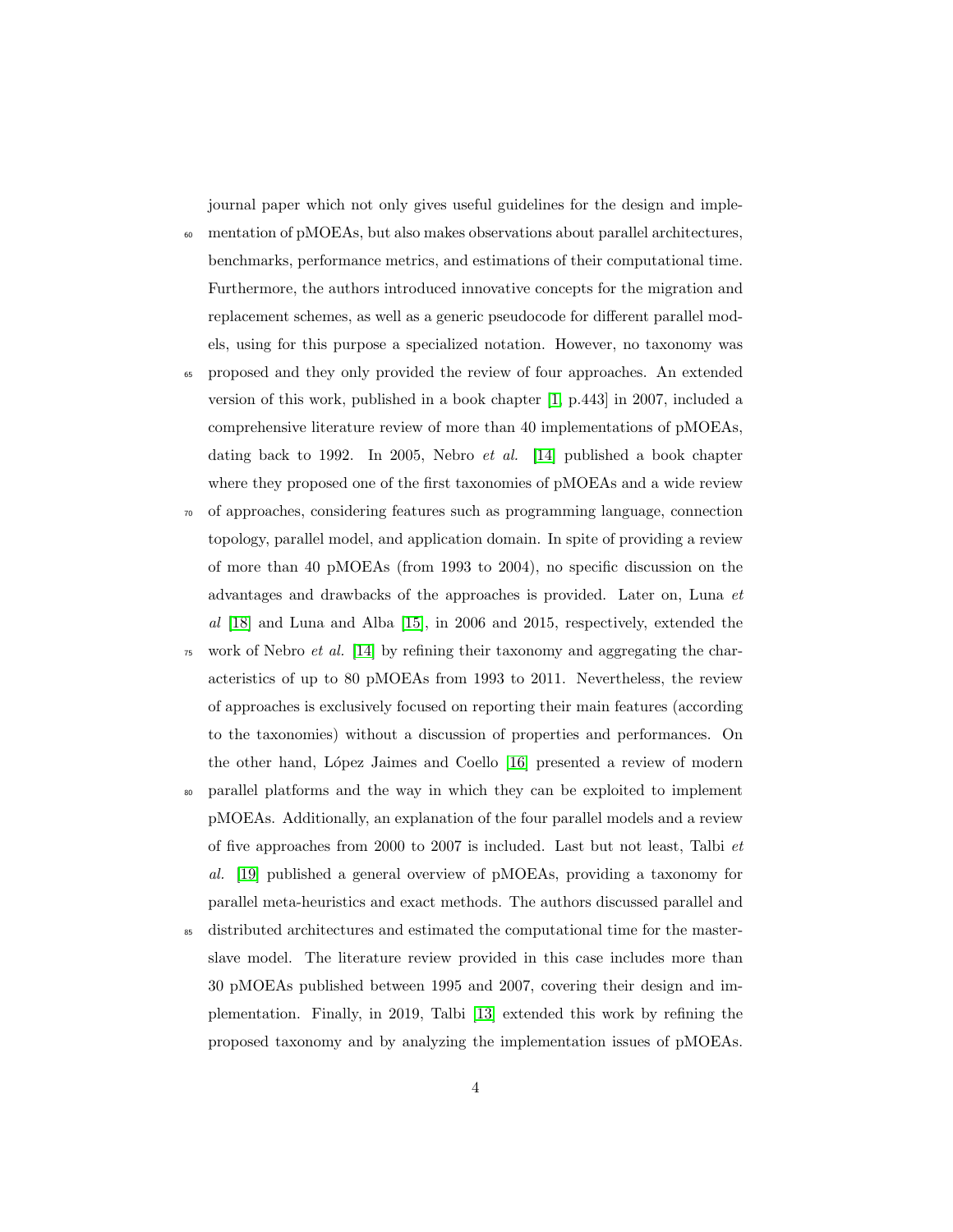journal paper which not only gives useful guidelines for the design and implementation of pMOEAs, but also makes observations about parallel architectures, benchmarks, performance metrics, and estimations of their computational time. Furthermore, the authors introduced innovative concepts for the migration and replacement schemes, as well as a generic pseudocode for different parallel models, using for this purpose a specialized notation. However, no taxonomy was proposed and they only provided the review of four approaches. An extended version of this work, published in a book chapter [1, p.443] in 2007, included a comprehensive literature review of more than 40 implementations of pMOEAs, dating back to 1992. In 2005, Nebro *et al.* [14] published a book chapter where they proposed one of the first taxonomies of pMOEAs and a wide review of approaches, considering features such as programming language, connection topology, parallel model, and application domain. In spite of providing a review of more than 40 pMOEAs (from 1993 to 2004), no specific discussion on the advantages and drawbacks of the approaches is provided. Later on, Luna *et al* [18] and Luna and Alba [15], in 2006 and 2015, respectively, extended the work of Nebro *et al.* [14] by refining their taxonomy and aggregating the characteristics of up to 80 pMOEAs from 1993 to 2011. Nevertheless, the review of approaches is exclusively focused on reporting their main features (according to the taxonomies) without a discussion of properties and performances. On the other hand, López Jaimes and Coello [16] presented a review of modern parallel platforms and the way in which they can be exploited to implement pMOEAs. Additionally, an explanation of the four parallel models and a review of five approaches from 2000 to 2007 is included. Last but not least, Talbi *et al.* [19] published a general overview of pMOEAs, providing a taxonomy for parallel meta-heuristics and exact methods. The authors discussed parallel and distributed architectures and estimated the computational time for the master-slave model. The literature review provided in this case includes more than 30 pMOEAs published between 1995 and 2007, covering their design and implementation. Finally, in 2019, Talbi [13] extended this work by refining the proposed taxonomy and by analyzing the implementation issues of pMOEAs.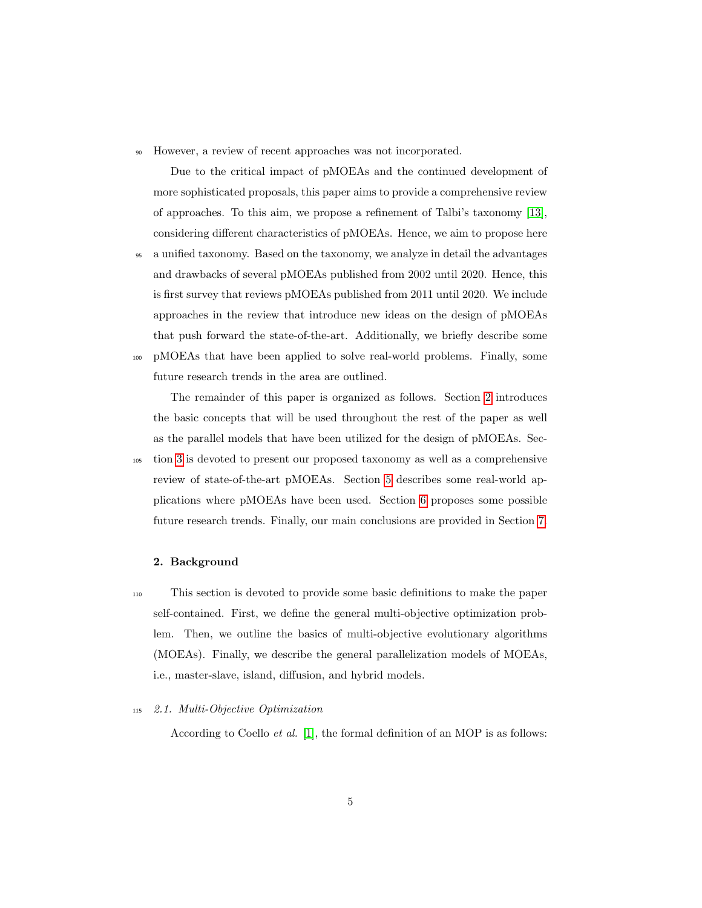However, a review of recent approaches was not incorporated.

Due to the critical impact of pMOEAs and the continued development of more sophisticated proposals, this paper aims to provide a comprehensive review of approaches. To this aim, we propose a refinement of Talbi's taxonomy [13], considering different characteristics of pMOEAs. Hence, we aim to propose here a unified taxonomy. Based on the taxonomy, we analyze in detail the advantages and drawbacks of several pMOEAs published from 2002 until 2020. Hence, this is first survey that reviews pMOEAs published from 2011 until 2020. We include approaches in the review that introduce new ideas on the design of pMOEAs that push forward the state-of-the-art. Additionally, we briefly describe some pMOEAs that have been applied to solve real-world problems. Finally, some future research trends in the area are outlined.

The remainder of this paper is organized as follows. Section 2 introduces the basic concepts that will be used throughout the rest of the paper as well as the parallel models that have been utilized for the design of pMOEAs. Section 3 is devoted to present our proposed taxonomy as well as a comprehensive review of state-of-the-art pMOEAs. Section 5 describes some real-world applications where pMOEAs have been used. Section 6 proposes some possible future research trends. Finally, our main conclusions are provided in Section 7.

## 2. Background

This section is devoted to provide some basic definitions to make the paper self-contained. First, we define the general multi-objective optimization problem. Then, we outline the basics of multi-objective evolutionary algorithms (MOEAs). Finally, we describe the general parallelization models of MOEAs, i.e., master-slave, island, diffusion, and hybrid models.

### 2.1. Multi-Objective Optimization

According to Coello *et al.* [1], the formal definition of an MOP is as follows: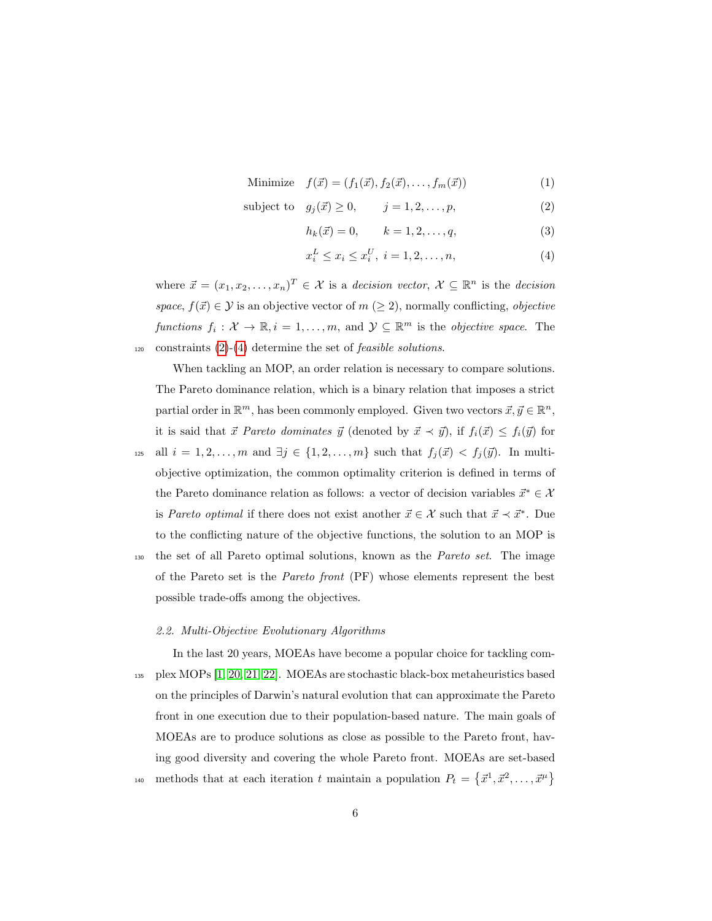$$
\begin{aligned}
\text{Minimize} \quad & f(\vec{x}) = (f_1(\vec{x}), f_2(\vec{x}), \ldots, f_m(\vec{x})) && (1)\\
\text{subject to} \quad & g_j(\vec{x}) \geq 0, \qquad j = 1, 2, \ldots, p, && (2)\\
& h_k(\vec{x}) = 0, \qquad k = 1, 2, \ldots, q, && (3)\\
& x_i^L \leq x_i \leq x_i^U, \; i = 1, 2, \ldots, n, && (4)
\end{aligned}
$$

where $\vec{x} = (x_1, x_2, \ldots, x_n)^T \in \mathcal{X}$ is a *decision vector*, $\mathcal{X} \subseteq \mathbb{R}^n$ is the *decision space*, $f(\vec{x}) \in \mathcal{Y}$ is an objective vector of $m$ ($\geq 2$), normally conflicting, *objective functions* $f_i : \mathcal{X} \to \mathbb{R}, i = 1, \ldots, m$, and $\mathcal{Y} \subseteq \mathbb{R}^m$ is the *objective space*. The constraints (2)-(4) determine the set of *feasible solutions*.

When tackling an MOP, an order relation is necessary to compare solutions. The Pareto dominance relation, which is a binary relation that imposes a strict partial order in $\mathbb{R}^m$, has been commonly employed. Given two vectors $\vec{x}, \vec{y} \in \mathbb{R}^n$, it is said that $\vec{x}$ *Pareto dominates* $\vec{y}$ (denoted by $\vec{x} \prec \vec{y}$), if $f_i(\vec{x}) \leq f_i(\vec{y})$ for all $i = 1, 2, \ldots, m$ and $\exists j \in \{1, 2, \ldots, m\}$ such that $f_j(\vec{x}) < f_j(\vec{y})$. In multi-objective optimization, the common optimality criterion is defined in terms of the Pareto dominance relation as follows: a vector of decision variables $\vec{x}^* \in \mathcal{X}$ is *Pareto optimal* if there does not exist another $\vec{x} \in \mathcal{X}$ such that $\vec{x} \prec \vec{x}^*$. Due to the conflicting nature of the objective functions, the solution to an MOP is the set of all Pareto optimal solutions, known as the *Pareto set*. The image of the Pareto set is the *Pareto front* (PF) whose elements represent the best possible trade-offs among the objectives.

### *2.2. Multi-Objective Evolutionary Algorithms*

In the last 20 years, MOEAs have become a popular choice for tackling complex MOPs [1, 20, 21, 22]. MOEAs are stochastic black-box metaheuristics based on the principles of Darwin's natural evolution that can approximate the Pareto front in one execution due to their population-based nature. The main goals of MOEAs are to produce solutions as close as possible to the Pareto front, having good diversity and covering the whole Pareto front. MOEAs are set-based methods that at each iteration $t$ maintain a population $P_t = \{\vec{x}^1, \vec{x}^2, \ldots, \vec{x}^\mu\}$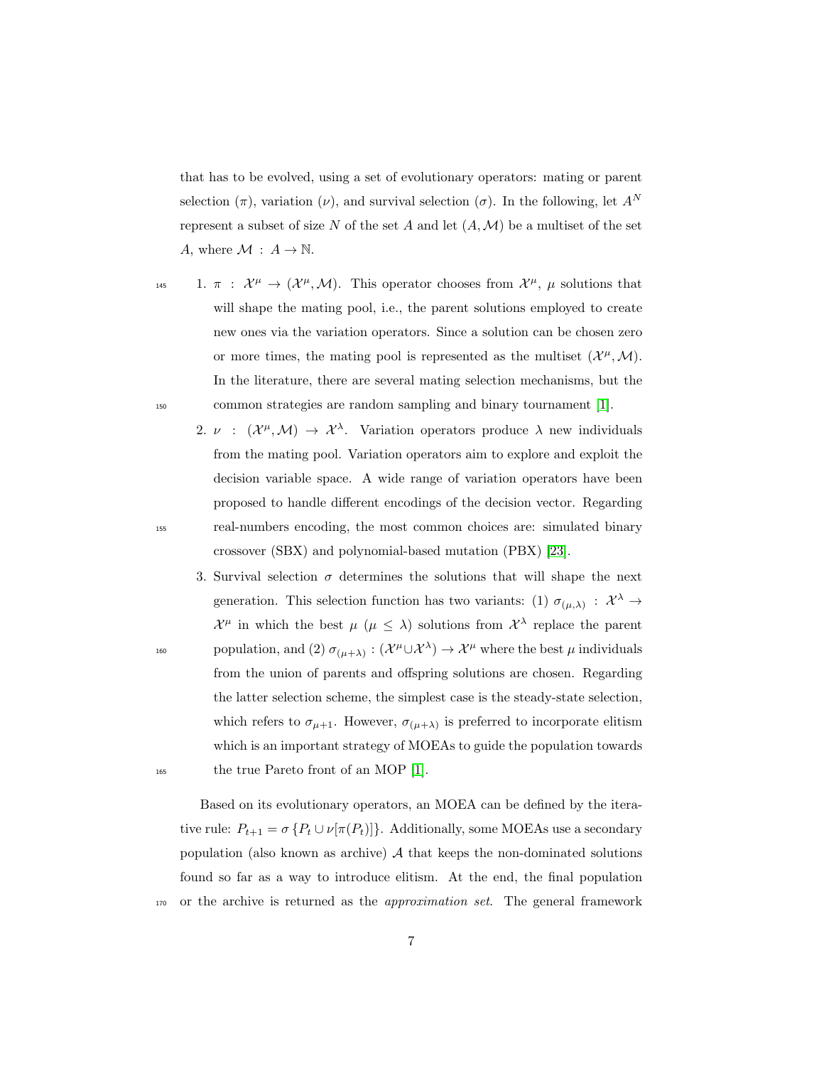that has to be evolved, using a set of evolutionary operators: mating or parent selection ($\pi$), variation ($\nu$), and survival selection ($\sigma$). In the following, let $A^N$ represent a subset of size $N$ of the set $A$ and let $(A, \mathcal{M})$ be a multiset of the set $A$, where $\mathcal{M} : A \to \mathbb{N}$.

1. $\pi : \mathcal{X}^\mu \to (\mathcal{X}^\mu, \mathcal{M})$. This operator chooses from $\mathcal{X}^\mu$, $\mu$ solutions that will shape the mating pool, i.e., the parent solutions employed to create new ones via the variation operators. Since a solution can be chosen zero or more times, the mating pool is represented as the multiset $(\mathcal{X}^\mu, \mathcal{M})$. In the literature, there are several mating selection mechanisms, but the common strategies are random sampling and binary tournament [1].
2. $\nu : (\mathcal{X}^\mu, \mathcal{M}) \to \mathcal{X}^\lambda$. Variation operators produce $\lambda$ new individuals from the mating pool. Variation operators aim to explore and exploit the decision variable space. A wide range of variation operators have been proposed to handle different encodings of the decision vector. Regarding real-numbers encoding, the most common choices are: simulated binary crossover (SBX) and polynomial-based mutation (PBX) [23].
3. Survival selection $\sigma$ determines the solutions that will shape the next generation. This selection function has two variants: (1) $\sigma_{(\mu,\lambda)} : \mathcal{X}^\lambda \to \mathcal{X}^\mu$ in which the best $\mu$ ($\mu \leq \lambda$) solutions from $\mathcal{X}^\lambda$ replace the parent population, and (2) $\sigma_{(\mu+\lambda)} : (\mathcal{X}^\mu \cup \mathcal{X}^\lambda) \to \mathcal{X}^\mu$ where the best $\mu$ individuals from the union of parents and offspring solutions are chosen. Regarding the latter selection scheme, the simplest case is the steady-state selection, which refers to $\sigma_{\mu+1}$. However, $\sigma_{(\mu+\lambda)}$ is preferred to incorporate elitism which is an important strategy of MOEAs to guide the population towards the true Pareto front of an MOP [1].

Based on its evolutionary operators, an MOEA can be defined by the iterative rule: $P_{t+1} = \sigma \{P_t \cup \nu[\pi(P_t)]\}$. Additionally, some MOEAs use a secondary population (also known as archive) $\mathcal{A}$ that keeps the non-dominated solutions found so far as a way to introduce elitism. At the end, the final population or the archive is returned as the *approximation set*. The general framework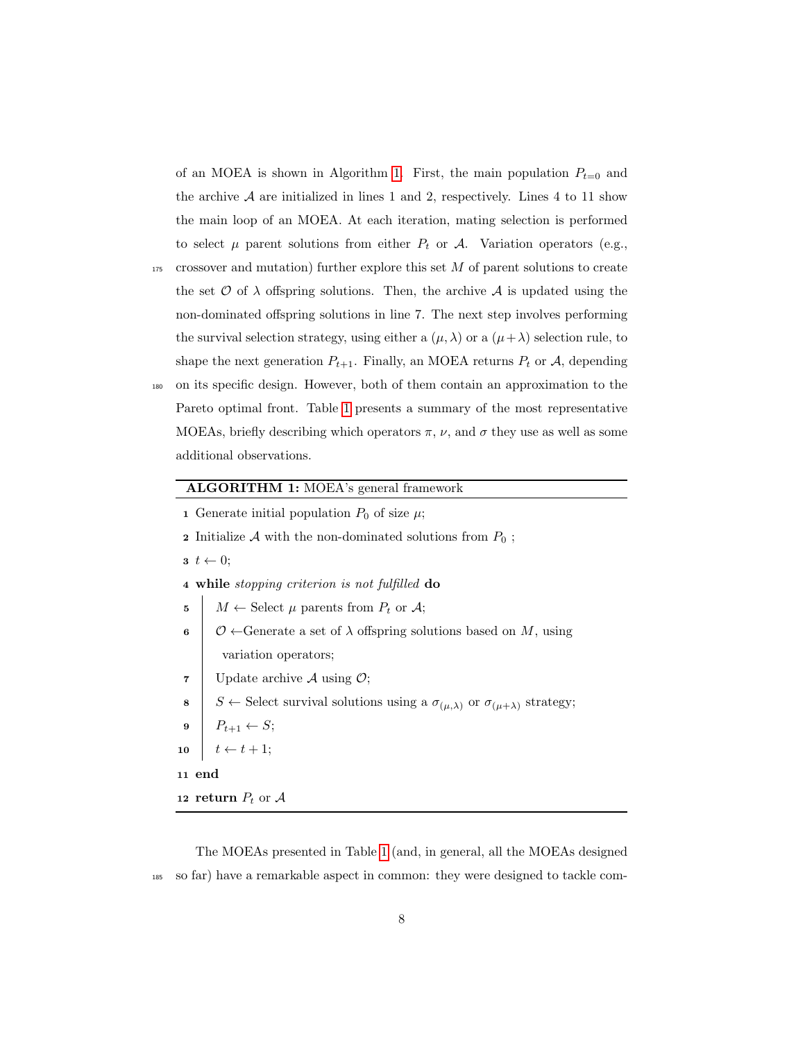of an MOEA is shown in Algorithm 1. First, the main population $P_{t=0}$ and the archive $\mathcal{A}$ are initialized in lines 1 and 2, respectively. Lines 4 to 11 show the main loop of an MOEA. At each iteration, mating selection is performed to select $\mu$ parent solutions from either $P_t$ or $\mathcal{A}$. Variation operators (e.g., crossover and mutation) further explore this set $M$ of parent solutions to create the set $\mathcal{O}$ of $\lambda$ offspring solutions. Then, the archive $\mathcal{A}$ is updated using the non-dominated offspring solutions in line 7. The next step involves performing the survival selection strategy, using either a $(\mu, \lambda)$ or a $(\mu + \lambda)$ selection rule, to shape the next generation $P_{t+1}$. Finally, an MOEA returns $P_t$ or $\mathcal{A}$, depending on its specific design. However, both of them contain an approximation to the Pareto optimal front. Table 1 presents a summary of the most representative MOEAs, briefly describing which operators $\pi$, $\nu$, and $\sigma$ they use as well as some additional observations.

**ALGORITHM 1:** MOEA's general framework

```
1  Generate initial population P_0 of size μ;
2  Initialize A with the non-dominated solutions from P_0 ;
3  t ← 0;
4  while stopping criterion is not fulfilled do
5      M ← Select μ parents from P_t or A;
6      O ← Generate a set of λ offspring solutions based on M, using
         variation operators;
7      Update archive A using O;
8      S ← Select survival solutions using a σ_(μ,λ) or σ_(μ+λ) strategy;
9      P_{t+1} ← S;
10     t ← t + 1;
11 end
12 return P_t or A
```

The MOEAs presented in Table 1 (and, in general, all the MOEAs designed so far) have a remarkable aspect in common: they were designed to tackle com-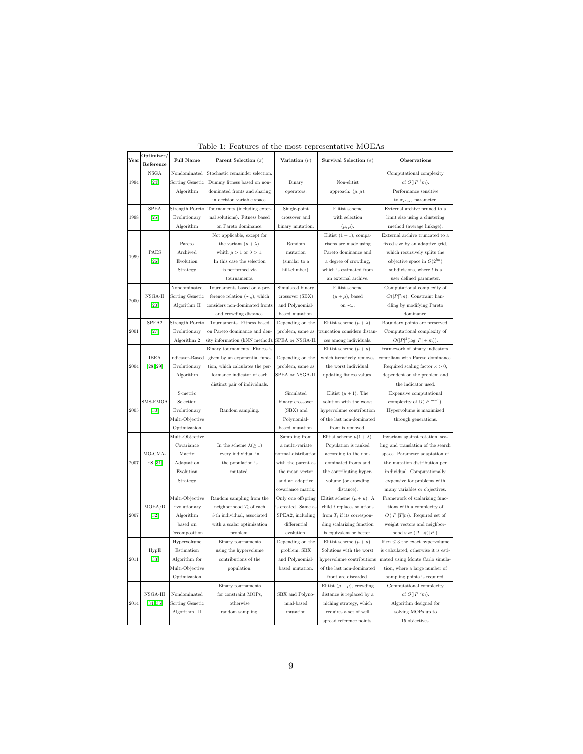Table 1: Features of the most representative MOEAs

| Year | Optimizer/ Reference | Full Name | Parent Selection ($\pi$) | Variation ($\nu$) | Survival Selection ($\sigma$) | Observations |
|---|---|---|---|---|---|---|
| 1994 | NSGA [24] | Nondominated Sorting Genetic Algorithm | Stochastic remainder selection. Dummy fitness based on non-dominated fronts and sharing in decision variable space. | Binary operators. | Non-elitist approach: $(\mu, \mu)$. | Computational complexity of $O(\|P\|^3 m)$. Performance sensitive to $\sigma_{share}$ parameter. |
| 1998 | SPEA [25] | Strength Pareto Evolutionary Algorithm | Tournaments (including external solutions). Fitness based on Pareto dominance. | Single-point crossover and binary mutation. | Elitist scheme with selection $(\mu, \mu)$. | External archive pruned to a limit size using a clustering method (average linkage). |
| 1999 | PAES [26] | Pareto Archived Evolution Strategy | Not applicable, except for the variant $(\mu + \lambda)$, whith $\mu > 1$ or $\lambda > 1$. In this case the selection is performed via tournaments. | Random mutation (similar to a hill-climber). | Elitist $(1 + 1)$, comparisons are made using Pareto dominance and a degree of crowding, which is estimated from an external archive. | External archive truncated to a fixed size by an adaptive grid, which recursively splits the objective space in $O(2^{lm})$ subdivisions, where $l$ is a user defined parameter. |
| 2000 | NSGA-II [20] | Nondominated Sorting Genetic Algorithm II | Tournaments based on a preference relation ($\prec_n$), which considers non-dominated fronts and crowding distance. | Simulated binary crossover (SBX) and Polynomial-based mutation. | Elitist scheme $(\mu + \mu)$, based on $\prec_n$. | Computational complexity of $O(\|P\|^2 m)$. Constraint handling by modifying Pareto dominance. |
| 2001 | SPEA2 [27] | Strength Pareto Evolutionary Algorithm 2 | Tournaments. Fitness based on Pareto dominance and density information (kNN method). | Depending on the problem, same as SPEA or NSGA-II. | Elitist scheme $(\mu + \lambda)$, truncation considers distances among individuals. | Boundary points are preserved. Computational complexity of $O(\|P\|^2(\log \|P\| + m))$. |
| 2004 | IBEA [28, 29] | Indicator-Based Evolutionary Algorithm | Binary tournaments. Fitness is given by an exponential function, which calculates the performance indicator of each distinct pair of individuals. | Depending on the problem, same as SPEA or NSGA-II. | Elitist scheme $(\mu + \mu)$, which iteratively removes the worst individual, updating fitness values. | Framework of binary indicators, compliant with Pareto dominance. Required scaling factor $\kappa > 0$, dependent on the problem and the indicator used. |
| 2005 | SMS-EMOA [30] | S-metric Selection Evolutionary Multi-Objective Optimization | Random sampling. | Simulated binary crossover (SBX) and Polynomial-based mutation. | Elitist $(\mu + 1)$. The solution with the worst hypervolume contribution of the last non-dominated front is removed. | Expensive computational complexity of $O(\|P\|^{m-1})$. Hypervolume is maximized through generations. |
| 2007 | MO-CMA-ES [31] | Multi-Objective Covariance Matrix Adaptation Evolution Strategy | In the scheme $\lambda (\geq 1)$ every individual in the population is mutated. | Sampling from a multi-variate normal distribution with the parent as the mean vector and an adaptive covariance matrix. | Elitist scheme $\mu(1 + \lambda)$. Population is ranked according to the non-dominated fronts and the contributing hypervolume (or crowding distance). | Invariant against rotation, scaling and translation of the search space. Parameter adaptation of the mutation distribution per individual. Computationally expensive for problems with many variables or objectives. |
| 2007 | MOEA/D [32] | Multi-Objective Evolutionary Algorithm based on Decomposition | Random sampling from the neighborhood $T_i$ of each $i$-th individual, associated with a scalar optimization problem. | Only one offspring is created. Same as SPEA2, including differential evolution. | Elitist scheme $(\mu + \mu)$. A child $i$ replaces solutions from $T_i$ if its corresponding scalarizing function is equivalent or better. | Framework of scalarizing functions with a complexity of $O(\|P\|\|T\|m)$. Required set of weight vectors and neighborhood size ($\|T\| \ll \|P\|$). |
| 2011 | HypE [33] | Hypervolume Estimation Algorithm for Multi-Objective Optimization | Binary tournaments using the hypervolume contributions of the population. | Depending on the problem, SBX and Polynomial-based mutation. | Elitist scheme $(\mu + \mu)$. Solutions with the worst hypervolume contributions of the last non-dominated front are discarded. | If $m \leq 3$ the exact hypervolume is calculated, otherwise it is estimated using Monte Carlo simulation, where a large number of sampling points is required. |
| 2014 | NSGA-III [34, 35] | Nondominated Sorting Genetic Algorithm III | Binary tournaments for constraint MOPs, otherwise random sampling. | SBX and Polynomial-based mutation | Elitist $(\mu + \mu)$, crowding distance is replaced by a niching strategy, which requires a set of well spread reference points. | Computational complexity of $O(\|P\|^2 m)$. Algorithm designed for solving MOPs up to 15 objectives. |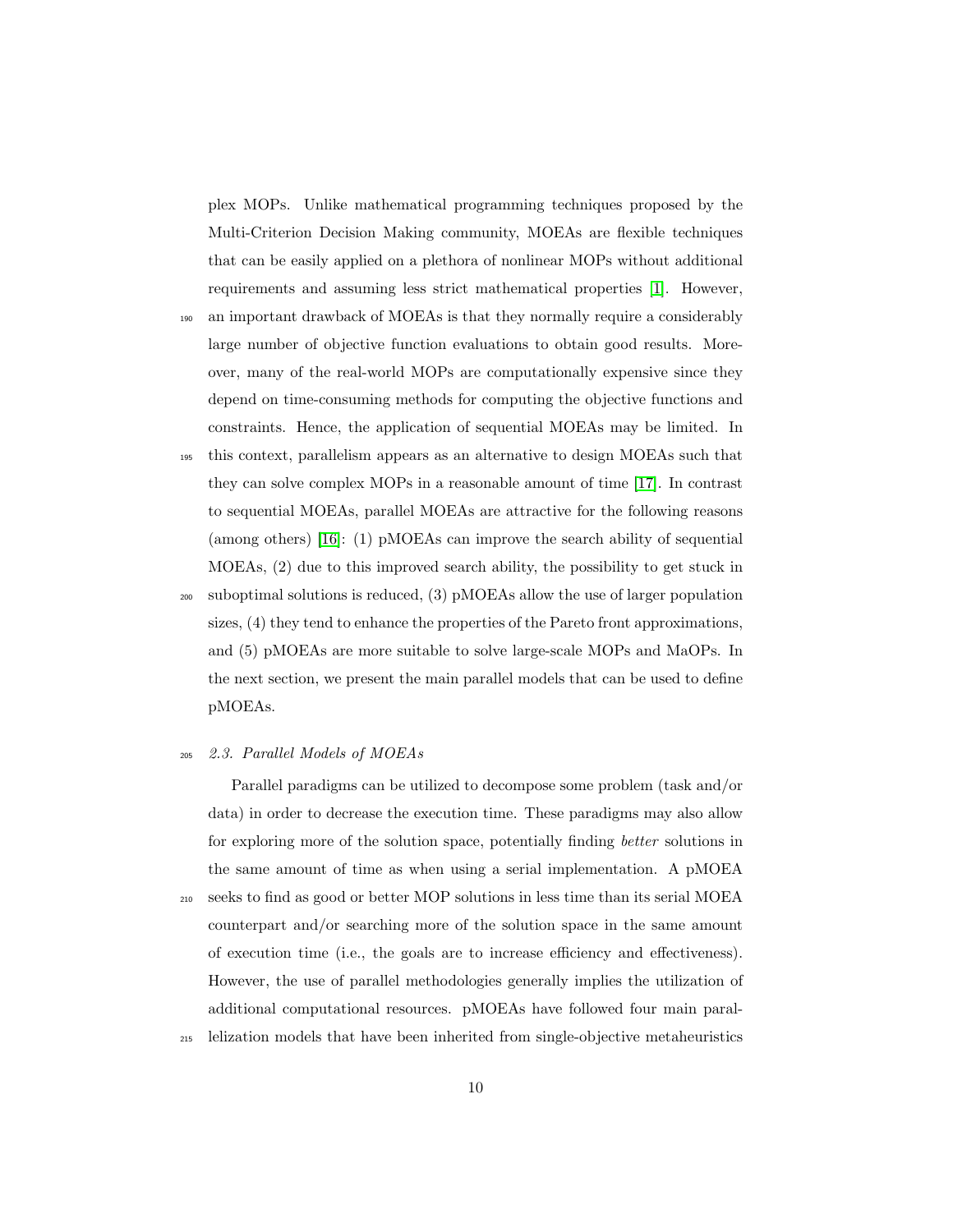plex MOPs. Unlike mathematical programming techniques proposed by the Multi-Criterion Decision Making community, MOEAs are flexible techniques that can be easily applied on a plethora of nonlinear MOPs without additional requirements and assuming less strict mathematical properties [1]. However, an important drawback of MOEAs is that they normally require a considerably large number of objective function evaluations to obtain good results. Moreover, many of the real-world MOPs are computationally expensive since they depend on time-consuming methods for computing the objective functions and constraints. Hence, the application of sequential MOEAs may be limited. In this context, parallelism appears as an alternative to design MOEAs such that they can solve complex MOPs in a reasonable amount of time [17]. In contrast to sequential MOEAs, parallel MOEAs are attractive for the following reasons (among others) [16]: (1) pMOEAs can improve the search ability of sequential MOEAs, (2) due to this improved search ability, the possibility to get stuck in suboptimal solutions is reduced, (3) pMOEAs allow the use of larger population sizes, (4) they tend to enhance the properties of the Pareto front approximations, and (5) pMOEAs are more suitable to solve large-scale MOPs and MaOPs. In the next section, we present the main parallel models that can be used to define pMOEAs.

### 2.3. Parallel Models of MOEAs

Parallel paradigms can be utilized to decompose some problem (task and/or data) in order to decrease the execution time. These paradigms may also allow for exploring more of the solution space, potentially finding *better* solutions in the same amount of time as when using a serial implementation. A pMOEA seeks to find as good or better MOP solutions in less time than its serial MOEA counterpart and/or searching more of the solution space in the same amount of execution time (i.e., the goals are to increase efficiency and effectiveness). However, the use of parallel methodologies generally implies the utilization of additional computational resources. pMOEAs have followed four main parallelization models that have been inherited from single-objective metaheuristics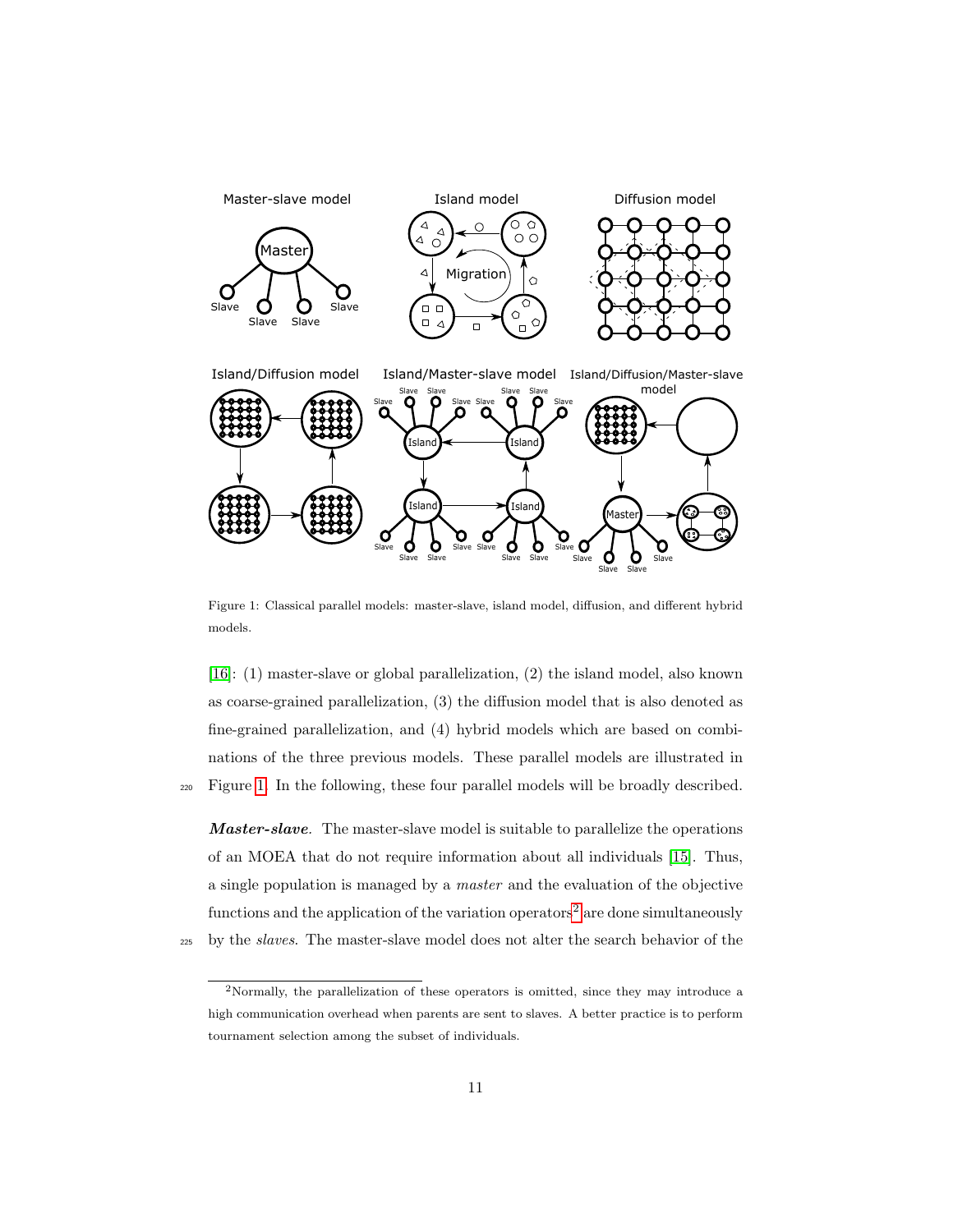Figure 1: Classical parallel models: master-slave, island model, diffusion, and different hybrid models.

[16]: (1) master-slave or global parallelization, (2) the island model, also known as coarse-grained parallelization, (3) the diffusion model that is also denoted as fine-grained parallelization, and (4) hybrid models which are based on combinations of the three previous models. These parallel models are illustrated in Figure 1. In the following, these four parallel models will be broadly described.

***Master-slave.*** The master-slave model is suitable to parallelize the operations of an MOEA that do not require information about all individuals [15]. Thus, a single population is managed by a *master* and the evaluation of the objective functions and the application of the variation operators[2] are done simultaneously by the *slaves*. The master-slave model does not alter the search behavior of the

[2]Normally, the parallelization of these operators is omitted, since they may introduce a high communication overhead when parents are sent to slaves. A better practice is to perform tournament selection among the subset of individuals.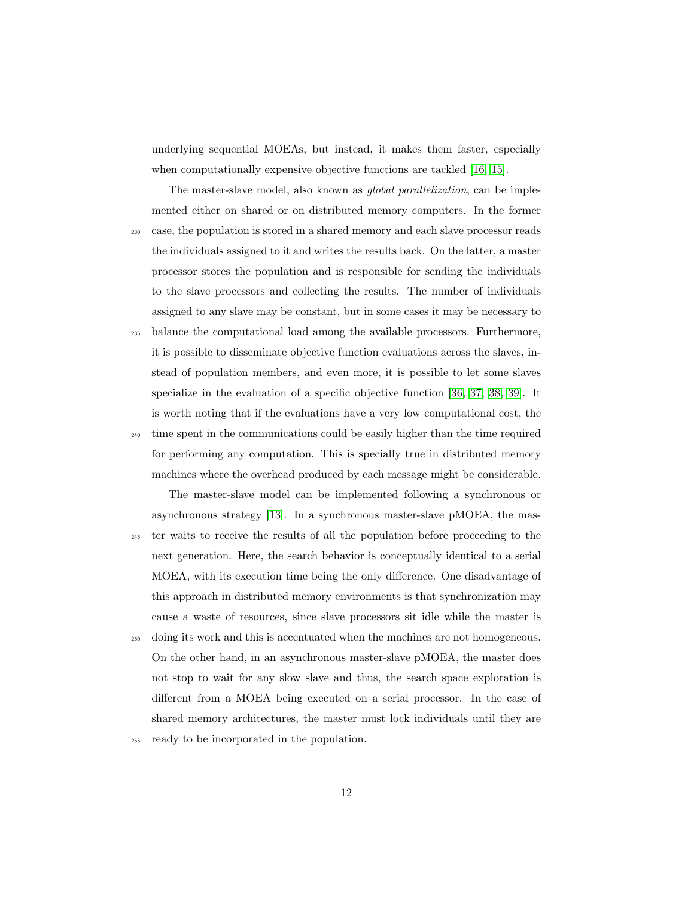underlying sequential MOEAs, but instead, it makes them faster, especially when computationally expensive objective functions are tackled [16, 15].

The master-slave model, also known as *global parallelization*, can be implemented either on shared or on distributed memory computers. In the former case, the population is stored in a shared memory and each slave processor reads the individuals assigned to it and writes the results back. On the latter, a master processor stores the population and is responsible for sending the individuals to the slave processors and collecting the results. The number of individuals assigned to any slave may be constant, but in some cases it may be necessary to balance the computational load among the available processors. Furthermore, it is possible to disseminate objective function evaluations across the slaves, instead of population members, and even more, it is possible to let some slaves specialize in the evaluation of a specific objective function [36, 37, 38, 39]. It is worth noting that if the evaluations have a very low computational cost, the time spent in the communications could be easily higher than the time required for performing any computation. This is specially true in distributed memory machines where the overhead produced by each message might be considerable.

The master-slave model can be implemented following a synchronous or asynchronous strategy [13]. In a synchronous master-slave pMOEA, the master waits to receive the results of all the population before proceeding to the next generation. Here, the search behavior is conceptually identical to a serial MOEA, with its execution time being the only difference. One disadvantage of this approach in distributed memory environments is that synchronization may cause a waste of resources, since slave processors sit idle while the master is doing its work and this is accentuated when the machines are not homogeneous. On the other hand, in an asynchronous master-slave pMOEA, the master does not stop to wait for any slow slave and thus, the search space exploration is different from a MOEA being executed on a serial processor. In the case of shared memory architectures, the master must lock individuals until they are ready to be incorporated in the population.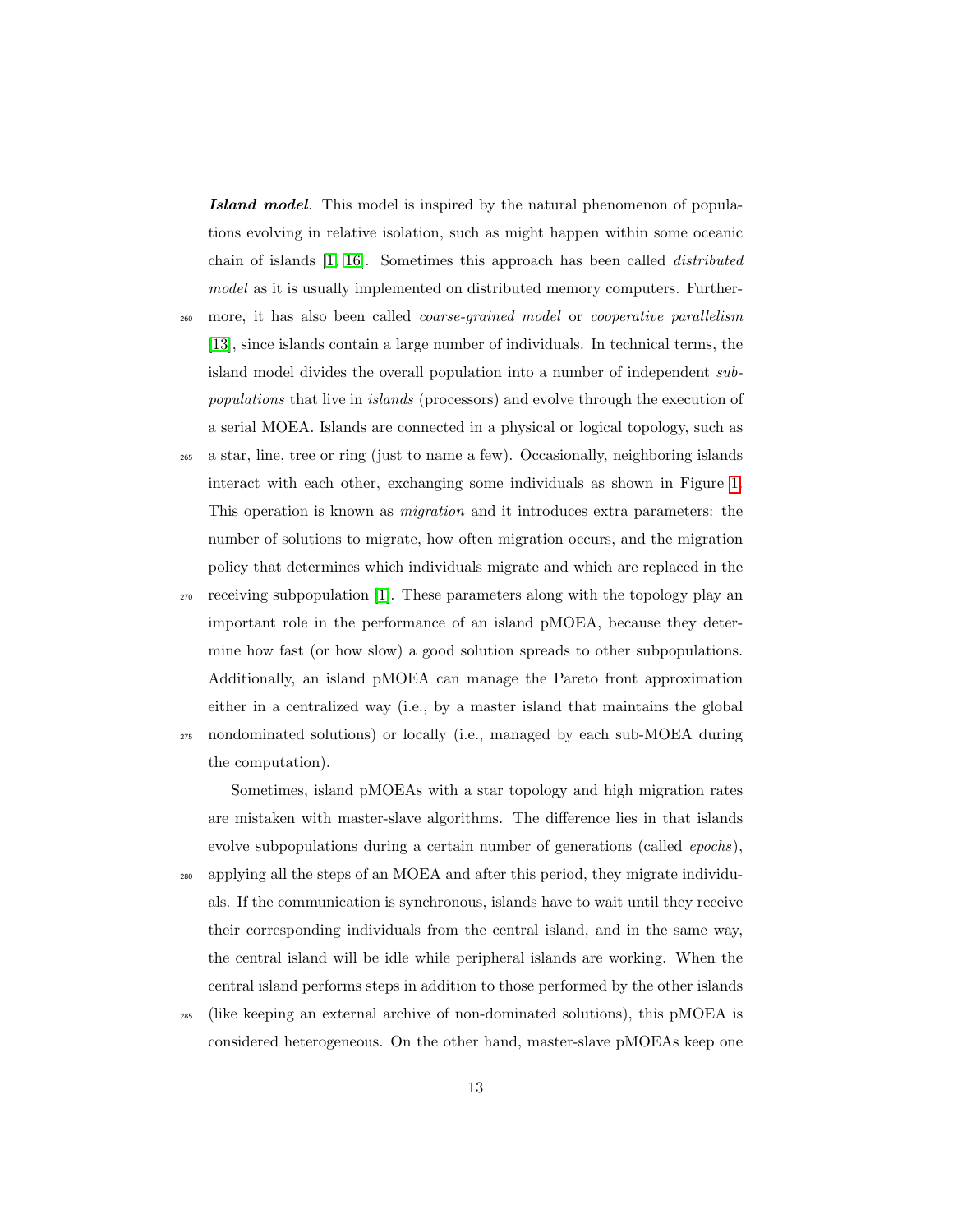***Island model***. This model is inspired by the natural phenomenon of populations evolving in relative isolation, such as might happen within some oceanic chain of islands [1, 16]. Sometimes this approach has been called *distributed model* as it is usually implemented on distributed memory computers. Furthermore, it has also been called *coarse-grained model* or *cooperative parallelism* [13], since islands contain a large number of individuals. In technical terms, the island model divides the overall population into a number of independent *subpopulations* that live in *islands* (processors) and evolve through the execution of a serial MOEA. Islands are connected in a physical or logical topology, such as a star, line, tree or ring (just to name a few). Occasionally, neighboring islands interact with each other, exchanging some individuals as shown in Figure 1. This operation is known as *migration* and it introduces extra parameters: the number of solutions to migrate, how often migration occurs, and the migration policy that determines which individuals migrate and which are replaced in the receiving subpopulation [1]. These parameters along with the topology play an important role in the performance of an island pMOEA, because they determine how fast (or how slow) a good solution spreads to other subpopulations. Additionally, an island pMOEA can manage the Pareto front approximation either in a centralized way (i.e., by a master island that maintains the global nondominated solutions) or locally (i.e., managed by each sub-MOEA during the computation).

Sometimes, island pMOEAs with a star topology and high migration rates are mistaken with master-slave algorithms. The difference lies in that islands evolve subpopulations during a certain number of generations (called *epochs*), applying all the steps of an MOEA and after this period, they migrate individuals. If the communication is synchronous, islands have to wait until they receive their corresponding individuals from the central island, and in the same way, the central island will be idle while peripheral islands are working. When the central island performs steps in addition to those performed by the other islands (like keeping an external archive of non-dominated solutions), this pMOEA is considered heterogeneous. On the other hand, master-slave pMOEAs keep one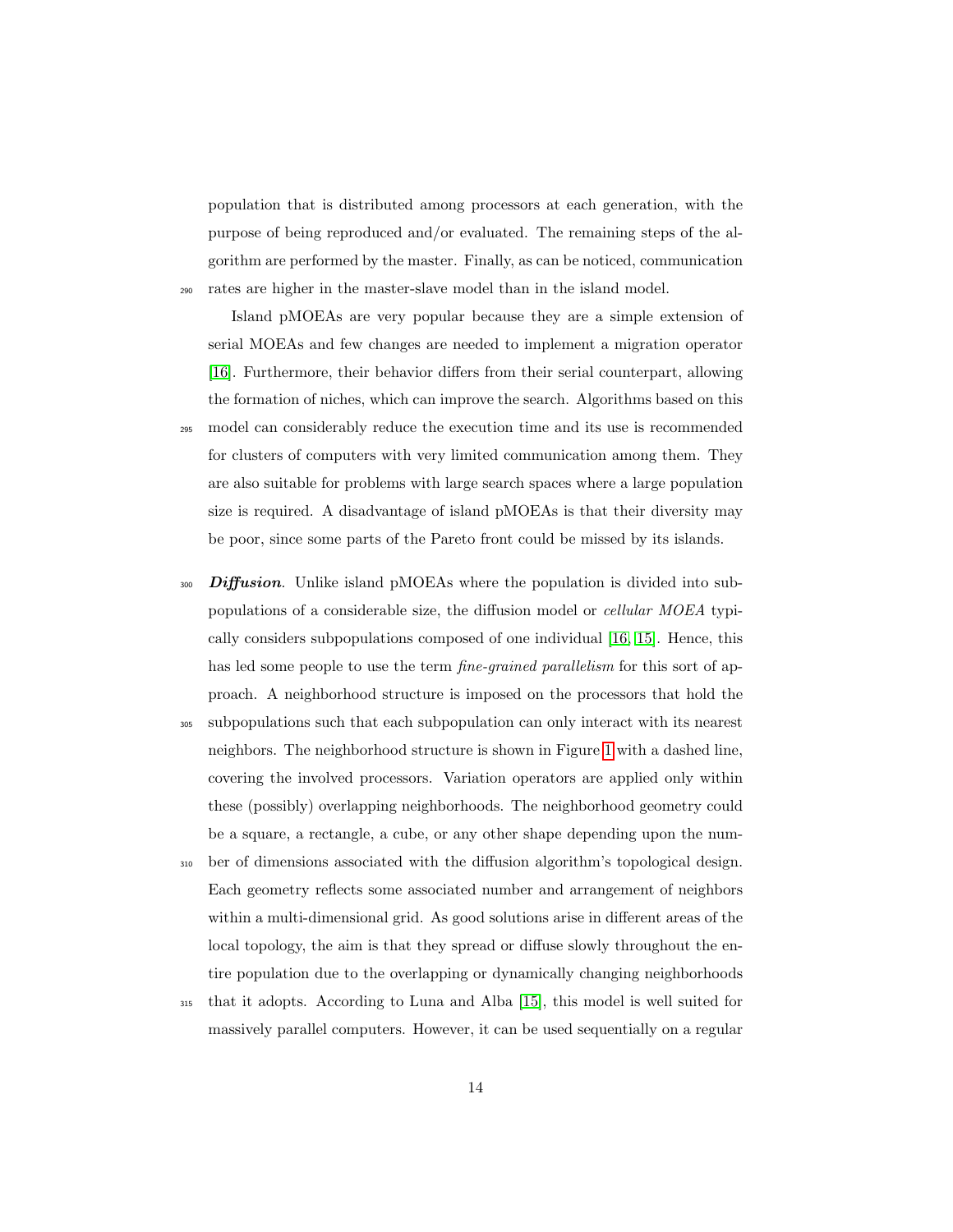population that is distributed among processors at each generation, with the purpose of being reproduced and/or evaluated. The remaining steps of the algorithm are performed by the master. Finally, as can be noticed, communication rates are higher in the master-slave model than in the island model.

Island pMOEAs are very popular because they are a simple extension of serial MOEAs and few changes are needed to implement a migration operator [16]. Furthermore, their behavior differs from their serial counterpart, allowing the formation of niches, which can improve the search. Algorithms based on this model can considerably reduce the execution time and its use is recommended for clusters of computers with very limited communication among them. They are also suitable for problems with large search spaces where a large population size is required. A disadvantage of island pMOEAs is that their diversity may be poor, since some parts of the Pareto front could be missed by its islands.

***Diffusion***. Unlike island pMOEAs where the population is divided into subpopulations of a considerable size, the diffusion model or *cellular MOEA* typically considers subpopulations composed of one individual [16, 15]. Hence, this has led some people to use the term *fine-grained parallelism* for this sort of approach. A neighborhood structure is imposed on the processors that hold the subpopulations such that each subpopulation can only interact with its nearest neighbors. The neighborhood structure is shown in Figure 1 with a dashed line, covering the involved processors. Variation operators are applied only within these (possibly) overlapping neighborhoods. The neighborhood geometry could be a square, a rectangle, a cube, or any other shape depending upon the number of dimensions associated with the diffusion algorithm's topological design. Each geometry reflects some associated number and arrangement of neighbors within a multi-dimensional grid. As good solutions arise in different areas of the local topology, the aim is that they spread or diffuse slowly throughout the entire population due to the overlapping or dynamically changing neighborhoods that it adopts. According to Luna and Alba [15], this model is well suited for massively parallel computers. However, it can be used sequentially on a regular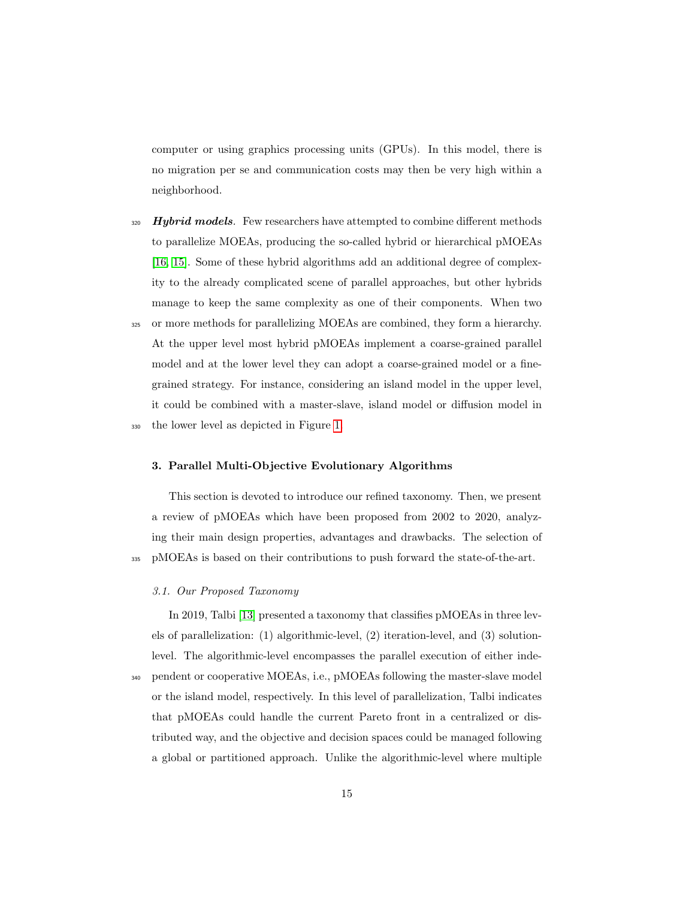computer or using graphics processing units (GPUs). In this model, there is no migration per se and communication costs may then be very high within a neighborhood.

***Hybrid models***. Few researchers have attempted to combine different methods to parallelize MOEAs, producing the so-called hybrid or hierarchical pMOEAs [16, 15]. Some of these hybrid algorithms add an additional degree of complexity to the already complicated scene of parallel approaches, but other hybrids manage to keep the same complexity as one of their components. When two or more methods for parallelizing MOEAs are combined, they form a hierarchy. At the upper level most hybrid pMOEAs implement a coarse-grained parallel model and at the lower level they can adopt a coarse-grained model or a fine-grained strategy. For instance, considering an island model in the upper level, it could be combined with a master-slave, island model or diffusion model in the lower level as depicted in Figure 1.

## 3. Parallel Multi-Objective Evolutionary Algorithms

This section is devoted to introduce our refined taxonomy. Then, we present a review of pMOEAs which have been proposed from 2002 to 2020, analyzing their main design properties, advantages and drawbacks. The selection of pMOEAs is based on their contributions to push forward the state-of-the-art.

### *3.1. Our Proposed Taxonomy*

In 2019, Talbi [13] presented a taxonomy that classifies pMOEAs in three levels of parallelization: (1) algorithmic-level, (2) iteration-level, and (3) solution-level. The algorithmic-level encompasses the parallel execution of either independent or cooperative MOEAs, i.e., pMOEAs following the master-slave model or the island model, respectively. In this level of parallelization, Talbi indicates that pMOEAs could handle the current Pareto front in a centralized or distributed way, and the objective and decision spaces could be managed following a global or partitioned approach. Unlike the algorithmic-level where multiple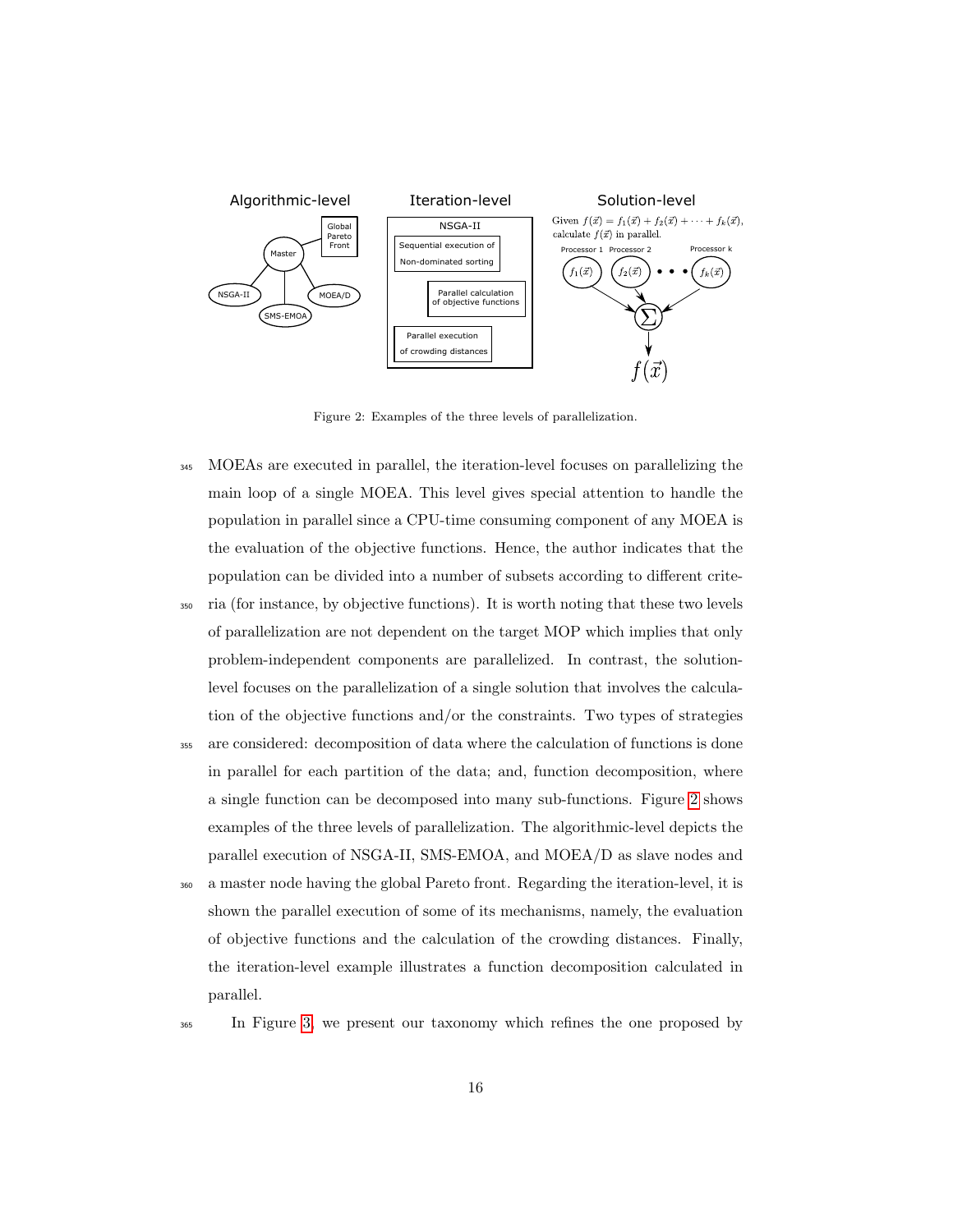Figure 2: Examples of the three levels of parallelization.

MOEAs are executed in parallel, the iteration-level focuses on parallelizing the main loop of a single MOEA. This level gives special attention to handle the population in parallel since a CPU-time consuming component of any MOEA is the evaluation of the objective functions. Hence, the author indicates that the population can be divided into a number of subsets according to different criteria (for instance, by objective functions). It is worth noting that these two levels of parallelization are not dependent on the target MOP which implies that only problem-independent components are parallelized. In contrast, the solution-level focuses on the parallelization of a single solution that involves the calculation of the objective functions and/or the constraints. Two types of strategies are considered: decomposition of data where the calculation of functions is done in parallel for each partition of the data; and, function decomposition, where a single function can be decomposed into many sub-functions. Figure 2 shows examples of the three levels of parallelization. The algorithmic-level depicts the parallel execution of NSGA-II, SMS-EMOA, and MOEA/D as slave nodes and a master node having the global Pareto front. Regarding the iteration-level, it is shown the parallel execution of some of its mechanisms, namely, the evaluation of objective functions and the calculation of the crowding distances. Finally, the iteration-level example illustrates a function decomposition calculated in parallel.

In Figure 3, we present our taxonomy which refines the one proposed by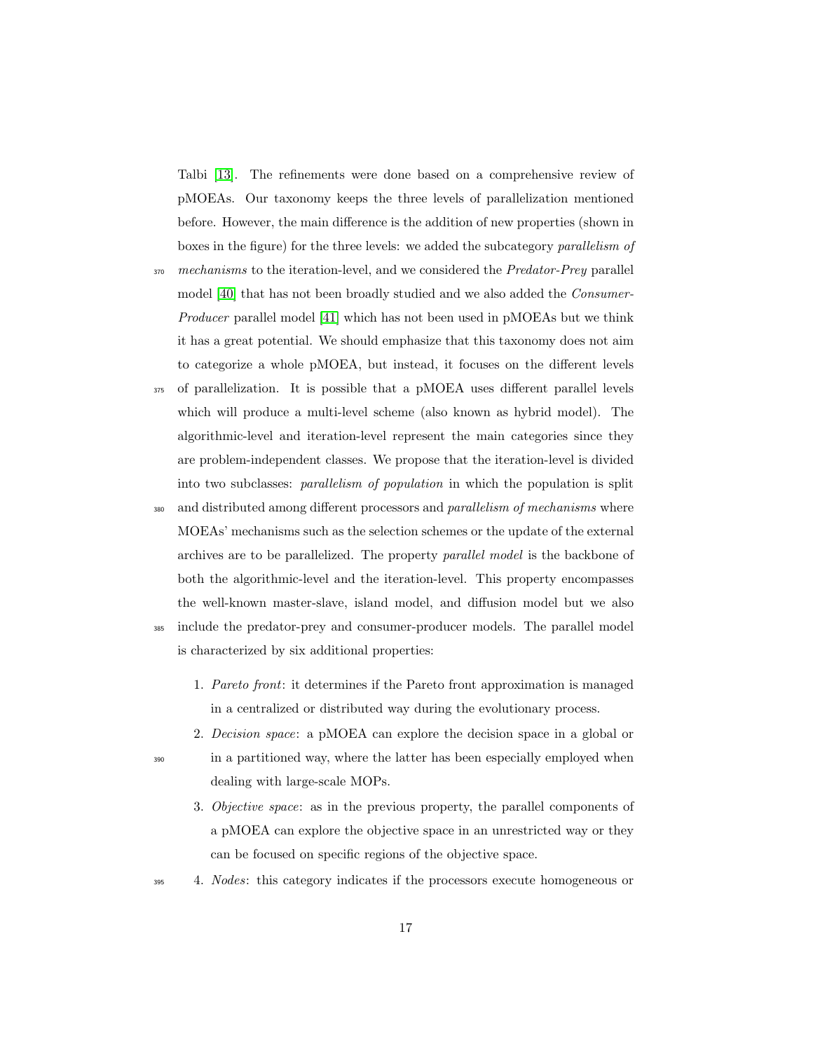Talbi [13]. The refinements were done based on a comprehensive review of pMOEAs. Our taxonomy keeps the three levels of parallelization mentioned before. However, the main difference is the addition of new properties (shown in boxes in the figure) for the three levels: we added the subcategory *parallelism of mechanisms* to the iteration-level, and we considered the *Predator-Prey* parallel model [40] that has not been broadly studied and we also added the *Consumer-Producer* parallel model [41] which has not been used in pMOEAs but we think it has a great potential. We should emphasize that this taxonomy does not aim to categorize a whole pMOEA, but instead, it focuses on the different levels of parallelization. It is possible that a pMOEA uses different parallel levels which will produce a multi-level scheme (also known as hybrid model). The algorithmic-level and iteration-level represent the main categories since they are problem-independent classes. We propose that the iteration-level is divided into two subclasses: *parallelism of population* in which the population is split and distributed among different processors and *parallelism of mechanisms* where MOEAs' mechanisms such as the selection schemes or the update of the external archives are to be parallelized. The property *parallel model* is the backbone of both the algorithmic-level and the iteration-level. This property encompasses the well-known master-slave, island model, and diffusion model but we also include the predator-prey and consumer-producer models. The parallel model is characterized by six additional properties:

1. *Pareto front*: it determines if the Pareto front approximation is managed in a centralized or distributed way during the evolutionary process.
2. *Decision space*: a pMOEA can explore the decision space in a global or in a partitioned way, where the latter has been especially employed when dealing with large-scale MOPs.
3. *Objective space*: as in the previous property, the parallel components of a pMOEA can explore the objective space in an unrestricted way or they can be focused on specific regions of the objective space.
4. *Nodes*: this category indicates if the processors execute homogeneous or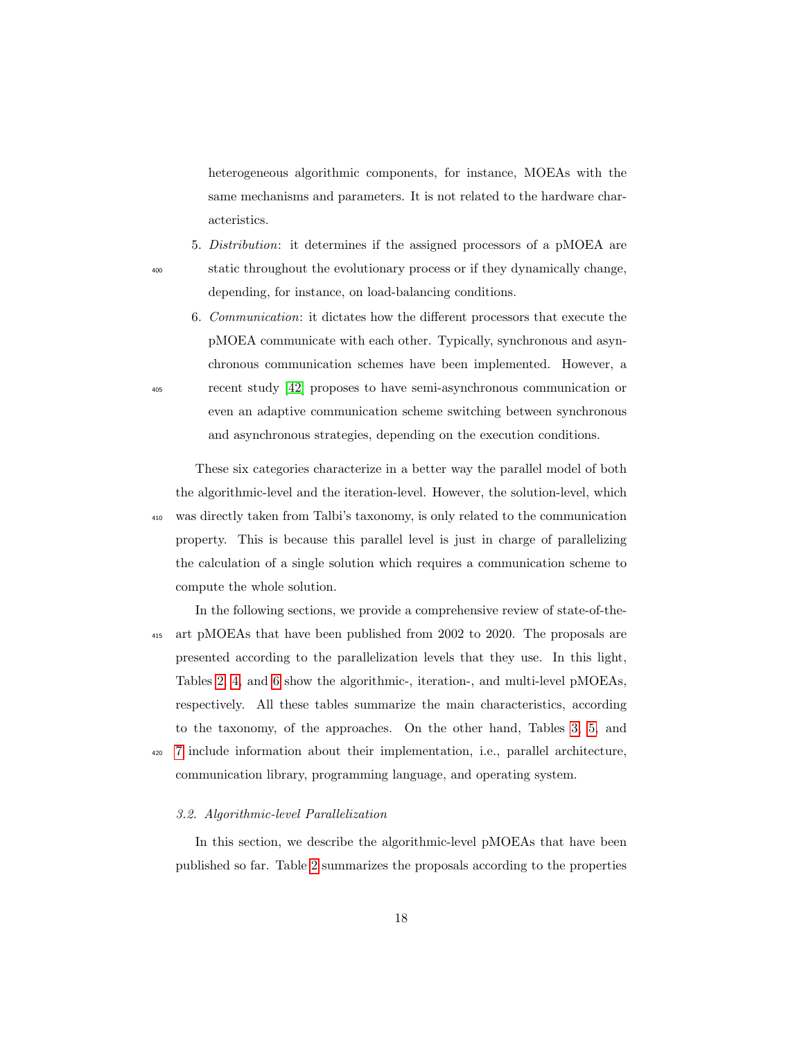heterogeneous algorithmic components, for instance, MOEAs with the same mechanisms and parameters. It is not related to the hardware characteristics.

5. *Distribution*: it determines if the assigned processors of a pMOEA are static throughout the evolutionary process or if they dynamically change, depending, for instance, on load-balancing conditions.
6. *Communication*: it dictates how the different processors that execute the pMOEA communicate with each other. Typically, synchronous and asynchronous communication schemes have been implemented. However, a recent study [42] proposes to have semi-asynchronous communication or even an adaptive communication scheme switching between synchronous and asynchronous strategies, depending on the execution conditions.

These six categories characterize in a better way the parallel model of both the algorithmic-level and the iteration-level. However, the solution-level, which was directly taken from Talbi's taxonomy, is only related to the communication property. This is because this parallel level is just in charge of parallelizing the calculation of a single solution which requires a communication scheme to compute the whole solution.

In the following sections, we provide a comprehensive review of state-of-the-art pMOEAs that have been published from 2002 to 2020. The proposals are presented according to the parallelization levels that they use. In this light, Tables 2, 4, and 6 show the algorithmic-, iteration-, and multi-level pMOEAs, respectively. All these tables summarize the main characteristics, according to the taxonomy, of the approaches. On the other hand, Tables 3, 5, and 7 include information about their implementation, i.e., parallel architecture, communication library, programming language, and operating system.

### 3.2. Algorithmic-level Parallelization

In this section, we describe the algorithmic-level pMOEAs that have been published so far. Table 2 summarizes the proposals according to the properties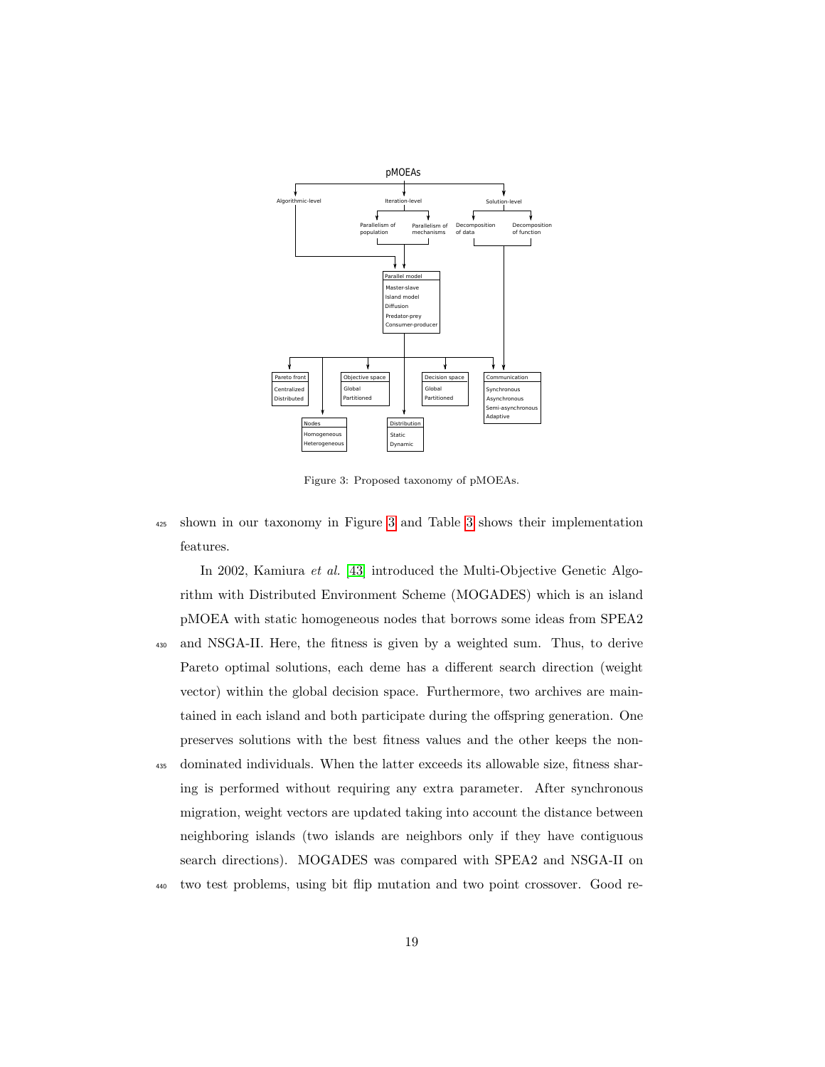Figure 3: Proposed taxonomy of pMOEAs.

shown in our taxonomy in Figure 3 and Table 3 shows their implementation features.

In 2002, Kamiura *et al.* [43] introduced the Multi-Objective Genetic Algorithm with Distributed Environment Scheme (MOGADES) which is an island pMOEA with static homogeneous nodes that borrows some ideas from SPEA2 and NSGA-II. Here, the fitness is given by a weighted sum. Thus, to derive Pareto optimal solutions, each deme has a different search direction (weight vector) within the global decision space. Furthermore, two archives are maintained in each island and both participate during the offspring generation. One preserves solutions with the best fitness values and the other keeps the non-dominated individuals. When the latter exceeds its allowable size, fitness sharing is performed without requiring any extra parameter. After synchronous migration, weight vectors are updated taking into account the distance between neighboring islands (two islands are neighbors only if they have contiguous search directions). MOGADES was compared with SPEA2 and NSGA-II on two test problems, using bit flip mutation and two point crossover. Good re-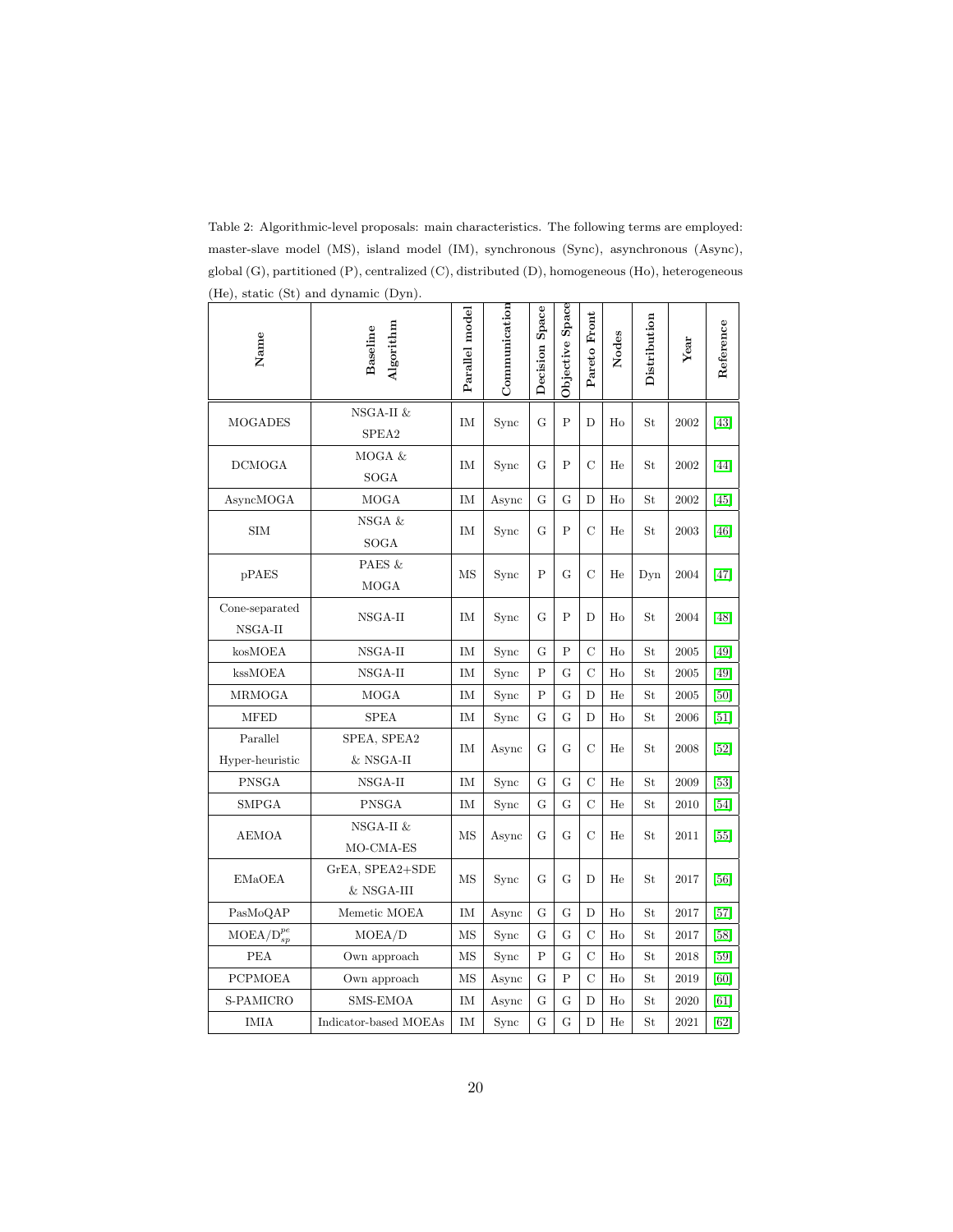Table 2: Algorithmic-level proposals: main characteristics. The following terms are employed: master-slave model (MS), island model (IM), synchronous (Sync), asynchronous (Async), global (G), partitioned (P), centralized (C), distributed (D), homogeneous (Ho), heterogeneous (He), static (St) and dynamic (Dyn).

| Name | Baseline Algorithm | Parallel model | Communication | Decision Space | Objective Space | Pareto Front | Nodes | Distribution | Year | Reference |
|---|---|---|---|---|---|---|---|---|---|---|
| MOGADES | NSGA-II & SPEA2 | IM | Sync | G | P | D | Ho | St | 2002 | [43] |
| DCMOGA | MOGA & SOGA | IM | Sync | G | P | C | He | St | 2002 | [44] |
| AsyncMOGA | MOGA | IM | Async | G | G | D | Ho | St | 2002 | [45] |
| SIM | NSGA & SOGA | IM | Sync | G | P | C | He | St | 2003 | [46] |
| pPAES | PAES & MOGA | MS | Sync | P | G | C | He | Dyn | 2004 | [47] |
| Cone-separated NSGA-II | NSGA-II | IM | Sync | G | P | D | Ho | St | 2004 | [48] |
| kosMOEA | NSGA-II | IM | Sync | G | P | C | Ho | St | 2005 | [49] |
| kssMOEA | NSGA-II | IM | Sync | P | G | C | Ho | St | 2005 | [49] |
| MRMOGA | MOGA | IM | Sync | P | G | D | He | St | 2005 | [50] |
| MFED | SPEA | IM | Sync | G | G | D | Ho | St | 2006 | [51] |
| Parallel Hyper-heuristic | SPEA, SPEA2 & NSGA-II | IM | Async | G | G | C | He | St | 2008 | [52] |
| PNSGA | NSGA-II | IM | Sync | G | G | C | He | St | 2009 | [53] |
| SMPGA | PNSGA | IM | Sync | G | G | C | He | St | 2010 | [54] |
| AEMOA | NSGA-II & MO-CMA-ES | MS | Async | G | G | C | He | St | 2011 | [55] |
| EMaOEA | GrEA, SPEA2+SDE & NSGA-III | MS | Sync | G | G | D | He | St | 2017 | [56] |
| PasMoQAP | Memetic MOEA | IM | Async | G | G | D | Ho | St | 2017 | [57] |
| MOEA/$D_{sp}^{pe}$ | MOEA/D | MS | Sync | G | G | C | Ho | St | 2017 | [58] |
| PEA | Own approach | MS | Sync | P | G | C | Ho | St | 2018 | [59] |
| PCPMOEA | Own approach | MS | Async | G | P | C | Ho | St | 2019 | [60] |
| S-PAMICRO | SMS-EMOA | IM | Async | G | G | D | Ho | St | 2020 | [61] |
| IMIA | Indicator-based MOEAs | IM | Sync | G | G | D | He | St | 2021 | [62] |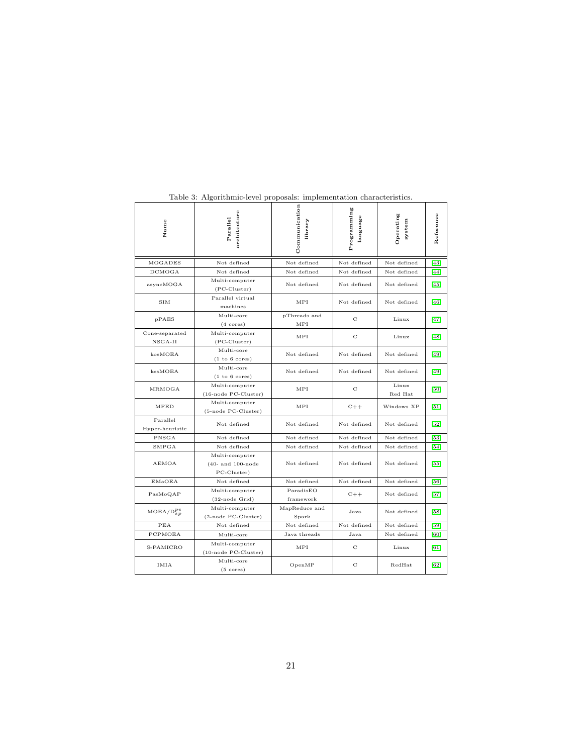Table 3: Algorithmic-level proposals: implementation characteristics.

| Name | Parallel architecture | Communication library | Programming language | Operating system | Reference |
|---|---|---|---|---|---|
| MOGADES | Not defined | Not defined | Not defined | Not defined | [43] |
| DCMOGA | Not defined | Not defined | Not defined | Not defined | [44] |
| asyncMOGA | Multi-computer (PC-Cluster) | Not defined | Not defined | Not defined | [45] |
| SIM | Parallel virtual machines | MPI | Not defined | Not defined | [46] |
| pPAES | Multi-core (4 cores) | pThreads and MPI | C | Linux | [47] |
| Cone-separated NSGA-II | Multi-computer (PC-Cluster) | MPI | C | Linux | [48] |
| kosMOEA | Multi-core (1 to 6 cores) | Not defined | Not defined | Not defined | [49] |
| kssMOEA | Multi-core (1 to 6 cores) | Not defined | Not defined | Not defined | [49] |
| MRMOGA | Multi-computer (16-node PC-Cluster) | MPI | C | Linux Red Hat | [50] |
| MFED | Multi-computer (5-node PC-Cluster) | MPI | C++ | Windows XP | [51] |
| Parallel Hyper-heuristic | Not defined | Not defined | Not defined | Not defined | [52] |
| PNSGA | Not defined | Not defined | Not defined | Not defined | [53] |
| SMPGA | Not defined | Not defined | Not defined | Not defined | [54] |
| AEMOA | Multi-computer (40- and 100-node PC-Cluster) | Not defined | Not defined | Not defined | [55] |
| EMaOEA | Not defined | Not defined | Not defined | Not defined | [56] |
| PasMoQAP | Multi-computer (32-node Grid) | ParadisEO framework | C++ | Not defined | [57] |
| MOEA/$D_{sp}^{pe}$ | Multi-computer (2-node PC-Cluster) | MapReduce and Spark | Java | Not defined | [58] |
| PEA | Not defined | Not defined | Not defined | Not defined | [59] |
| PCPMOEA | Multi-core | Java threads | Java | Not defined | [60] |
| S-PAMICRO | Multi-computer (10-node PC-Cluster) | MPI | C | Linux | [61] |
| IMIA | Multi-core (5 cores) | OpenMP | C | RedHat | [62] |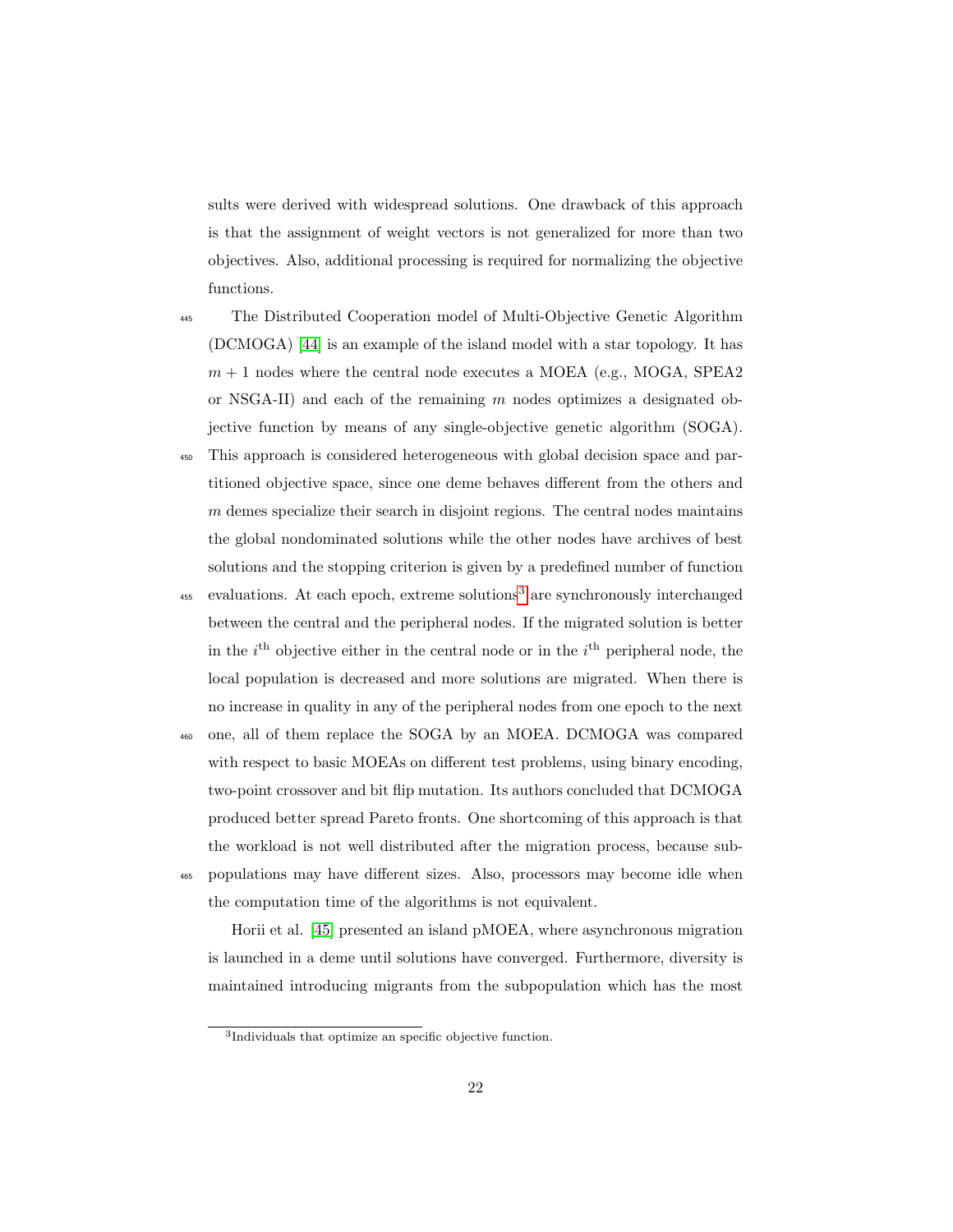sults were derived with widespread solutions. One drawback of this approach is that the assignment of weight vectors is not generalized for more than two objectives. Also, additional processing is required for normalizing the objective functions.

The Distributed Cooperation model of Multi-Objective Genetic Algorithm (DCMOGA) [44] is an example of the island model with a star topology. It has $m + 1$ nodes where the central node executes a MOEA (e.g., MOGA, SPEA2 or NSGA-II) and each of the remaining $m$ nodes optimizes a designated objective function by means of any single-objective genetic algorithm (SOGA). This approach is considered heterogeneous with global decision space and partitioned objective space, since one deme behaves different from the others and $m$ demes specialize their search in disjoint regions. The central nodes maintains the global nondominated solutions while the other nodes have archives of best solutions and the stopping criterion is given by a predefined number of function evaluations. At each epoch, extreme solutions[3] are synchronously interchanged between the central and the peripheral nodes. If the migrated solution is better in the $i^{\text{th}}$ objective either in the central node or in the $i^{\text{th}}$ peripheral node, the local population is decreased and more solutions are migrated. When there is no increase in quality in any of the peripheral nodes from one epoch to the next one, all of them replace the SOGA by an MOEA. DCMOGA was compared with respect to basic MOEAs on different test problems, using binary encoding, two-point crossover and bit flip mutation. Its authors concluded that DCMOGA produced better spread Pareto fronts. One shortcoming of this approach is that the workload is not well distributed after the migration process, because subpopulations may have different sizes. Also, processors may become idle when the computation time of the algorithms is not equivalent.

Horii et al. [45] presented an island pMOEA, where asynchronous migration is launched in a deme until solutions have converged. Furthermore, diversity is maintained introducing migrants from the subpopulation which has the most

[3] Individuals that optimize an specific objective function.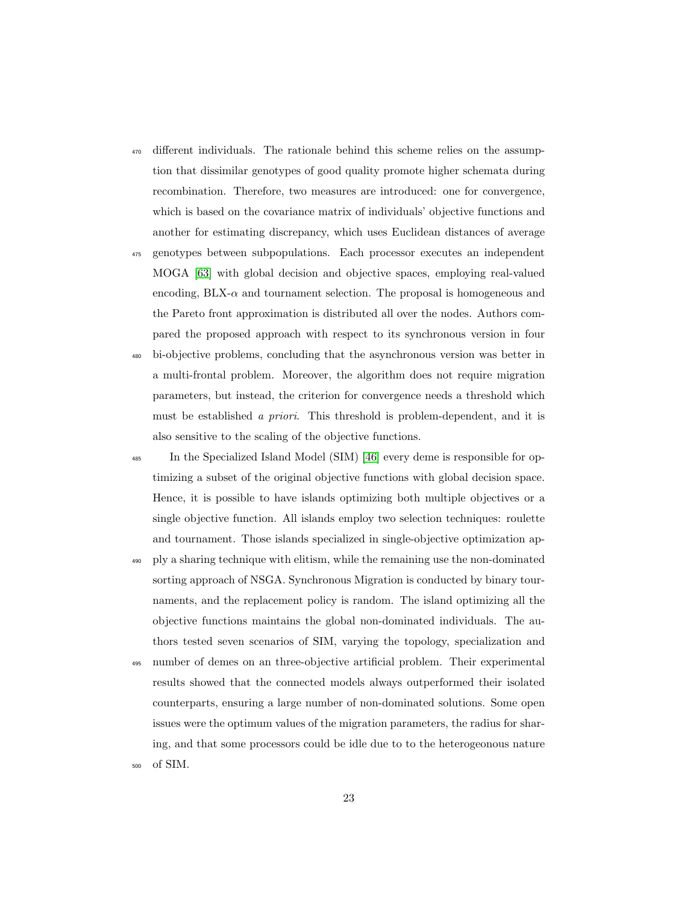different individuals. The rationale behind this scheme relies on the assumption that dissimilar genotypes of good quality promote higher schemata during recombination. Therefore, two measures are introduced: one for convergence, which is based on the covariance matrix of individuals' objective functions and another for estimating discrepancy, which uses Euclidean distances of average genotypes between subpopulations. Each processor executes an independent MOGA [63] with global decision and objective spaces, employing real-valued encoding, BLX-$\alpha$ and tournament selection. The proposal is homogeneous and the Pareto front approximation is distributed all over the nodes. Authors compared the proposed approach with respect to its synchronous version in four bi-objective problems, concluding that the asynchronous version was better in a multi-frontal problem. Moreover, the algorithm does not require migration parameters, but instead, the criterion for convergence needs a threshold which must be established *a priori*. This threshold is problem-dependent, and it is also sensitive to the scaling of the objective functions.

In the Specialized Island Model (SIM) [46] every deme is responsible for optimizing a subset of the original objective functions with global decision space. Hence, it is possible to have islands optimizing both multiple objectives or a single objective function. All islands employ two selection techniques: roulette and tournament. Those islands specialized in single-objective optimization apply a sharing technique with elitism, while the remaining use the non-dominated sorting approach of NSGA. Synchronous Migration is conducted by binary tournaments, and the replacement policy is random. The island optimizing all the objective functions maintains the global non-dominated individuals. The authors tested seven scenarios of SIM, varying the topology, specialization and number of demes on an three-objective artificial problem. Their experimental results showed that the connected models always outperformed their isolated counterparts, ensuring a large number of non-dominated solutions. Some open issues were the optimum values of the migration parameters, the radius for sharing, and that some processors could be idle due to to the heterogeonous nature of SIM.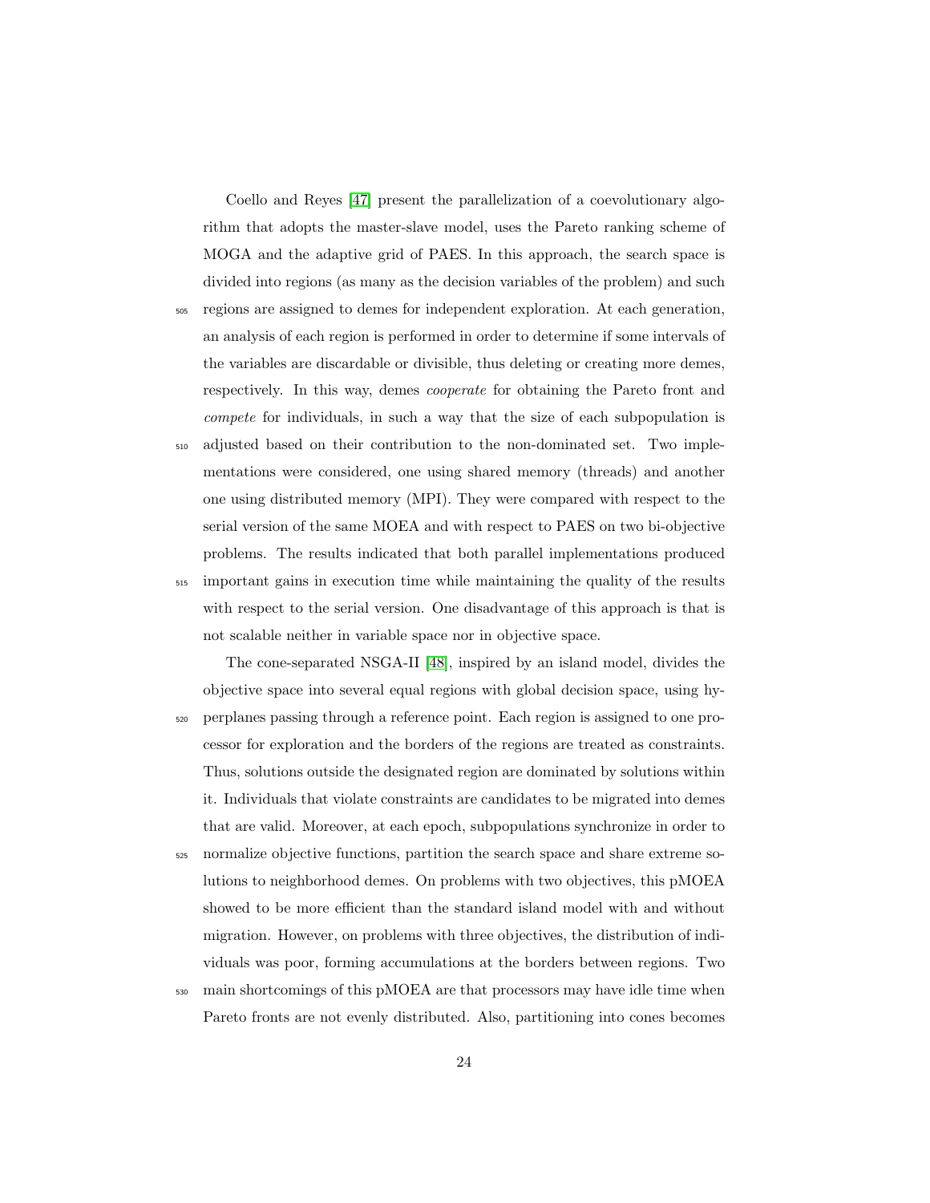Coello and Reyes [47] present the parallelization of a coevolutionary algorithm that adopts the master-slave model, uses the Pareto ranking scheme of MOGA and the adaptive grid of PAES. In this approach, the search space is divided into regions (as many as the decision variables of the problem) and such regions are assigned to demes for independent exploration. At each generation, an analysis of each region is performed in order to determine if some intervals of the variables are discardable or divisible, thus deleting or creating more demes, respectively. In this way, demes *cooperate* for obtaining the Pareto front and *compete* for individuals, in such a way that the size of each subpopulation is adjusted based on their contribution to the non-dominated set. Two implementations were considered, one using shared memory (threads) and another one using distributed memory (MPI). They were compared with respect to the serial version of the same MOEA and with respect to PAES on two bi-objective problems. The results indicated that both parallel implementations produced important gains in execution time while maintaining the quality of the results with respect to the serial version. One disadvantage of this approach is that is not scalable neither in variable space nor in objective space.

The cone-separated NSGA-II [48], inspired by an island model, divides the objective space into several equal regions with global decision space, using hyperplanes passing through a reference point. Each region is assigned to one processor for exploration and the borders of the regions are treated as constraints. Thus, solutions outside the designated region are dominated by solutions within it. Individuals that violate constraints are candidates to be migrated into demes that are valid. Moreover, at each epoch, subpopulations synchronize in order to normalize objective functions, partition the search space and share extreme solutions to neighborhood demes. On problems with two objectives, this pMOEA showed to be more efficient than the standard island model with and without migration. However, on problems with three objectives, the distribution of individuals was poor, forming accumulations at the borders between regions. Two main shortcomings of this pMOEA are that processors may have idle time when Pareto fronts are not evenly distributed. Also, partitioning into cones becomes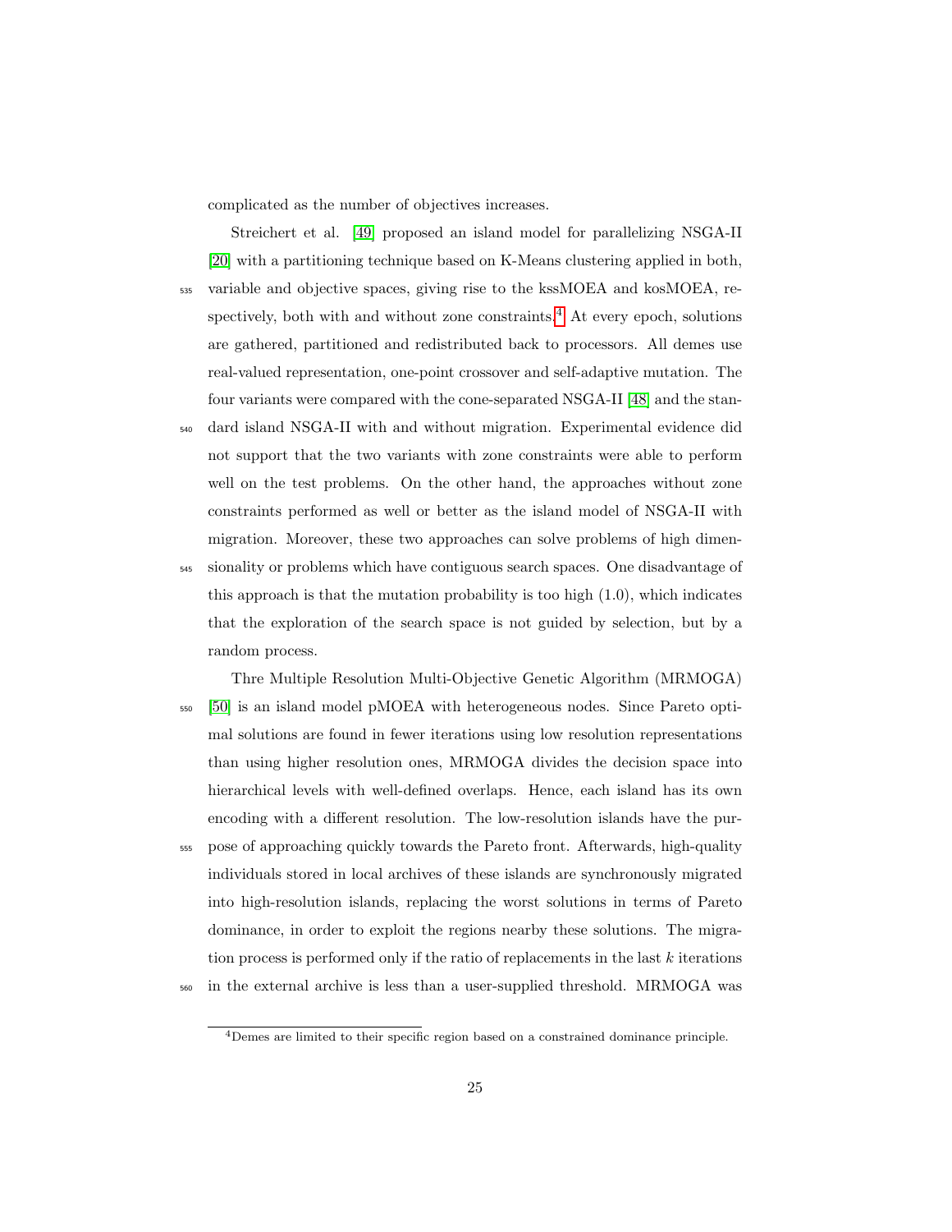complicated as the number of objectives increases.

Streichert et al. [49] proposed an island model for parallelizing NSGA-II [20] with a partitioning technique based on K-Means clustering applied in both, variable and objective spaces, giving rise to the kssMOEA and kosMOEA, respectively, both with and without zone constraints.[4] At every epoch, solutions are gathered, partitioned and redistributed back to processors. All demes use real-valued representation, one-point crossover and self-adaptive mutation. The four variants were compared with the cone-separated NSGA-II [48] and the standard island NSGA-II with and without migration. Experimental evidence did not support that the two variants with zone constraints were able to perform well on the test problems. On the other hand, the approaches without zone constraints performed as well or better as the island model of NSGA-II with migration. Moreover, these two approaches can solve problems of high dimensionality or problems which have contiguous search spaces. One disadvantage of this approach is that the mutation probability is too high (1.0), which indicates that the exploration of the search space is not guided by selection, but by a random process.

Thre Multiple Resolution Multi-Objective Genetic Algorithm (MRMOGA) [50] is an island model pMOEA with heterogeneous nodes. Since Pareto optimal solutions are found in fewer iterations using low resolution representations than using higher resolution ones, MRMOGA divides the decision space into hierarchical levels with well-defined overlaps. Hence, each island has its own encoding with a different resolution. The low-resolution islands have the purpose of approaching quickly towards the Pareto front. Afterwards, high-quality individuals stored in local archives of these islands are synchronously migrated into high-resolution islands, replacing the worst solutions in terms of Pareto dominance, in order to exploit the regions nearby these solutions. The migration process is performed only if the ratio of replacements in the last $k$ iterations in the external archive is less than a user-supplied threshold. MRMOGA was

[4] Demes are limited to their specific region based on a constrained dominance principle.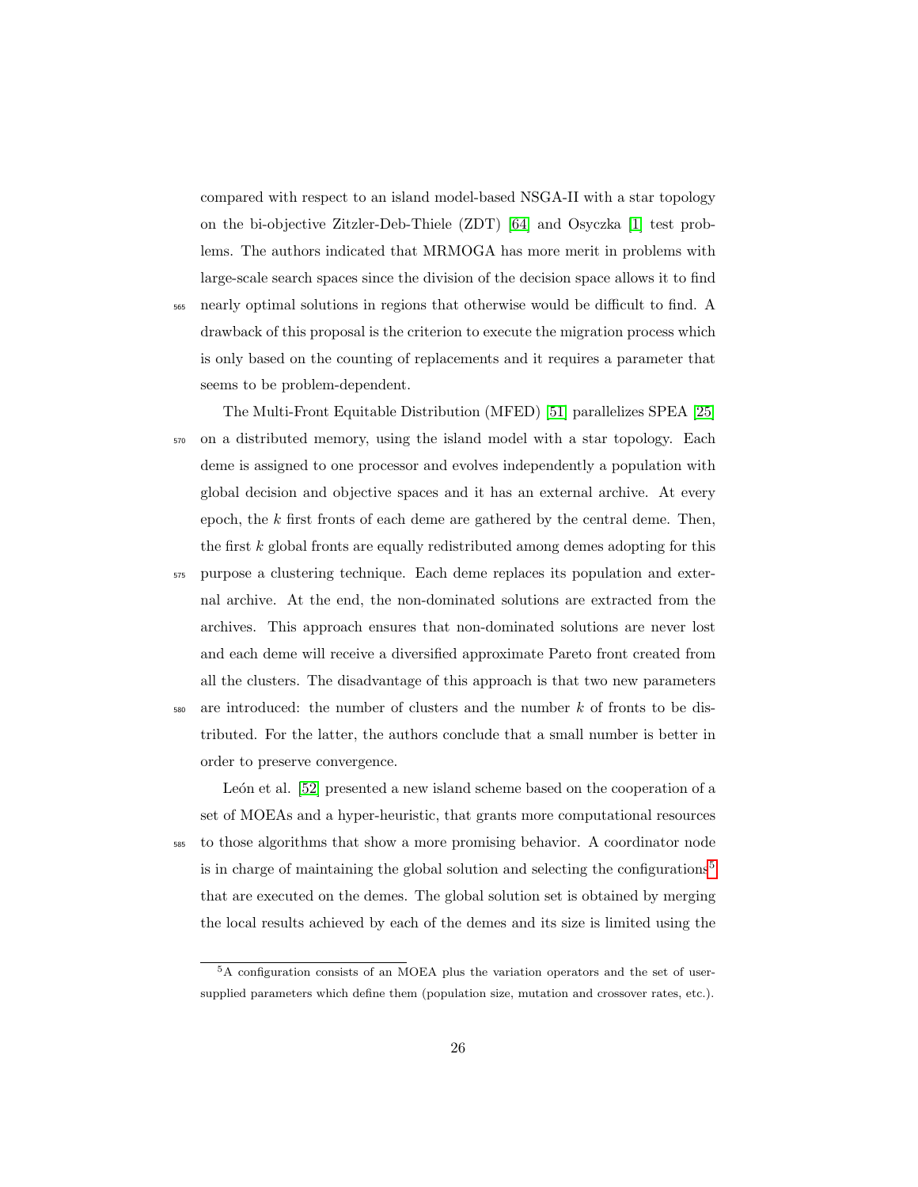compared with respect to an island model-based NSGA-II with a star topology on the bi-objective Zitzler-Deb-Thiele (ZDT) [64] and Osyczka [1] test problems. The authors indicated that MRMOGA has more merit in problems with large-scale search spaces since the division of the decision space allows it to find nearly optimal solutions in regions that otherwise would be difficult to find. A drawback of this proposal is the criterion to execute the migration process which is only based on the counting of replacements and it requires a parameter that seems to be problem-dependent.

The Multi-Front Equitable Distribution (MFED) [51] parallelizes SPEA [25] on a distributed memory, using the island model with a star topology. Each deme is assigned to one processor and evolves independently a population with global decision and objective spaces and it has an external archive. At every epoch, the $k$ first fronts of each deme are gathered by the central deme. Then, the first $k$ global fronts are equally redistributed among demes adopting for this purpose a clustering technique. Each deme replaces its population and external archive. At the end, the non-dominated solutions are extracted from the archives. This approach ensures that non-dominated solutions are never lost and each deme will receive a diversified approximate Pareto front created from all the clusters. The disadvantage of this approach is that two new parameters are introduced: the number of clusters and the number $k$ of fronts to be distributed. For the latter, the authors conclude that a small number is better in order to preserve convergence.

León et al. [52] presented a new island scheme based on the cooperation of a set of MOEAs and a hyper-heuristic, that grants more computational resources to those algorithms that show a more promising behavior. A coordinator node is in charge of maintaining the global solution and selecting the configurations[5] that are executed on the demes. The global solution set is obtained by merging the local results achieved by each of the demes and its size is limited using the

[5] A configuration consists of an MOEA plus the variation operators and the set of user-supplied parameters which define them (population size, mutation and crossover rates, etc.).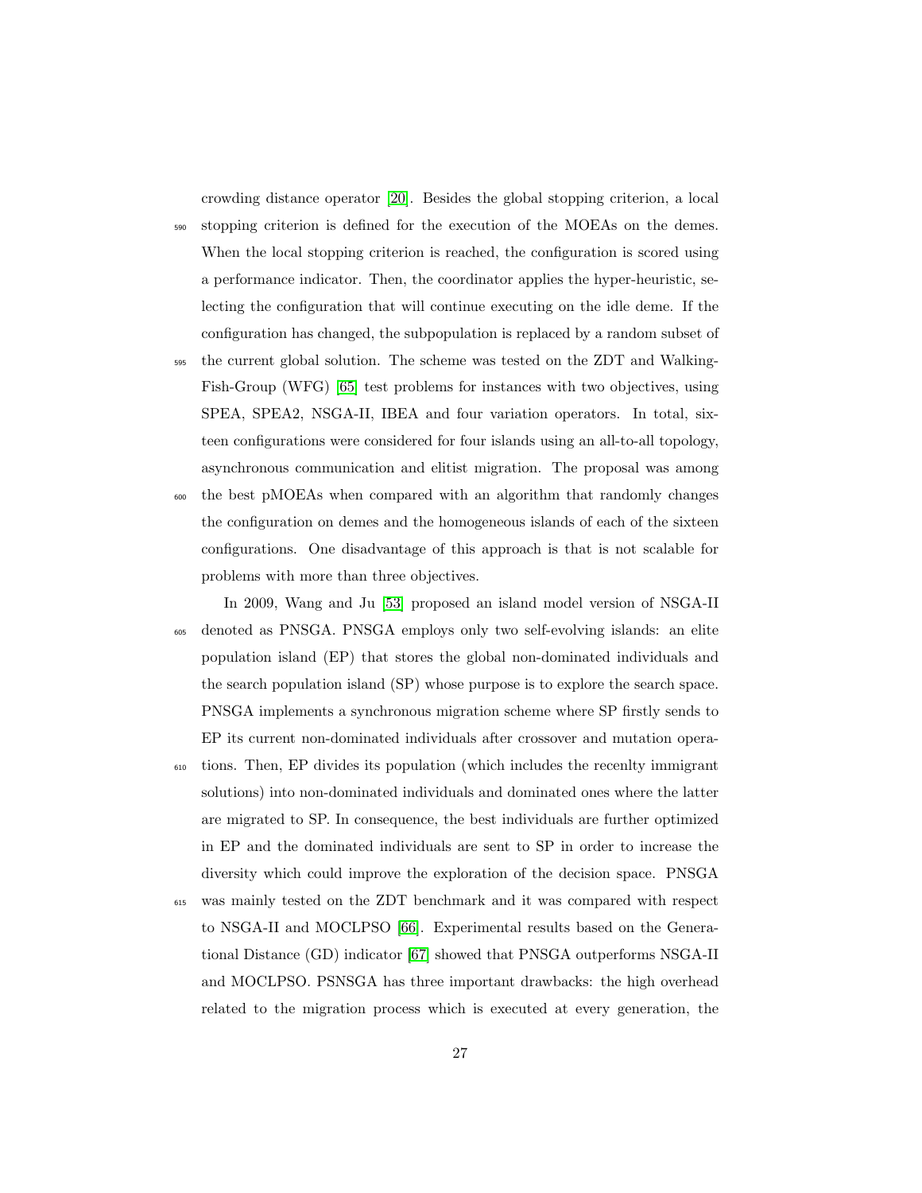crowding distance operator [20]. Besides the global stopping criterion, a local stopping criterion is defined for the execution of the MOEAs on the demes. When the local stopping criterion is reached, the configuration is scored using a performance indicator. Then, the coordinator applies the hyper-heuristic, selecting the configuration that will continue executing on the idle deme. If the configuration has changed, the subpopulation is replaced by a random subset of the current global solution. The scheme was tested on the ZDT and Walking-Fish-Group (WFG) [65] test problems for instances with two objectives, using SPEA, SPEA2, NSGA-II, IBEA and four variation operators. In total, sixteen configurations were considered for four islands using an all-to-all topology, asynchronous communication and elitist migration. The proposal was among the best pMOEAs when compared with an algorithm that randomly changes the configuration on demes and the homogeneous islands of each of the sixteen configurations. One disadvantage of this approach is that is not scalable for problems with more than three objectives.

In 2009, Wang and Ju [53] proposed an island model version of NSGA-II denoted as PNSGA. PNSGA employs only two self-evolving islands: an elite population island (EP) that stores the global non-dominated individuals and the search population island (SP) whose purpose is to explore the search space. PNSGA implements a synchronous migration scheme where SP firstly sends to EP its current non-dominated individuals after crossover and mutation operations. Then, EP divides its population (which includes the recenlty immigrant solutions) into non-dominated individuals and dominated ones where the latter are migrated to SP. In consequence, the best individuals are further optimized in EP and the dominated individuals are sent to SP in order to increase the diversity which could improve the exploration of the decision space. PNSGA was mainly tested on the ZDT benchmark and it was compared with respect to NSGA-II and MOCLPSO [66]. Experimental results based on the Generational Distance (GD) indicator [67] showed that PNSGA outperforms NSGA-II and MOCLPSO. PSNSGA has three important drawbacks: the high overhead related to the migration process which is executed at every generation, the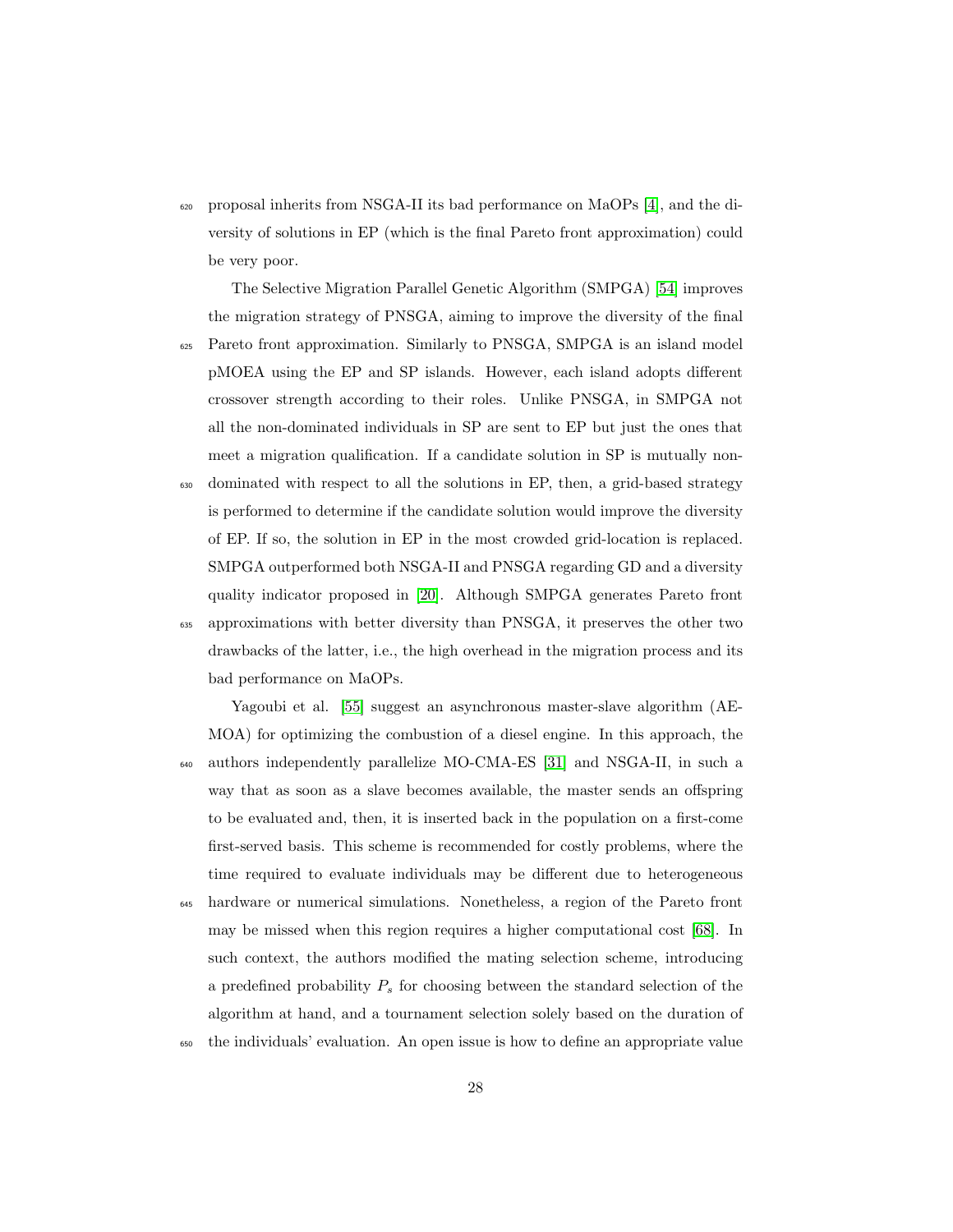proposal inherits from NSGA-II its bad performance on MaOPs [4], and the diversity of solutions in EP (which is the final Pareto front approximation) could be very poor.

The Selective Migration Parallel Genetic Algorithm (SMPGA) [54] improves the migration strategy of PNSGA, aiming to improve the diversity of the final Pareto front approximation. Similarly to PNSGA, SMPGA is an island model pMOEA using the EP and SP islands. However, each island adopts different crossover strength according to their roles. Unlike PNSGA, in SMPGA not all the non-dominated individuals in SP are sent to EP but just the ones that meet a migration qualification. If a candidate solution in SP is mutually non-dominated with respect to all the solutions in EP, then, a grid-based strategy is performed to determine if the candidate solution would improve the diversity of EP. If so, the solution in EP in the most crowded grid-location is replaced. SMPGA outperformed both NSGA-II and PNSGA regarding GD and a diversity quality indicator proposed in [20]. Although SMPGA generates Pareto front approximations with better diversity than PNSGA, it preserves the other two drawbacks of the latter, i.e., the high overhead in the migration process and its bad performance on MaOPs.

Yagoubi et al. [55] suggest an asynchronous master-slave algorithm (AE-MOA) for optimizing the combustion of a diesel engine. In this approach, the authors independently parallelize MO-CMA-ES [31] and NSGA-II, in such a way that as soon as a slave becomes available, the master sends an offspring to be evaluated and, then, it is inserted back in the population on a first-come first-served basis. This scheme is recommended for costly problems, where the time required to evaluate individuals may be different due to heterogeneous hardware or numerical simulations. Nonetheless, a region of the Pareto front may be missed when this region requires a higher computational cost [68]. In such context, the authors modified the mating selection scheme, introducing a predefined probability $P_s$ for choosing between the standard selection of the algorithm at hand, and a tournament selection solely based on the duration of the individuals' evaluation. An open issue is how to define an appropriate value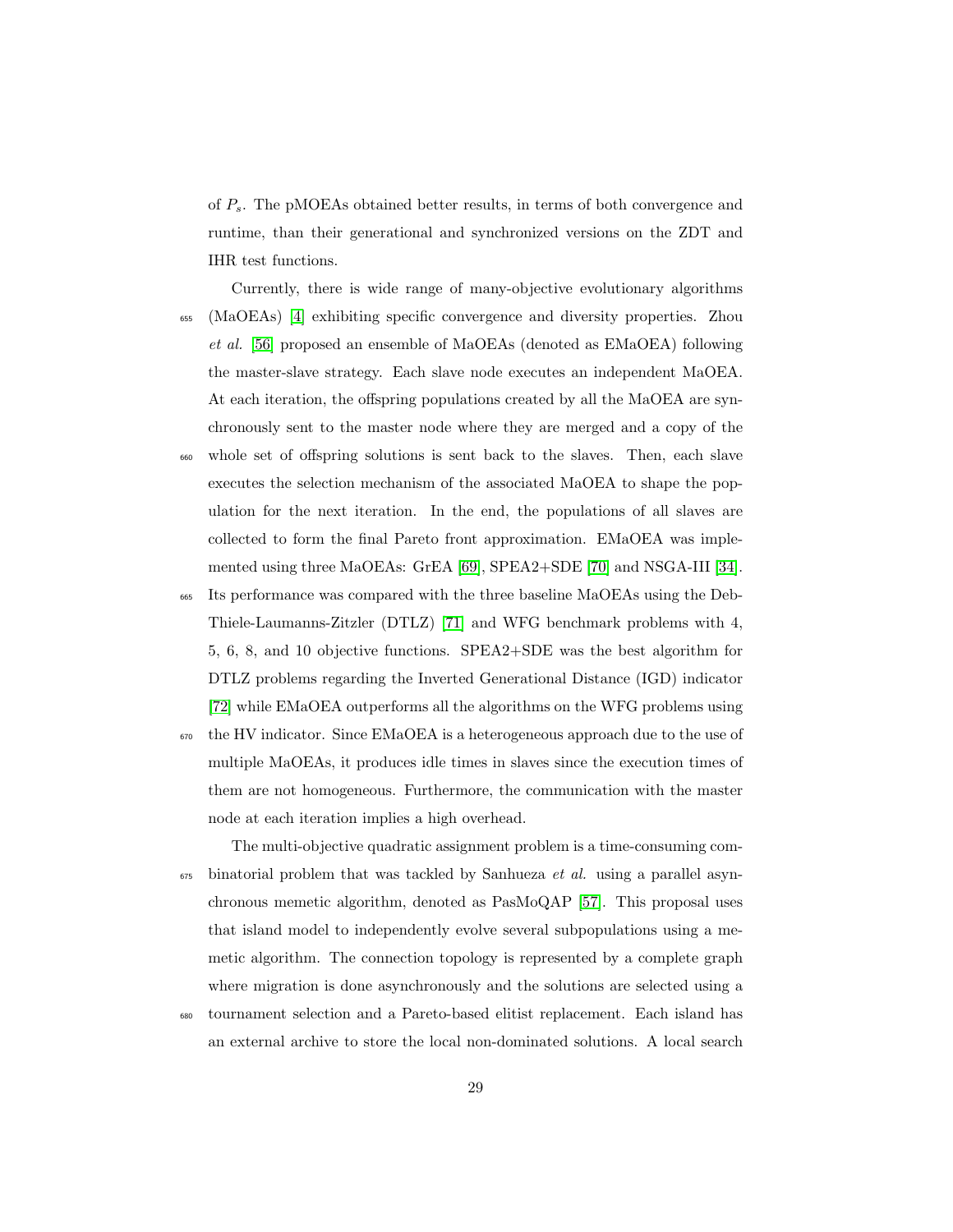of $P_s$. The pMOEAs obtained better results, in terms of both convergence and runtime, than their generational and synchronized versions on the ZDT and IHR test functions.

Currently, there is wide range of many-objective evolutionary algorithms (MaOEAs) [4] exhibiting specific convergence and diversity properties. Zhou *et al.* [56] proposed an ensemble of MaOEAs (denoted as EMaOEA) following the master-slave strategy. Each slave node executes an independent MaOEA. At each iteration, the offspring populations created by all the MaOEA are synchronously sent to the master node where they are merged and a copy of the whole set of offspring solutions is sent back to the slaves. Then, each slave executes the selection mechanism of the associated MaOEA to shape the population for the next iteration. In the end, the populations of all slaves are collected to form the final Pareto front approximation. EMaOEA was implemented using three MaOEAs: GrEA [69], SPEA2+SDE [70] and NSGA-III [34]. Its performance was compared with the three baseline MaOEAs using the Deb-Thiele-Laumanns-Zitzler (DTLZ) [71] and WFG benchmark problems with 4, 5, 6, 8, and 10 objective functions. SPEA2+SDE was the best algorithm for DTLZ problems regarding the Inverted Generational Distance (IGD) indicator [72] while EMaOEA outperforms all the algorithms on the WFG problems using the HV indicator. Since EMaOEA is a heterogeneous approach due to the use of multiple MaOEAs, it produces idle times in slaves since the execution times of them are not homogeneous. Furthermore, the communication with the master node at each iteration implies a high overhead.

The multi-objective quadratic assignment problem is a time-consuming combinatorial problem that was tackled by Sanhueza *et al.* using a parallel asynchronous memetic algorithm, denoted as PasMoQAP [57]. This proposal uses that island model to independently evolve several subpopulations using a memetic algorithm. The connection topology is represented by a complete graph where migration is done asynchronously and the solutions are selected using a tournament selection and a Pareto-based elitist replacement. Each island has an external archive to store the local non-dominated solutions. A local search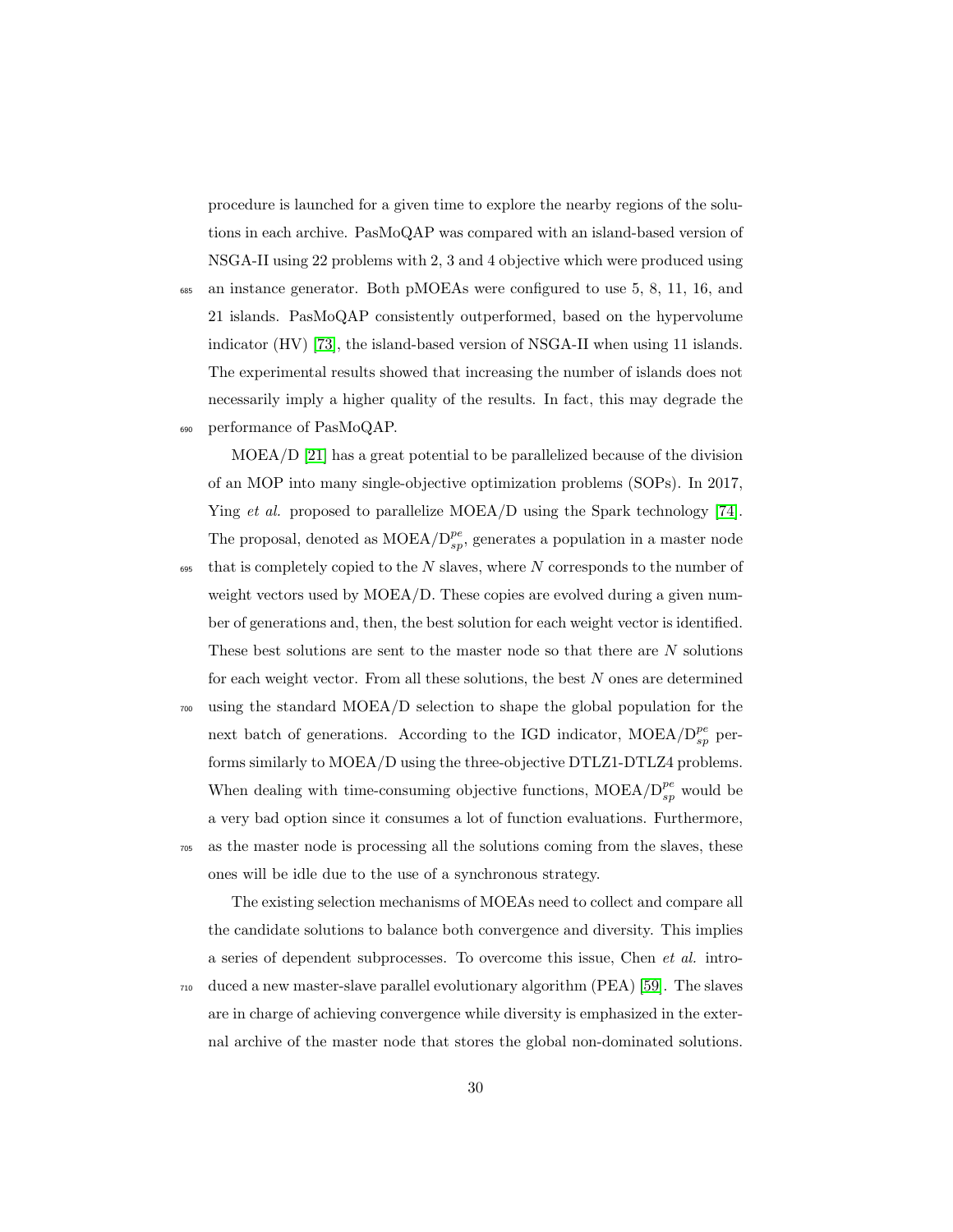procedure is launched for a given time to explore the nearby regions of the solutions in each archive. PasMoQAP was compared with an island-based version of NSGA-II using 22 problems with 2, 3 and 4 objective which were produced using an instance generator. Both pMOEAs were configured to use 5, 8, 11, 16, and 21 islands. PasMoQAP consistently outperformed, based on the hypervolume indicator (HV) [73], the island-based version of NSGA-II when using 11 islands. The experimental results showed that increasing the number of islands does not necessarily imply a higher quality of the results. In fact, this may degrade the performance of PasMoQAP.

MOEA/D [21] has a great potential to be parallelized because of the division of an MOP into many single-objective optimization problems (SOPs). In 2017, Ying *et al.* proposed to parallelize MOEA/D using the Spark technology [74]. The proposal, denoted as MOEA/$D_{sp}^{pe}$, generates a population in a master node that is completely copied to the $N$ slaves, where $N$ corresponds to the number of weight vectors used by MOEA/D. These copies are evolved during a given number of generations and, then, the best solution for each weight vector is identified. These best solutions are sent to the master node so that there are $N$ solutions for each weight vector. From all these solutions, the best $N$ ones are determined using the standard MOEA/D selection to shape the global population for the next batch of generations. According to the IGD indicator, MOEA/$D_{sp}^{pe}$ performs similarly to MOEA/D using the three-objective DTLZ1-DTLZ4 problems. When dealing with time-consuming objective functions, MOEA/$D_{sp}^{pe}$ would be a very bad option since it consumes a lot of function evaluations. Furthermore, as the master node is processing all the solutions coming from the slaves, these ones will be idle due to the use of a synchronous strategy.

The existing selection mechanisms of MOEAs need to collect and compare all the candidate solutions to balance both convergence and diversity. This implies a series of dependent subprocesses. To overcome this issue, Chen *et al.* introduced a new master-slave parallel evolutionary algorithm (PEA) [59]. The slaves are in charge of achieving convergence while diversity is emphasized in the external archive of the master node that stores the global non-dominated solutions.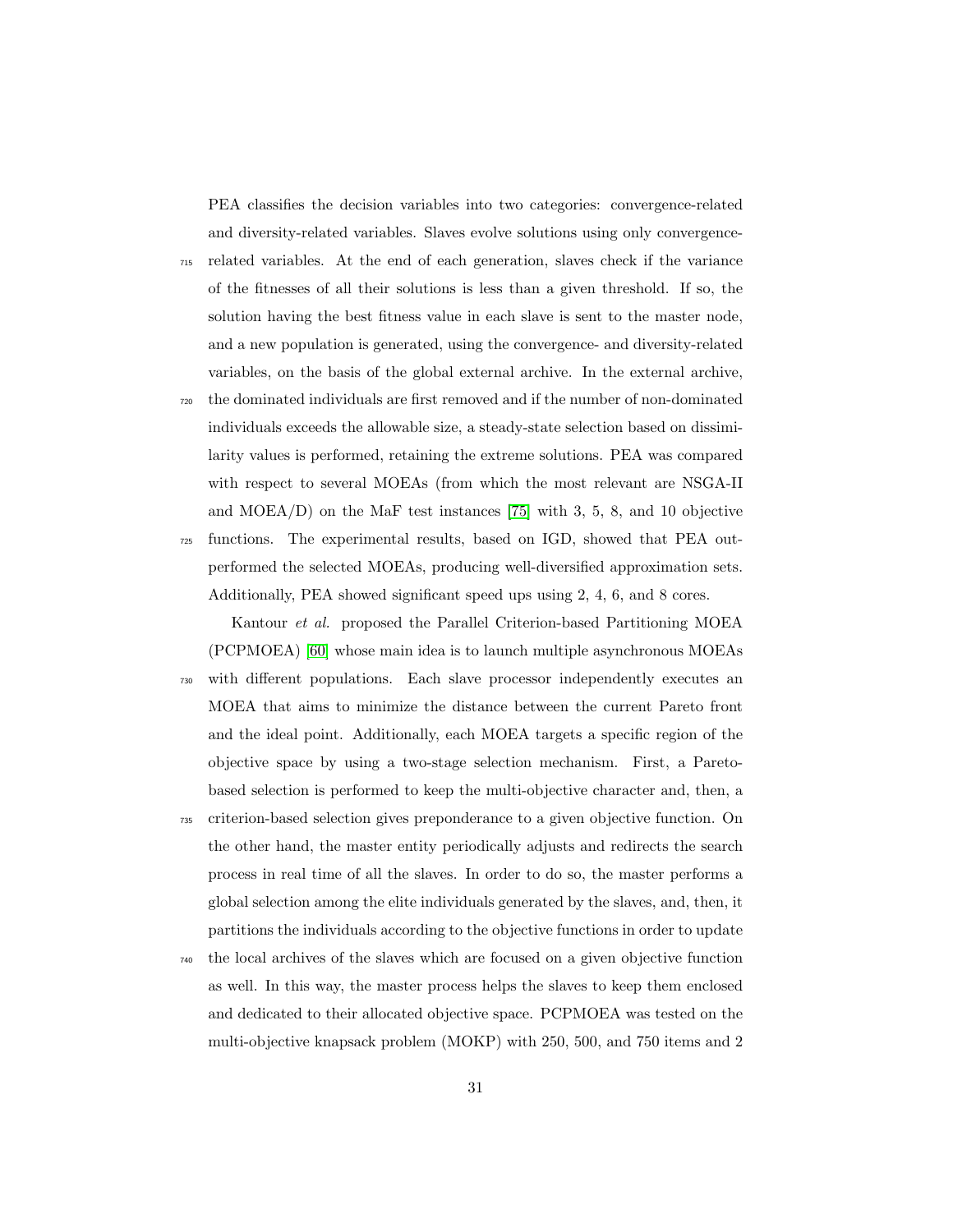PEA classifies the decision variables into two categories: convergence-related and diversity-related variables. Slaves evolve solutions using only convergence-related variables. At the end of each generation, slaves check if the variance of the fitnesses of all their solutions is less than a given threshold. If so, the solution having the best fitness value in each slave is sent to the master node, and a new population is generated, using the convergence- and diversity-related variables, on the basis of the global external archive. In the external archive, the dominated individuals are first removed and if the number of non-dominated individuals exceeds the allowable size, a steady-state selection based on dissimilarity values is performed, retaining the extreme solutions. PEA was compared with respect to several MOEAs (from which the most relevant are NSGA-II and MOEA/D) on the MaF test instances [75] with 3, 5, 8, and 10 objective functions. The experimental results, based on IGD, showed that PEA outperformed the selected MOEAs, producing well-diversified approximation sets. Additionally, PEA showed significant speed ups using 2, 4, 6, and 8 cores.

Kantour *et al.* proposed the Parallel Criterion-based Partitioning MOEA (PCPMOEA) [60] whose main idea is to launch multiple asynchronous MOEAs with different populations. Each slave processor independently executes an MOEA that aims to minimize the distance between the current Pareto front and the ideal point. Additionally, each MOEA targets a specific region of the objective space by using a two-stage selection mechanism. First, a Pareto-based selection is performed to keep the multi-objective character and, then, a criterion-based selection gives preponderance to a given objective function. On the other hand, the master entity periodically adjusts and redirects the search process in real time of all the slaves. In order to do so, the master performs a global selection among the elite individuals generated by the slaves, and, then, it partitions the individuals according to the objective functions in order to update the local archives of the slaves which are focused on a given objective function as well. In this way, the master process helps the slaves to keep them enclosed and dedicated to their allocated objective space. PCPMOEA was tested on the multi-objective knapsack problem (MOKP) with 250, 500, and 750 items and 2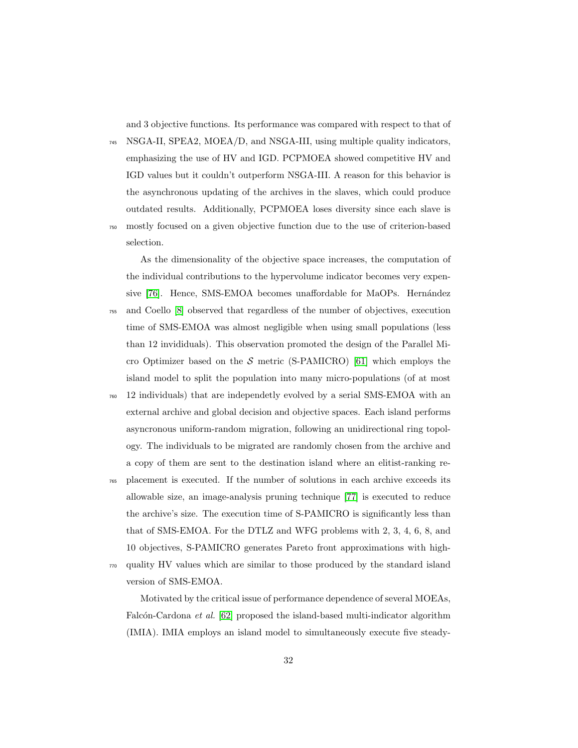and 3 objective functions. Its performance was compared with respect to that of NSGA-II, SPEA2, MOEA/D, and NSGA-III, using multiple quality indicators, emphasizing the use of HV and IGD. PCPMOEA showed competitive HV and IGD values but it couldn't outperform NSGA-III. A reason for this behavior is the asynchronous updating of the archives in the slaves, which could produce outdated results. Additionally, PCPMOEA loses diversity since each slave is mostly focused on a given objective function due to the use of criterion-based selection.

As the dimensionality of the objective space increases, the computation of the individual contributions to the hypervolume indicator becomes very expensive [76]. Hence, SMS-EMOA becomes unaffordable for MaOPs. Hernández and Coello [8] observed that regardless of the number of objectives, execution time of SMS-EMOA was almost negligible when using small populations (less than 12 invididuals). This observation promoted the design of the Parallel Micro Optimizer based on the $\mathcal{S}$ metric (S-PAMICRO) [61] which employs the island model to split the population into many micro-populations (of at most 12 individuals) that are independetly evolved by a serial SMS-EMOA with an external archive and global decision and objective spaces. Each island performs asyncronous uniform-random migration, following an unidirectional ring topology. The individuals to be migrated are randomly chosen from the archive and a copy of them are sent to the destination island where an elitist-ranking replacement is executed. If the number of solutions in each archive exceeds its allowable size, an image-analysis pruning technique [77] is executed to reduce the archive's size. The execution time of S-PAMICRO is significantly less than that of SMS-EMOA. For the DTLZ and WFG problems with 2, 3, 4, 6, 8, and 10 objectives, S-PAMICRO generates Pareto front approximations with high-quality HV values which are similar to those produced by the standard island version of SMS-EMOA.

Motivated by the critical issue of performance dependence of several MOEAs, Falcón-Cardona *et al.* [62] proposed the island-based multi-indicator algorithm (IMIA). IMIA employs an island model to simultaneously execute five steady-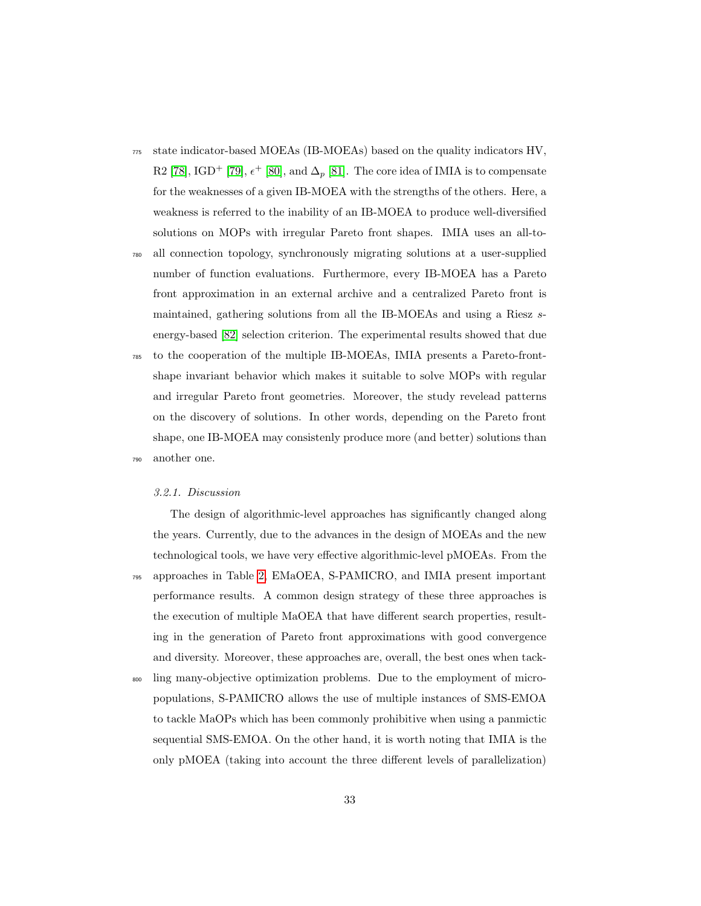state indicator-based MOEAs (IB-MOEAs) based on the quality indicators HV, R2 [78], IGD$^+$ [79], $\epsilon^+$ [80], and $\Delta_p$ [81]. The core idea of IMIA is to compensate for the weaknesses of a given IB-MOEA with the strengths of the others. Here, a weakness is referred to the inability of an IB-MOEA to produce well-diversified solutions on MOPs with irregular Pareto front shapes. IMIA uses an all-to-all connection topology, synchronously migrating solutions at a user-supplied number of function evaluations. Furthermore, every IB-MOEA has a Pareto front approximation in an external archive and a centralized Pareto front is maintained, gathering solutions from all the IB-MOEAs and using a Riesz $s$-energy-based [82] selection criterion. The experimental results showed that due to the cooperation of the multiple IB-MOEAs, IMIA presents a Pareto-front-shape invariant behavior which makes it suitable to solve MOPs with regular and irregular Pareto front geometries. Moreover, the study revelead patterns on the discovery of solutions. In other words, depending on the Pareto front shape, one IB-MOEA may consistenly produce more (and better) solutions than another one.

#### *3.2.1. Discussion*

The design of algorithmic-level approaches has significantly changed along the years. Currently, due to the advances in the design of MOEAs and the new technological tools, we have very effective algorithmic-level pMOEAs. From the approaches in Table 2, EMaOEA, S-PAMICRO, and IMIA present important performance results. A common design strategy of these three approaches is the execution of multiple MaOEA that have different search properties, resulting in the generation of Pareto front approximations with good convergence and diversity. Moreover, these approaches are, overall, the best ones when tackling many-objective optimization problems. Due to the employment of micro-populations, S-PAMICRO allows the use of multiple instances of SMS-EMOA to tackle MaOPs which has been commonly prohibitive when using a panmictic sequential SMS-EMOA. On the other hand, it is worth noting that IMIA is the only pMOEA (taking into account the three different levels of parallelization)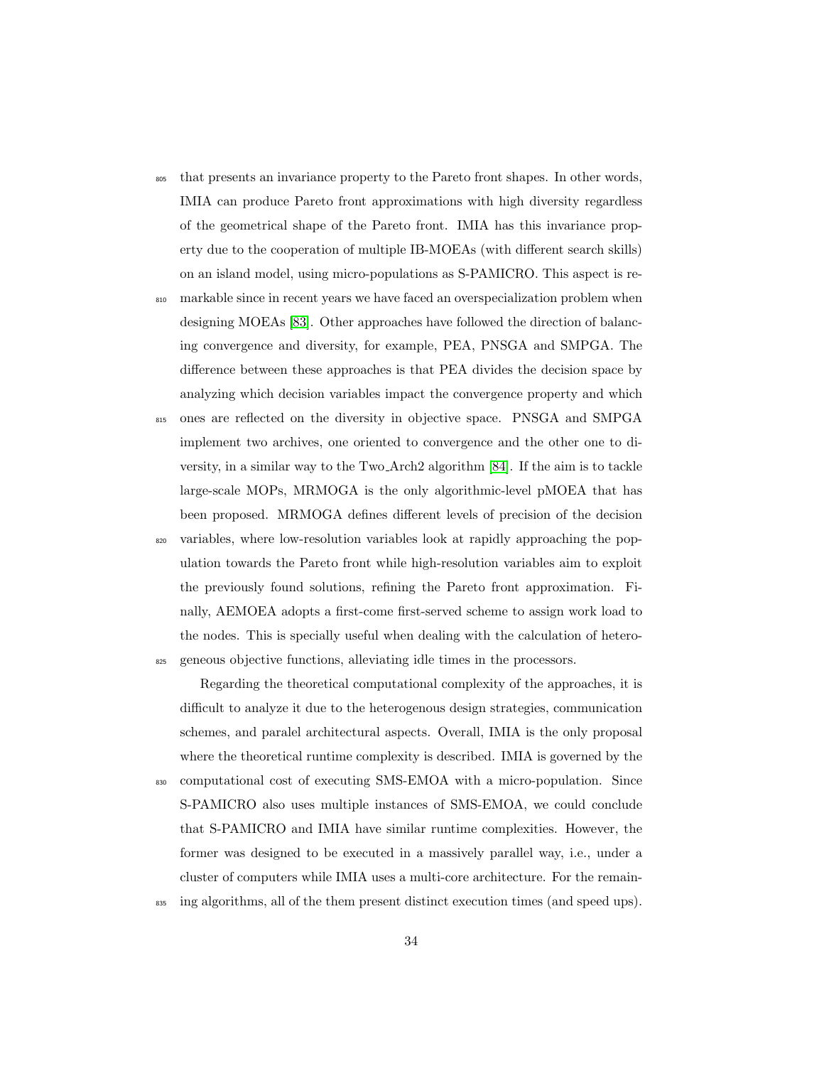that presents an invariance property to the Pareto front shapes. In other words, IMIA can produce Pareto front approximations with high diversity regardless of the geometrical shape of the Pareto front. IMIA has this invariance property due to the cooperation of multiple IB-MOEAs (with different search skills) on an island model, using micro-populations as S-PAMICRO. This aspect is remarkable since in recent years we have faced an overspecialization problem when designing MOEAs [83]. Other approaches have followed the direction of balancing convergence and diversity, for example, PEA, PNSGA and SMPGA. The difference between these approaches is that PEA divides the decision space by analyzing which decision variables impact the convergence property and which ones are reflected on the diversity in objective space. PNSGA and SMPGA implement two archives, one oriented to convergence and the other one to diversity, in a similar way to the Two_Arch2 algorithm [84]. If the aim is to tackle large-scale MOPs, MRMOGA is the only algorithmic-level pMOEA that has been proposed. MRMOGA defines different levels of precision of the decision variables, where low-resolution variables look at rapidly approaching the population towards the Pareto front while high-resolution variables aim to exploit the previously found solutions, refining the Pareto front approximation. Finally, AEMOEA adopts a first-come first-served scheme to assign work load to the nodes. This is specially useful when dealing with the calculation of heterogeneous objective functions, alleviating idle times in the processors.

Regarding the theoretical computational complexity of the approaches, it is difficult to analyze it due to the heterogenous design strategies, communication schemes, and paralel architectural aspects. Overall, IMIA is the only proposal where the theoretical runtime complexity is described. IMIA is governed by the computational cost of executing SMS-EMOA with a micro-population. Since S-PAMICRO also uses multiple instances of SMS-EMOA, we could conclude that S-PAMICRO and IMIA have similar runtime complexities. However, the former was designed to be executed in a massively parallel way, i.e., under a cluster of computers while IMIA uses a multi-core architecture. For the remaining algorithms, all of the them present distinct execution times (and speed ups).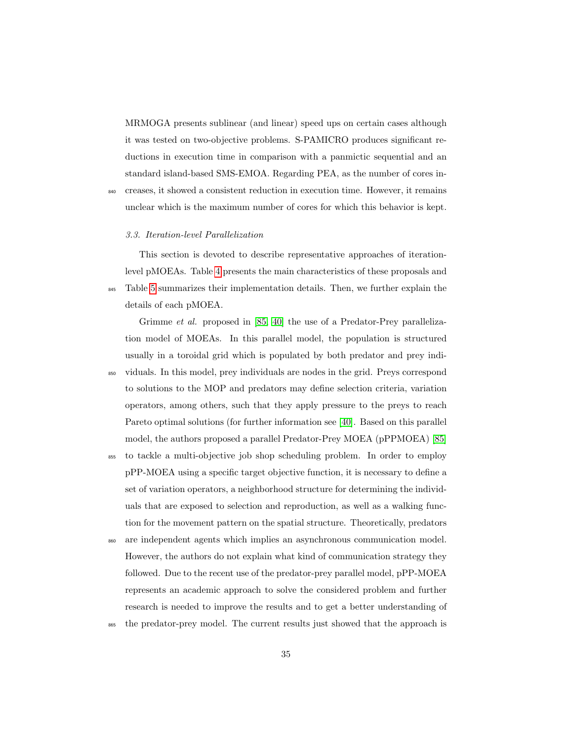MRMOGA presents sublinear (and linear) speed ups on certain cases although it was tested on two-objective problems. S-PAMICRO produces significant reductions in execution time in comparison with a panmictic sequential and an standard island-based SMS-EMOA. Regarding PEA, as the number of cores increases, it showed a consistent reduction in execution time. However, it remains unclear which is the maximum number of cores for which this behavior is kept.

### 3.3. Iteration-level Parallelization

This section is devoted to describe representative approaches of iteration-level pMOEAs. Table 4 presents the main characteristics of these proposals and Table 5 summarizes their implementation details. Then, we further explain the details of each pMOEA.

Grimme *et al.* proposed in [85, 40] the use of a Predator-Prey parallelization model of MOEAs. In this parallel model, the population is structured usually in a toroidal grid which is populated by both predator and prey individuals. In this model, prey individuals are nodes in the grid. Preys correspond to solutions to the MOP and predators may define selection criteria, variation operators, among others, such that they apply pressure to the preys to reach Pareto optimal solutions (for further information see [40]. Based on this parallel model, the authors proposed a parallel Predator-Prey MOEA (pPPMOEA) [85] to tackle a multi-objective job shop scheduling problem. In order to employ pPP-MOEA using a specific target objective function, it is necessary to define a set of variation operators, a neighborhood structure for determining the individuals that are exposed to selection and reproduction, as well as a walking function for the movement pattern on the spatial structure. Theoretically, predators are independent agents which implies an asynchronous communication model. However, the authors do not explain what kind of communication strategy they followed. Due to the recent use of the predator-prey parallel model, pPP-MOEA represents an academic approach to solve the considered problem and further research is needed to improve the results and to get a better understanding of the predator-prey model. The current results just showed that the approach is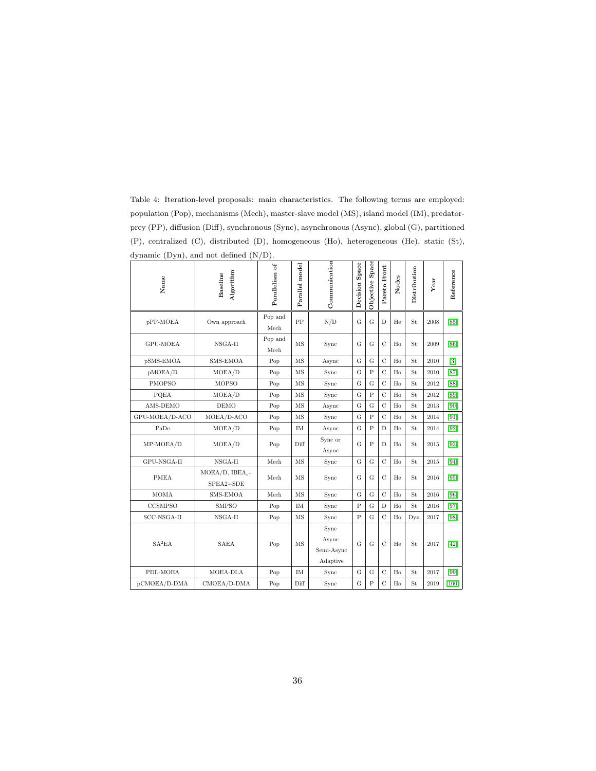Table 4: Iteration-level proposals: main characteristics. The following terms are employed: population (Pop), mechanisms (Mech), master-slave model (MS), island model (IM), predator-prey (PP), diffusion (Diff), synchronous (Sync), asynchronous (Async), global (G), partitioned (P), centralized (C), distributed (D), homogeneous (Ho), heterogeneous (He), static (St), dynamic (Dyn), and not defined (N/D).

| Name | Baseline Algorithm | Parallelism of | Parallel model | Communication | Decision Space | Objective Space | Pareto Front | Nodes | Distribution | Year | Reference |
|---|---|---|---|---|---|---|---|---|---|---|---|
| pPP-MOEA | Own approach | Pop and Mech | PP | N/D | G | G | D | He | St | 2008 | [85] |
| GPU-MOEA | NSGA-II | Pop and Mech | MS | Sync | G | G | C | Ho | St | 2009 | [86] |
| pSMS-EMOA | SMS-EMOA | Pop | MS | Async | G | G | C | Ho | St | 2010 | [3] |
| pMOEA/D | MOEA/D | Pop | MS | Sync | G | P | C | Ho | St | 2010 | [87] |
| PMOPSO | MOPSO | Pop | MS | Sync | G | G | C | Ho | St | 2012 | [88] |
| PQEA | MOEA/D | Pop | MS | Sync | G | P | C | Ho | St | 2012 | [89] |
| AMS-DEMO | DEMO | Pop | MS | Async | G | G | C | Ho | St | 2013 | [90] |
| GPU-MOEA/D-ACO | MOEA/D-ACO | Pop | MS | Sync | G | P | C | Ho | St | 2014 | [91] |
| PaDe | MOEA/D | Pop | IM | Async | G | P | D | He | St | 2014 | [92] |
| MP-MOEA/D | MOEA/D | Pop | Diff | Sync or Async | G | P | D | Ho | St | 2015 | [93] |
| GPU-NSGA-II | NSGA-II | Mech | MS | Sync | G | G | C | Ho | St | 2015 | [94] |
| PMEA | MOEA/D, IBEA$_{\epsilon+}$ SPEA2+SDE | Mech | MS | Sync | G | G | C | He | St | 2016 | [95] |
| MOMA | SMS-EMOA | Mech | MS | Sync | G | G | C | Ho | St | 2016 | [96] |
| CCSMPSO | SMPSO | Pop | IM | Sync | P | G | D | Ho | St | 2016 | [97] |
| SCC-NSGA-II | NSGA-II | Pop | MS | Sync | P | G | C | Ho | Dyn | 2017 | [98] |
| SA$^2$EA | SAEA | Pop | MS | Sync Async Semi-Async Adaptive | G | G | C | He | St | 2017 | [42] |
| PDL-MOEA | MOEA-DLA | Pop | IM | Sync | G | G | C | Ho | St | 2017 | [99] |
| pCMOEA/D-DMA | CMOEA/D-DMA | Pop | Diff | Sync | G | P | C | Ho | St | 2019 | [100] |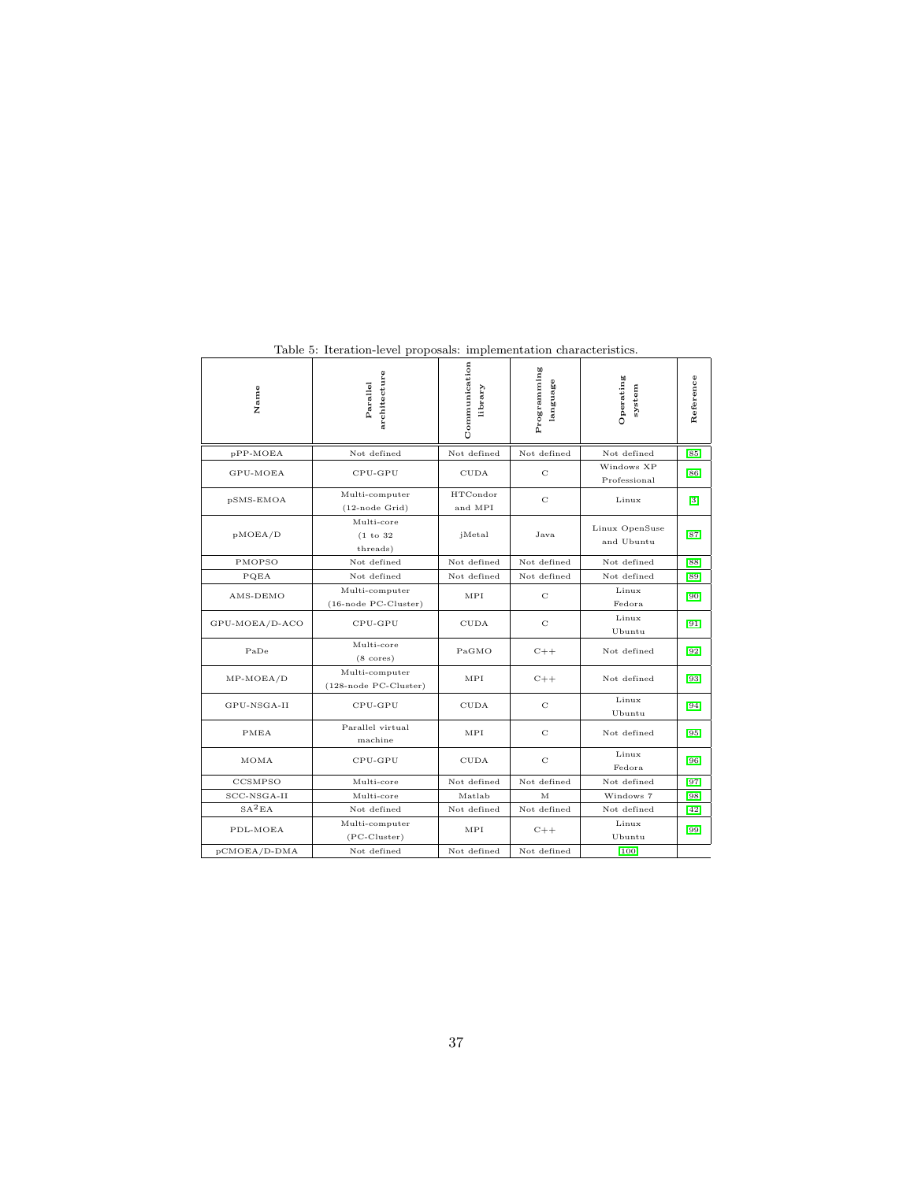Table 5: Iteration-level proposals: implementation characteristics.

| Name | Parallel architecture | Communication library | Programming language | Operating system | Reference |
|---|---|---|---|---|---|
| pPP-MOEA | Not defined | Not defined | Not defined | Not defined | [85] |
| GPU-MOEA | CPU-GPU | CUDA | C | Windows XP Professional | [86] |
| pSMS-EMOA | Multi-computer (12-node Grid) | HTCondor and MPI | C | Linux | [3] |
| pMOEA/D | Multi-core (1 to 32 threads) | jMetal | Java | Linux OpenSuse and Ubuntu | [87] |
| PMOPSO | Not defined | Not defined | Not defined | Not defined | [88] |
| PQEA | Not defined | Not defined | Not defined | Not defined | [89] |
| AMS-DEMO | Multi-computer (16-node PC-Cluster) | MPI | C | Linux Fedora | [90] |
| GPU-MOEA/D-ACO | CPU-GPU | CUDA | C | Linux Ubuntu | [91] |
| PaDe | Multi-core (8 cores) | PaGMO | C++ | Not defined | [92] |
| MP-MOEA/D | Multi-computer (128-node PC-Cluster) | MPI | C++ | Not defined | [93] |
| GPU-NSGA-II | CPU-GPU | CUDA | C | Linux Ubuntu | [94] |
| PMEA | Parallel virtual machine | MPI | C | Not defined | [95] |
| MOMA | CPU-GPU | CUDA | C | Linux Fedora | [96] |
| CCSMPSO | Multi-core | Not defined | Not defined | Not defined | [97] |
| SCC-NSGA-II | Multi-core | Matlab | M | Windows 7 | [98] |
| $SA^2EA$ | Not defined | Not defined | Not defined | Not defined | [42] |
| PDL-MOEA | Multi-computer (PC-Cluster) | MPI | C++ | Linux Ubuntu | [99] |
| pCMOEA/D-DMA | Not defined | Not defined | Not defined | [100] | |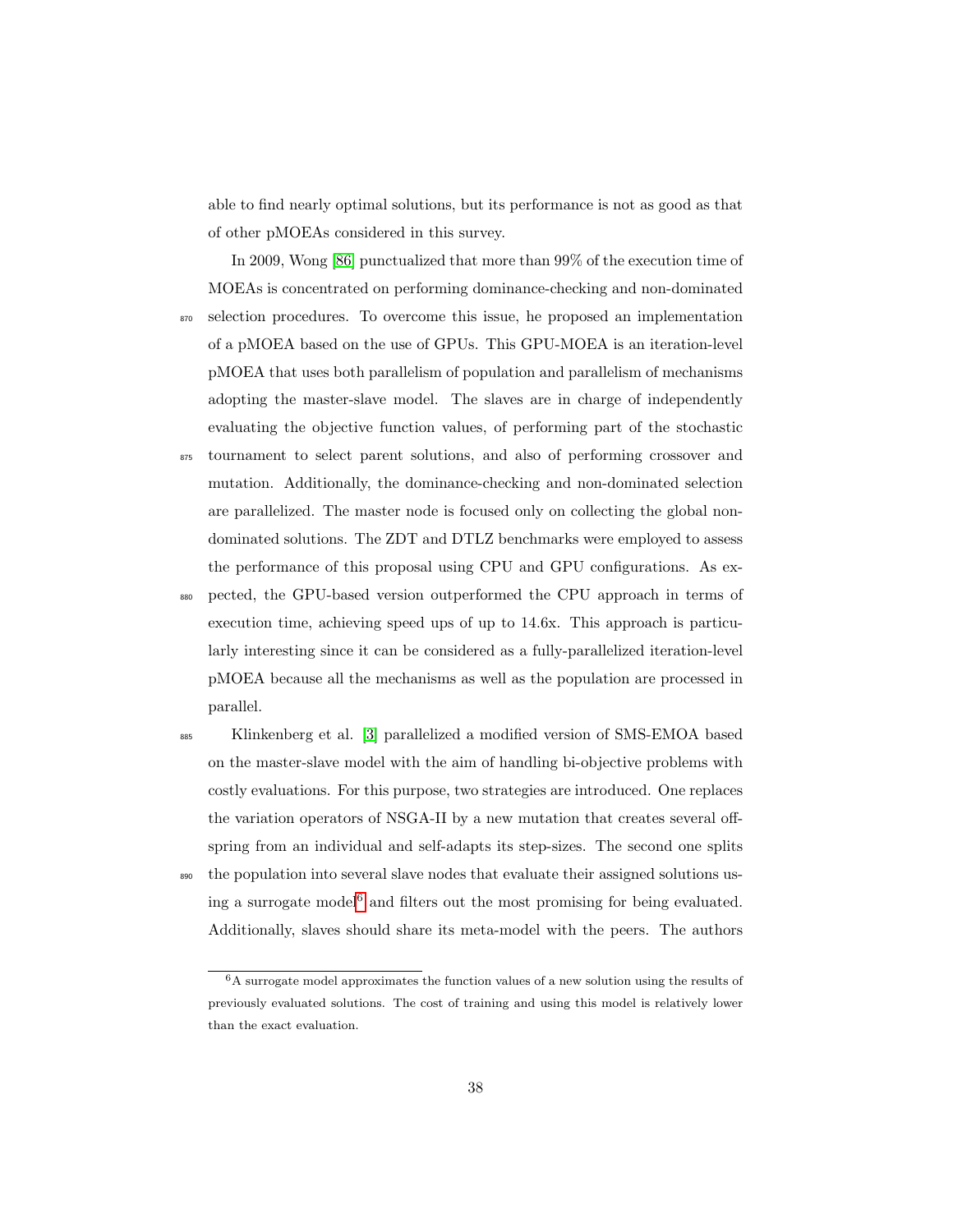able to find nearly optimal solutions, but its performance is not as good as that of other pMOEAs considered in this survey.

In 2009, Wong [86] punctualized that more than 99% of the execution time of MOEAs is concentrated on performing dominance-checking and non-dominated selection procedures. To overcome this issue, he proposed an implementation of a pMOEA based on the use of GPUs. This GPU-MOEA is an iteration-level pMOEA that uses both parallelism of population and parallelism of mechanisms adopting the master-slave model. The slaves are in charge of independently evaluating the objective function values, of performing part of the stochastic tournament to select parent solutions, and also of performing crossover and mutation. Additionally, the dominance-checking and non-dominated selection are parallelized. The master node is focused only on collecting the global non-dominated solutions. The ZDT and DTLZ benchmarks were employed to assess the performance of this proposal using CPU and GPU configurations. As expected, the GPU-based version outperformed the CPU approach in terms of execution time, achieving speed ups of up to 14.6x. This approach is particularly interesting since it can be considered as a fully-parallelized iteration-level pMOEA because all the mechanisms as well as the population are processed in parallel.

Klinkenberg et al. [3] parallelized a modified version of SMS-EMOA based on the master-slave model with the aim of handling bi-objective problems with costly evaluations. For this purpose, two strategies are introduced. One replaces the variation operators of NSGA-II by a new mutation that creates several offspring from an individual and self-adapts its step-sizes. The second one splits the population into several slave nodes that evaluate their assigned solutions using a surrogate model[6] and filters out the most promising for being evaluated. Additionally, slaves should share its meta-model with the peers. The authors

[6] A surrogate model approximates the function values of a new solution using the results of previously evaluated solutions. The cost of training and using this model is relatively lower than the exact evaluation.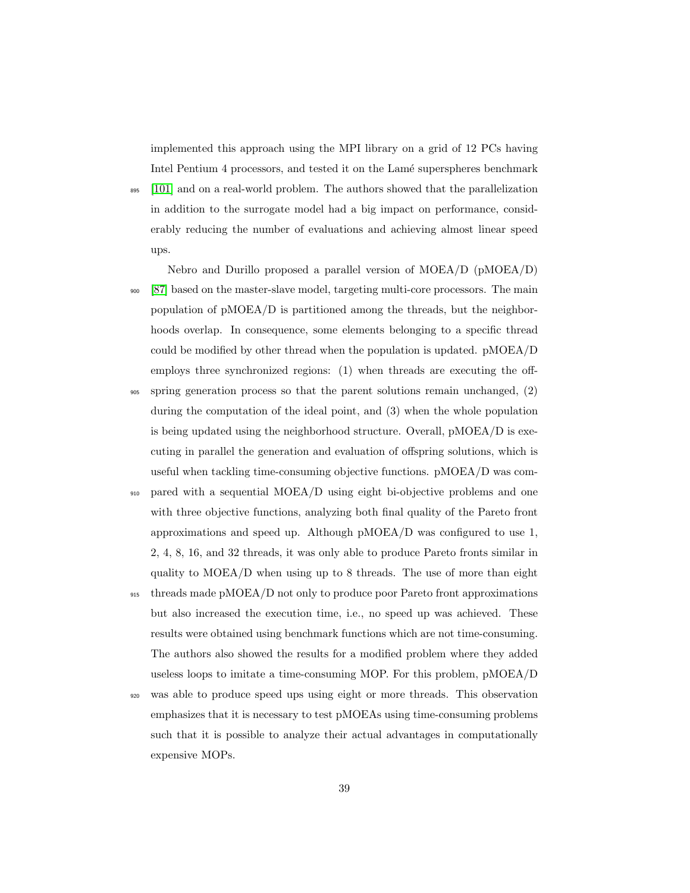implemented this approach using the MPI library on a grid of 12 PCs having Intel Pentium 4 processors, and tested it on the Lamé superspheres benchmark [101] and on a real-world problem. The authors showed that the parallelization in addition to the surrogate model had a big impact on performance, considerably reducing the number of evaluations and achieving almost linear speed ups.

Nebro and Durillo proposed a parallel version of MOEA/D (pMOEA/D) [87] based on the master-slave model, targeting multi-core processors. The main population of pMOEA/D is partitioned among the threads, but the neighborhoods overlap. In consequence, some elements belonging to a specific thread could be modified by other thread when the population is updated. pMOEA/D employs three synchronized regions: (1) when threads are executing the offspring generation process so that the parent solutions remain unchanged, (2) during the computation of the ideal point, and (3) when the whole population is being updated using the neighborhood structure. Overall, pMOEA/D is executing in parallel the generation and evaluation of offspring solutions, which is useful when tackling time-consuming objective functions. pMOEA/D was compared with a sequential MOEA/D using eight bi-objective problems and one with three objective functions, analyzing both final quality of the Pareto front approximations and speed up. Although pMOEA/D was configured to use 1, 2, 4, 8, 16, and 32 threads, it was only able to produce Pareto fronts similar in quality to MOEA/D when using up to 8 threads. The use of more than eight threads made pMOEA/D not only to produce poor Pareto front approximations but also increased the execution time, i.e., no speed up was achieved. These results were obtained using benchmark functions which are not time-consuming. The authors also showed the results for a modified problem where they added useless loops to imitate a time-consuming MOP. For this problem, pMOEA/D was able to produce speed ups using eight or more threads. This observation emphasizes that it is necessary to test pMOEAs using time-consuming problems such that it is possible to analyze their actual advantages in computationally expensive MOPs.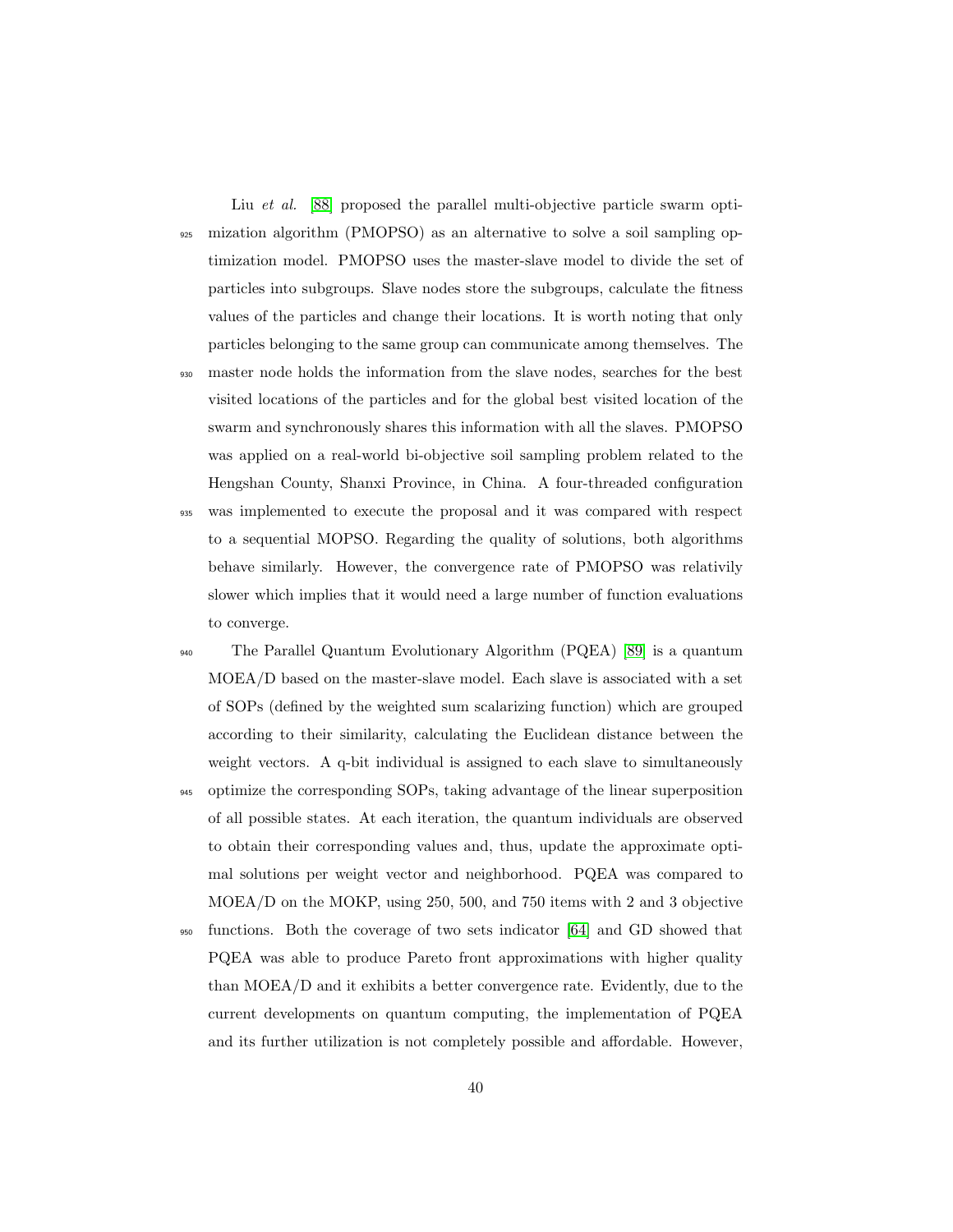Liu *et al.* [88] proposed the parallel multi-objective particle swarm optimization algorithm (PMOPSO) as an alternative to solve a soil sampling optimization model. PMOPSO uses the master-slave model to divide the set of particles into subgroups. Slave nodes store the subgroups, calculate the fitness values of the particles and change their locations. It is worth noting that only particles belonging to the same group can communicate among themselves. The master node holds the information from the slave nodes, searches for the best visited locations of the particles and for the global best visited location of the swarm and synchronously shares this information with all the slaves. PMOPSO was applied on a real-world bi-objective soil sampling problem related to the Hengshan County, Shanxi Province, in China. A four-threaded configuration was implemented to execute the proposal and it was compared with respect to a sequential MOPSO. Regarding the quality of solutions, both algorithms behave similarly. However, the convergence rate of PMOPSO was relativily slower which implies that it would need a large number of function evaluations to converge.

The Parallel Quantum Evolutionary Algorithm (PQEA) [89] is a quantum MOEA/D based on the master-slave model. Each slave is associated with a set of SOPs (defined by the weighted sum scalarizing function) which are grouped according to their similarity, calculating the Euclidean distance between the weight vectors. A q-bit individual is assigned to each slave to simultaneously optimize the corresponding SOPs, taking advantage of the linear superposition of all possible states. At each iteration, the quantum individuals are observed to obtain their corresponding values and, thus, update the approximate optimal solutions per weight vector and neighborhood. PQEA was compared to MOEA/D on the MOKP, using 250, 500, and 750 items with 2 and 3 objective functions. Both the coverage of two sets indicator [64] and GD showed that PQEA was able to produce Pareto front approximations with higher quality than MOEA/D and it exhibits a better convergence rate. Evidently, due to the current developments on quantum computing, the implementation of PQEA and its further utilization is not completely possible and affordable. However,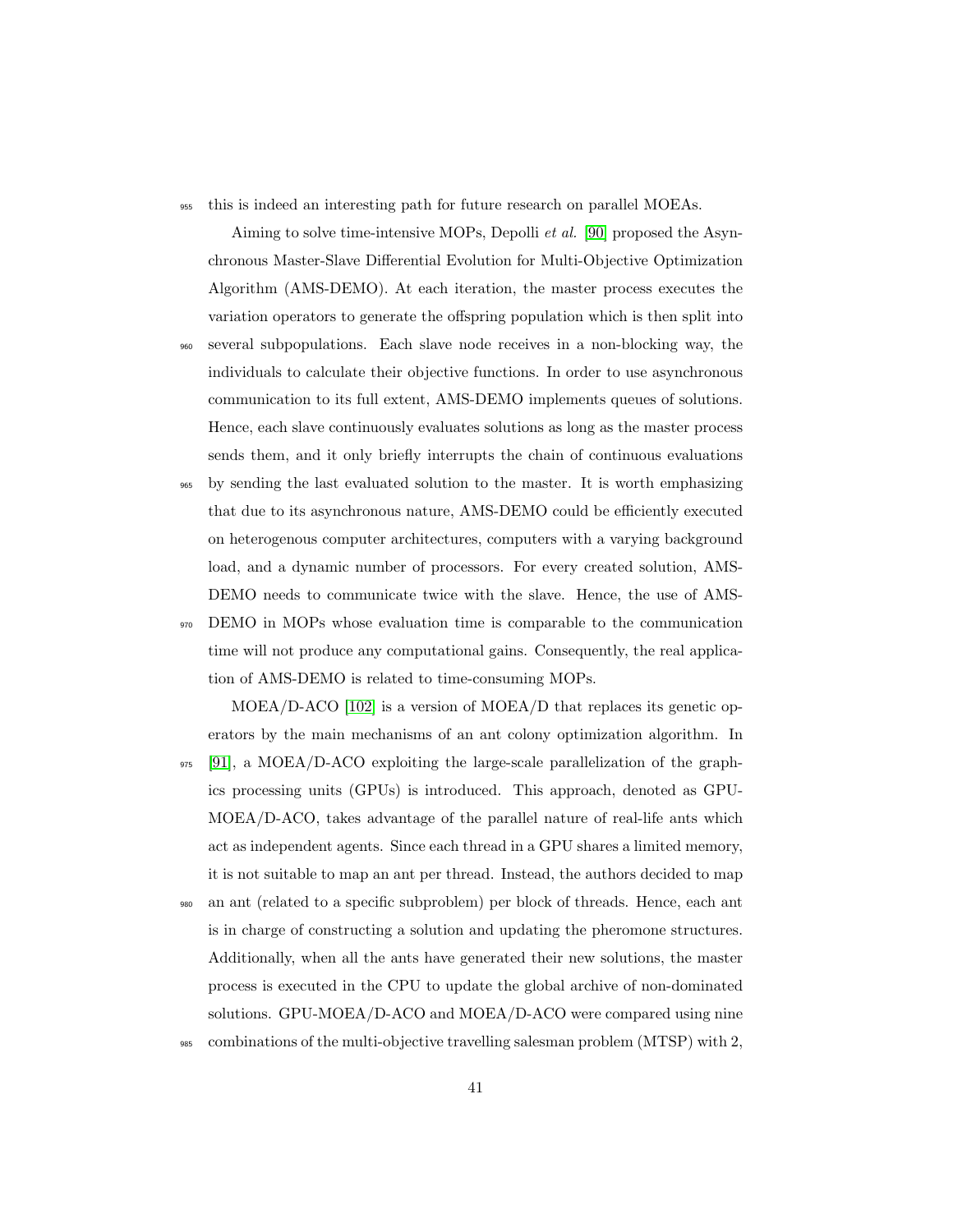this is indeed an interesting path for future research on parallel MOEAs.

Aiming to solve time-intensive MOPs, Depolli *et al.* [90] proposed the Asynchronous Master-Slave Differential Evolution for Multi-Objective Optimization Algorithm (AMS-DEMO). At each iteration, the master process executes the variation operators to generate the offspring population which is then split into several subpopulations. Each slave node receives in a non-blocking way, the individuals to calculate their objective functions. In order to use asynchronous communication to its full extent, AMS-DEMO implements queues of solutions. Hence, each slave continuously evaluates solutions as long as the master process sends them, and it only briefly interrupts the chain of continuous evaluations by sending the last evaluated solution to the master. It is worth emphasizing that due to its asynchronous nature, AMS-DEMO could be efficiently executed on heterogenous computer architectures, computers with a varying background load, and a dynamic number of processors. For every created solution, AMS-DEMO needs to communicate twice with the slave. Hence, the use of AMS-DEMO in MOPs whose evaluation time is comparable to the communication time will not produce any computational gains. Consequently, the real application of AMS-DEMO is related to time-consuming MOPs.

MOEA/D-ACO [102] is a version of MOEA/D that replaces its genetic operators by the main mechanisms of an ant colony optimization algorithm. In [91], a MOEA/D-ACO exploiting the large-scale parallelization of the graphics processing units (GPUs) is introduced. This approach, denoted as GPU-MOEA/D-ACO, takes advantage of the parallel nature of real-life ants which act as independent agents. Since each thread in a GPU shares a limited memory, it is not suitable to map an ant per thread. Instead, the authors decided to map an ant (related to a specific subproblem) per block of threads. Hence, each ant is in charge of constructing a solution and updating the pheromone structures. Additionally, when all the ants have generated their new solutions, the master process is executed in the CPU to update the global archive of non-dominated solutions. GPU-MOEA/D-ACO and MOEA/D-ACO were compared using nine combinations of the multi-objective travelling salesman problem (MTSP) with 2,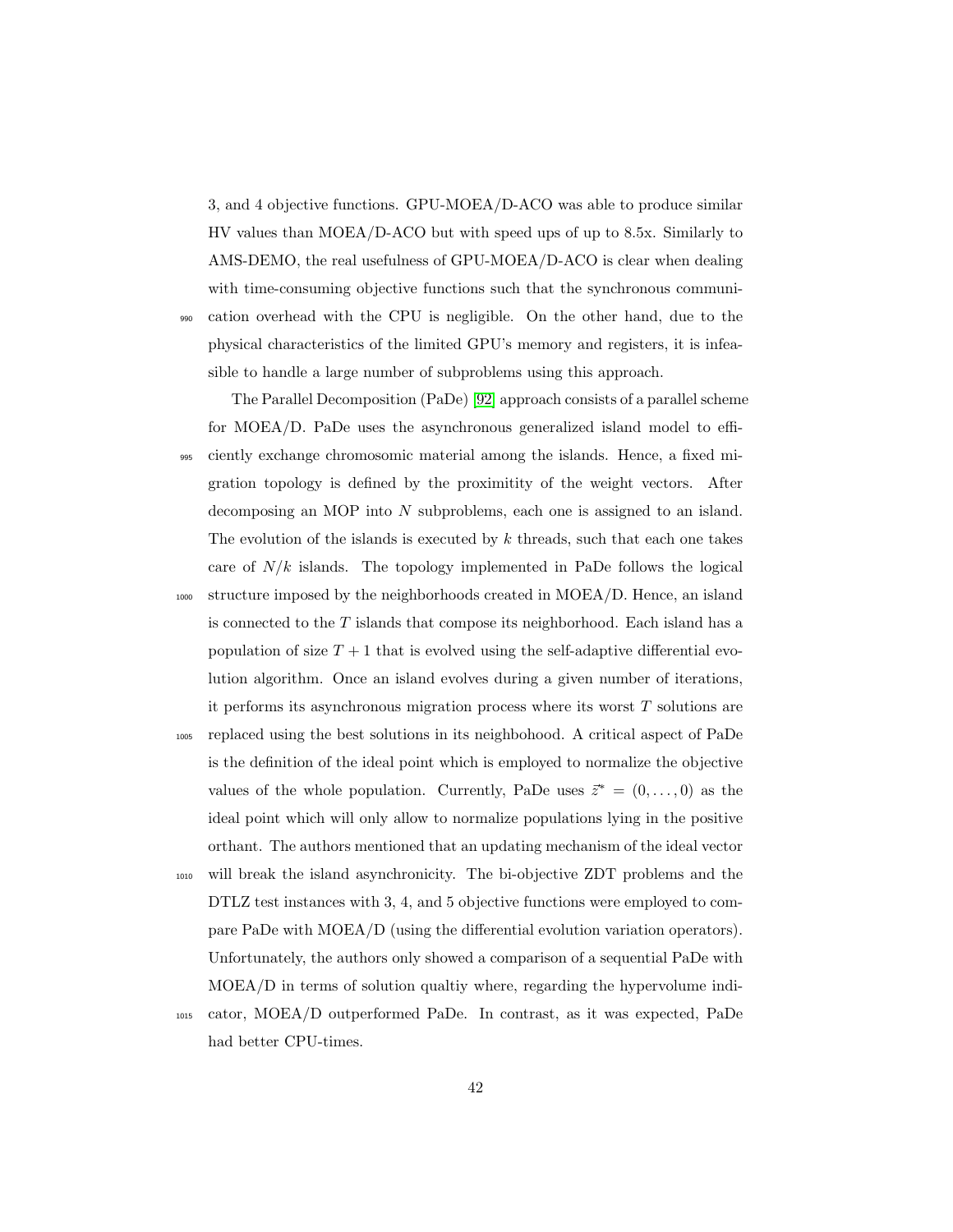3, and 4 objective functions. GPU-MOEA/D-ACO was able to produce similar HV values than MOEA/D-ACO but with speed ups of up to 8.5x. Similarly to AMS-DEMO, the real usefulness of GPU-MOEA/D-ACO is clear when dealing with time-consuming objective functions such that the synchronous communication overhead with the CPU is negligible. On the other hand, due to the physical characteristics of the limited GPU's memory and registers, it is infeasible to handle a large number of subproblems using this approach.

The Parallel Decomposition (PaDe) [92] approach consists of a parallel scheme for MOEA/D. PaDe uses the asynchronous generalized island model to efficiently exchange chromosomic material among the islands. Hence, a fixed migration topology is defined by the proximitity of the weight vectors. After decomposing an MOP into $N$ subproblems, each one is assigned to an island. The evolution of the islands is executed by $k$ threads, such that each one takes care of $N/k$ islands. The topology implemented in PaDe follows the logical structure imposed by the neighborhoods created in MOEA/D. Hence, an island is connected to the $T$ islands that compose its neighborhood. Each island has a population of size $T+1$ that is evolved using the self-adaptive differential evolution algorithm. Once an island evolves during a given number of iterations, it performs its asynchronous migration process where its worst $T$ solutions are replaced using the best solutions in its neighbohood. A critical aspect of PaDe is the definition of the ideal point which is employed to normalize the objective values of the whole population. Currently, PaDe uses $\vec{z}^* = (0, \ldots, 0)$ as the ideal point which will only allow to normalize populations lying in the positive orthant. The authors mentioned that an updating mechanism of the ideal vector will break the island asynchronicity. The bi-objective ZDT problems and the DTLZ test instances with 3, 4, and 5 objective functions were employed to compare PaDe with MOEA/D (using the differential evolution variation operators). Unfortunately, the authors only showed a comparison of a sequential PaDe with MOEA/D in terms of solution qualtiy where, regarding the hypervolume indicator, MOEA/D outperformed PaDe. In contrast, as it was expected, PaDe had better CPU-times.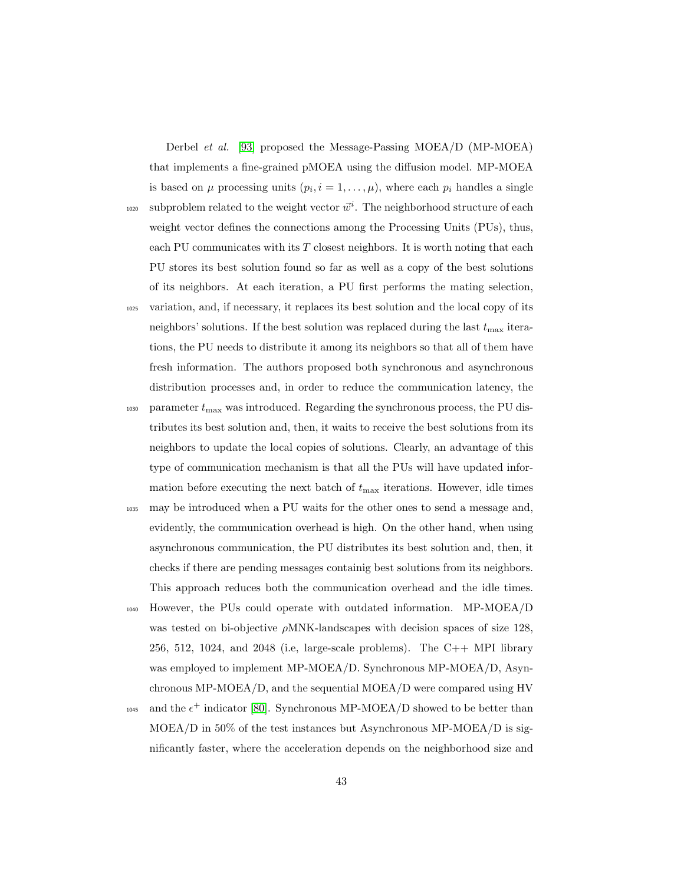Derbel *et al.* [93] proposed the Message-Passing MOEA/D (MP-MOEA) that implements a fine-grained pMOEA using the diffusion model. MP-MOEA is based on $\mu$ processing units ($p_i, i = 1, \ldots, \mu$), where each $p_i$ handles a single subproblem related to the weight vector $\vec{w}^i$. The neighborhood structure of each weight vector defines the connections among the Processing Units (PUs), thus, each PU communicates with its $T$ closest neighbors. It is worth noting that each PU stores its best solution found so far as well as a copy of the best solutions of its neighbors. At each iteration, a PU first performs the mating selection, variation, and, if necessary, it replaces its best solution and the local copy of its neighbors' solutions. If the best solution was replaced during the last $t_{\max}$ iterations, the PU needs to distribute it among its neighbors so that all of them have fresh information. The authors proposed both synchronous and asynchronous distribution processes and, in order to reduce the communication latency, the parameter $t_{\max}$ was introduced. Regarding the synchronous process, the PU distributes its best solution and, then, it waits to receive the best solutions from its neighbors to update the local copies of solutions. Clearly, an advantage of this type of communication mechanism is that all the PUs will have updated information before executing the next batch of $t_{\max}$ iterations. However, idle times may be introduced when a PU waits for the other ones to send a message and, evidently, the communication overhead is high. On the other hand, when using asynchronous communication, the PU distributes its best solution and, then, it checks if there are pending messages containig best solutions from its neighbors. This approach reduces both the communication overhead and the idle times. However, the PUs could operate with outdated information. MP-MOEA/D was tested on bi-objective $\rho$MNK-landscapes with decision spaces of size 128, 256, 512, 1024, and 2048 (i.e, large-scale problems). The C++ MPI library was employed to implement MP-MOEA/D. Synchronous MP-MOEA/D, Asynchronous MP-MOEA/D, and the sequential MOEA/D were compared using HV and the $\epsilon^+$ indicator [80]. Synchronous MP-MOEA/D showed to be better than MOEA/D in 50% of the test instances but Asynchronous MP-MOEA/D is significantly faster, where the acceleration depends on the neighborhood size and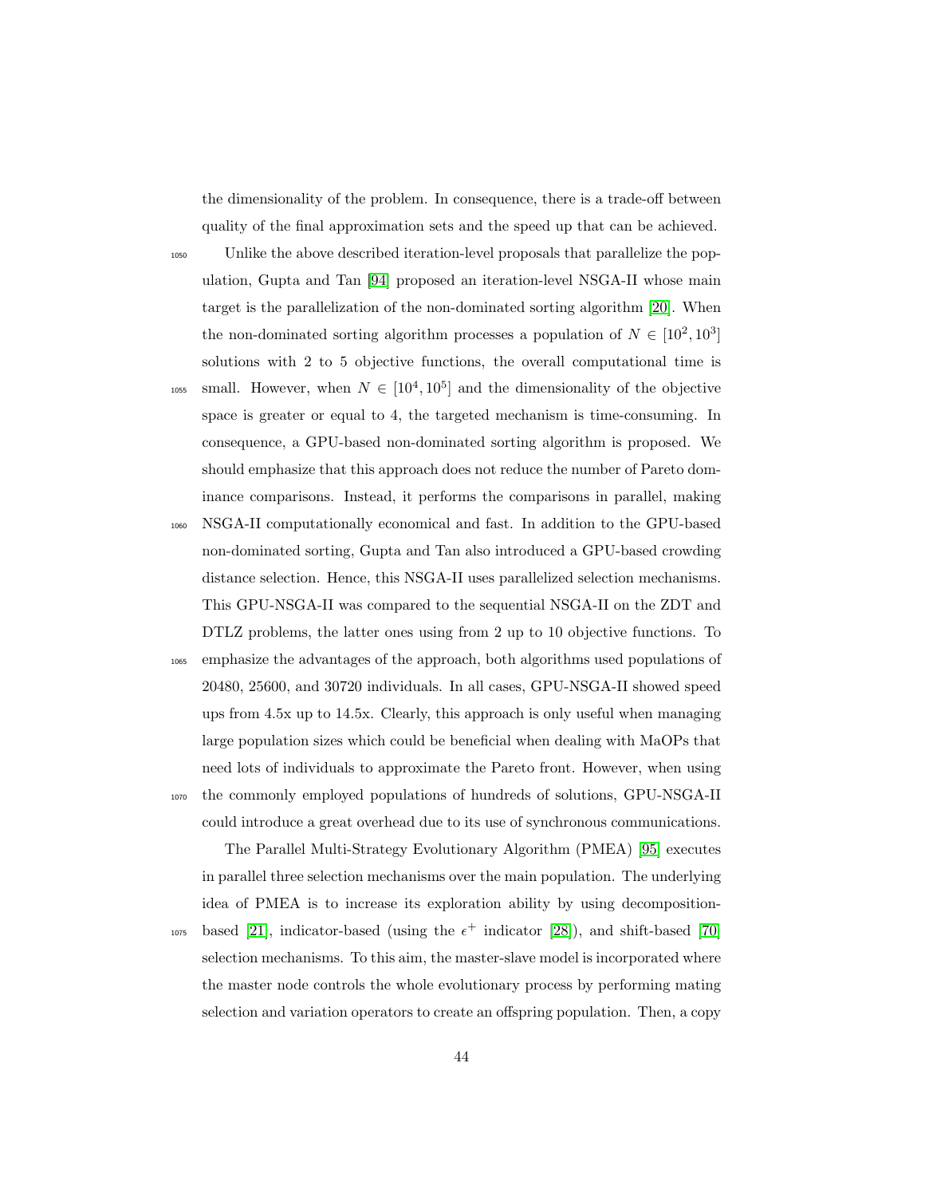the dimensionality of the problem. In consequence, there is a trade-off between quality of the final approximation sets and the speed up that can be achieved.

Unlike the above described iteration-level proposals that parallelize the population, Gupta and Tan [94] proposed an iteration-level NSGA-II whose main target is the parallelization of the non-dominated sorting algorithm [20]. When the non-dominated sorting algorithm processes a population of $N \in [10^2, 10^3]$ solutions with 2 to 5 objective functions, the overall computational time is small. However, when $N \in [10^4, 10^5]$ and the dimensionality of the objective space is greater or equal to 4, the targeted mechanism is time-consuming. In consequence, a GPU-based non-dominated sorting algorithm is proposed. We should emphasize that this approach does not reduce the number of Pareto dominance comparisons. Instead, it performs the comparisons in parallel, making NSGA-II computationally economical and fast. In addition to the GPU-based non-dominated sorting, Gupta and Tan also introduced a GPU-based crowding distance selection. Hence, this NSGA-II uses parallelized selection mechanisms. This GPU-NSGA-II was compared to the sequential NSGA-II on the ZDT and DTLZ problems, the latter ones using from 2 up to 10 objective functions. To emphasize the advantages of the approach, both algorithms used populations of 20480, 25600, and 30720 individuals. In all cases, GPU-NSGA-II showed speed ups from 4.5x up to 14.5x. Clearly, this approach is only useful when managing large population sizes which could be beneficial when dealing with MaOPs that need lots of individuals to approximate the Pareto front. However, when using the commonly employed populations of hundreds of solutions, GPU-NSGA-II could introduce a great overhead due to its use of synchronous communications.

The Parallel Multi-Strategy Evolutionary Algorithm (PMEA) [95] executes in parallel three selection mechanisms over the main population. The underlying idea of PMEA is to increase its exploration ability by using decomposition-based [21], indicator-based (using the $\epsilon^+$ indicator [28]), and shift-based [70] selection mechanisms. To this aim, the master-slave model is incorporated where the master node controls the whole evolutionary process by performing mating selection and variation operators to create an offspring population. Then, a copy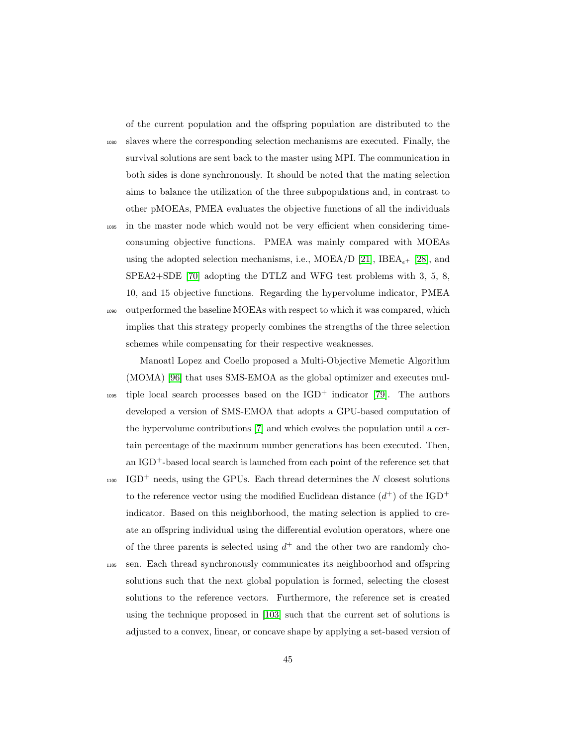of the current population and the offspring population are distributed to the slaves where the corresponding selection mechanisms are executed. Finally, the survival solutions are sent back to the master using MPI. The communication in both sides is done synchronously. It should be noted that the mating selection aims to balance the utilization of the three subpopulations and, in contrast to other pMOEAs, PMEA evaluates the objective functions of all the individuals in the master node which would not be very efficient when considering time-consuming objective functions. PMEA was mainly compared with MOEAs using the adopted selection mechanisms, i.e., MOEA/D [21], IBEA$_{\epsilon^+}$ [28], and SPEA2+SDE [70] adopting the DTLZ and WFG test problems with 3, 5, 8, 10, and 15 objective functions. Regarding the hypervolume indicator, PMEA outperformed the baseline MOEAs with respect to which it was compared, which implies that this strategy properly combines the strengths of the three selection schemes while compensating for their respective weaknesses.

Manoatl Lopez and Coello proposed a Multi-Objective Memetic Algorithm (MOMA) [96] that uses SMS-EMOA as the global optimizer and executes multiple local search processes based on the IGD$^+$ indicator [79]. The authors developed a version of SMS-EMOA that adopts a GPU-based computation of the hypervolume contributions [7] and which evolves the population until a certain percentage of the maximum number generations has been executed. Then, an IGD$^+$-based local search is launched from each point of the reference set that IGD$^+$ needs, using the GPUs. Each thread determines the $N$ closest solutions to the reference vector using the modified Euclidean distance ($d^+$) of the IGD$^+$ indicator. Based on this neighborhood, the mating selection is applied to create an offspring individual using the differential evolution operators, where one of the three parents is selected using $d^+$ and the other two are randomly chosen. Each thread synchronously communicates its neighboorhod and offspring solutions such that the next global population is formed, selecting the closest solutions to the reference vectors. Furthermore, the reference set is created using the technique proposed in [103] such that the current set of solutions is adjusted to a convex, linear, or concave shape by applying a set-based version of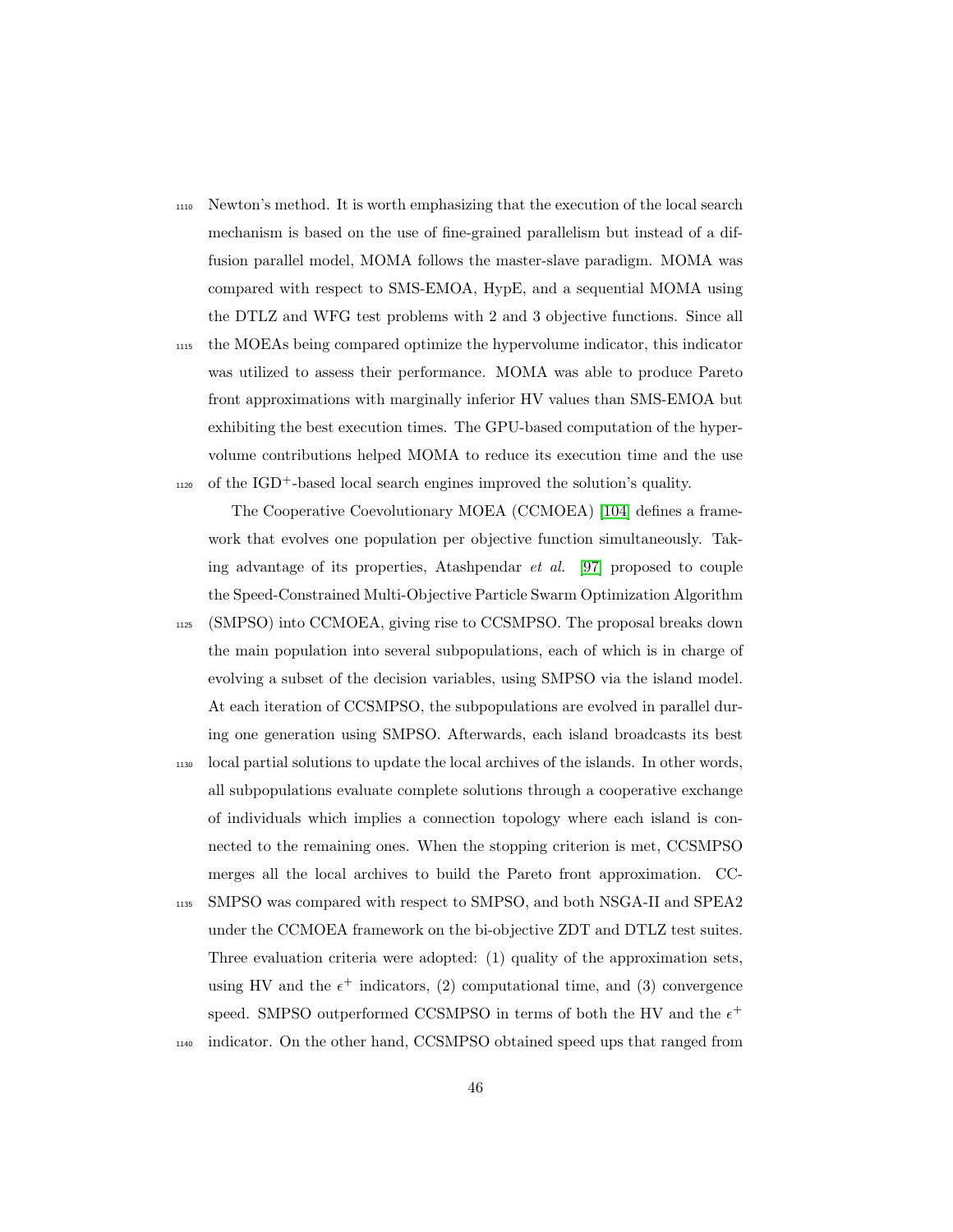Newton's method. It is worth emphasizing that the execution of the local search mechanism is based on the use of fine-grained parallelism but instead of a diffusion parallel model, MOMA follows the master-slave paradigm. MOMA was compared with respect to SMS-EMOA, HypE, and a sequential MOMA using the DTLZ and WFG test problems with 2 and 3 objective functions. Since all the MOEAs being compared optimize the hypervolume indicator, this indicator was utilized to assess their performance. MOMA was able to produce Pareto front approximations with marginally inferior HV values than SMS-EMOA but exhibiting the best execution times. The GPU-based computation of the hypervolume contributions helped MOMA to reduce its execution time and the use of the IGD$^+$-based local search engines improved the solution's quality.

The Cooperative Coevolutionary MOEA (CCMOEA) [104] defines a framework that evolves one population per objective function simultaneously. Taking advantage of its properties, Atashpendar *et al.* [97] proposed to couple the Speed-Constrained Multi-Objective Particle Swarm Optimization Algorithm (SMPSO) into CCMOEA, giving rise to CCSMPSO. The proposal breaks down the main population into several subpopulations, each of which is in charge of evolving a subset of the decision variables, using SMPSO via the island model. At each iteration of CCSMPSO, the subpopulations are evolved in parallel during one generation using SMPSO. Afterwards, each island broadcasts its best local partial solutions to update the local archives of the islands. In other words, all subpopulations evaluate complete solutions through a cooperative exchange of individuals which implies a connection topology where each island is connected to the remaining ones. When the stopping criterion is met, CCSMPSO merges all the local archives to build the Pareto front approximation. CCSMPSO was compared with respect to SMPSO, and both NSGA-II and SPEA2 under the CCMOEA framework on the bi-objective ZDT and DTLZ test suites. Three evaluation criteria were adopted: (1) quality of the approximation sets, using HV and the $\epsilon^+$ indicators, (2) computational time, and (3) convergence speed. SMPSO outperformed CCSMPSO in terms of both the HV and the $\epsilon^+$ indicator. On the other hand, CCSMPSO obtained speed ups that ranged from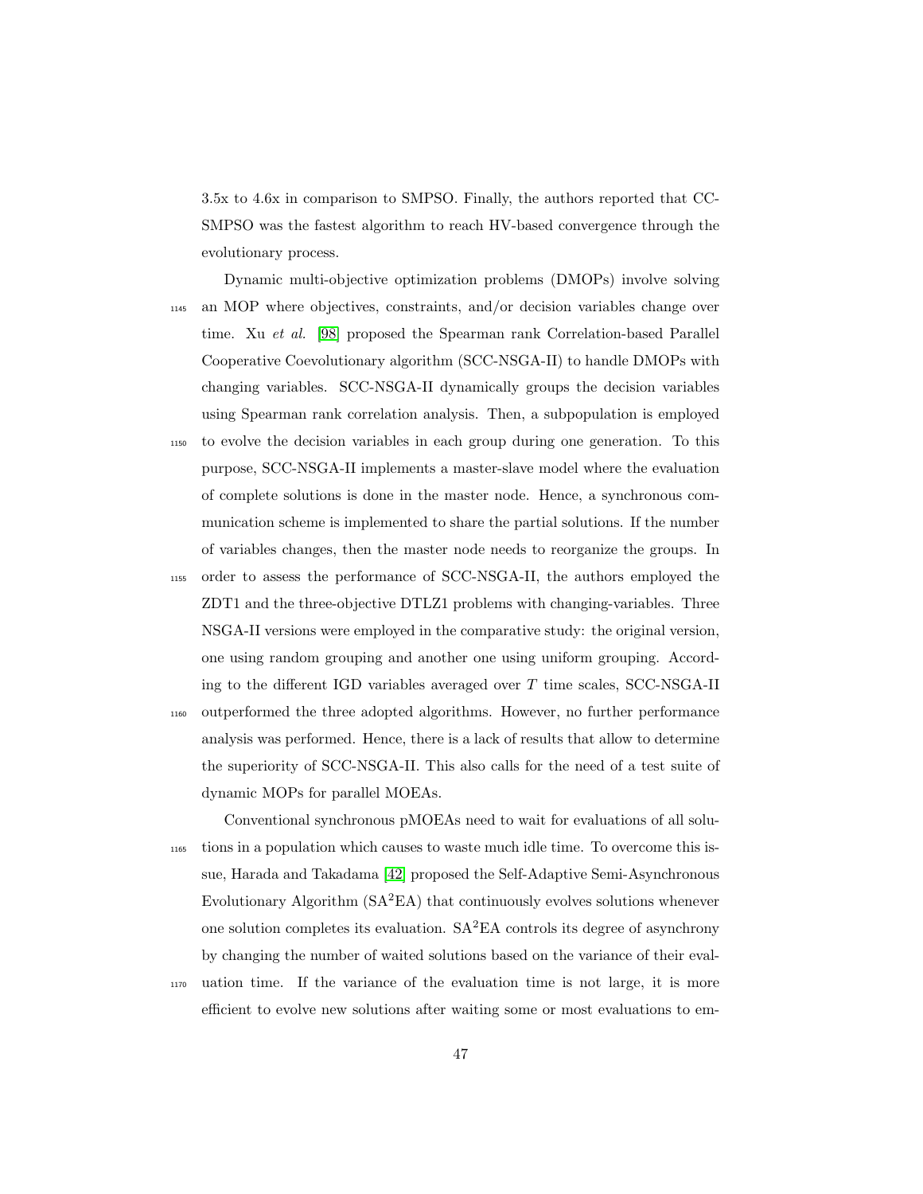3.5x to 4.6x in comparison to SMPSO. Finally, the authors reported that CC-SMPSO was the fastest algorithm to reach HV-based convergence through the evolutionary process.

Dynamic multi-objective optimization problems (DMOPs) involve solving an MOP where objectives, constraints, and/or decision variables change over time. Xu *et al.* [98] proposed the Spearman rank Correlation-based Parallel Cooperative Coevolutionary algorithm (SCC-NSGA-II) to handle DMOPs with changing variables. SCC-NSGA-II dynamically groups the decision variables using Spearman rank correlation analysis. Then, a subpopulation is employed to evolve the decision variables in each group during one generation. To this purpose, SCC-NSGA-II implements a master-slave model where the evaluation of complete solutions is done in the master node. Hence, a synchronous communication scheme is implemented to share the partial solutions. If the number of variables changes, then the master node needs to reorganize the groups. In order to assess the performance of SCC-NSGA-II, the authors employed the ZDT1 and the three-objective DTLZ1 problems with changing-variables. Three NSGA-II versions were employed in the comparative study: the original version, one using random grouping and another one using uniform grouping. According to the different IGD variables averaged over $T$ time scales, SCC-NSGA-II outperformed the three adopted algorithms. However, no further performance analysis was performed. Hence, there is a lack of results that allow to determine the superiority of SCC-NSGA-II. This also calls for the need of a test suite of dynamic MOPs for parallel MOEAs.

Conventional synchronous pMOEAs need to wait for evaluations of all solutions in a population which causes to waste much idle time. To overcome this issue, Harada and Takadama [42] proposed the Self-Adaptive Semi-Asynchronous Evolutionary Algorithm (SA$^2$EA) that continuously evolves solutions whenever one solution completes its evaluation. SA$^2$EA controls its degree of asynchrony by changing the number of waited solutions based on the variance of their evaluation time. If the variance of the evaluation time is not large, it is more efficient to evolve new solutions after waiting some or most evaluations to em-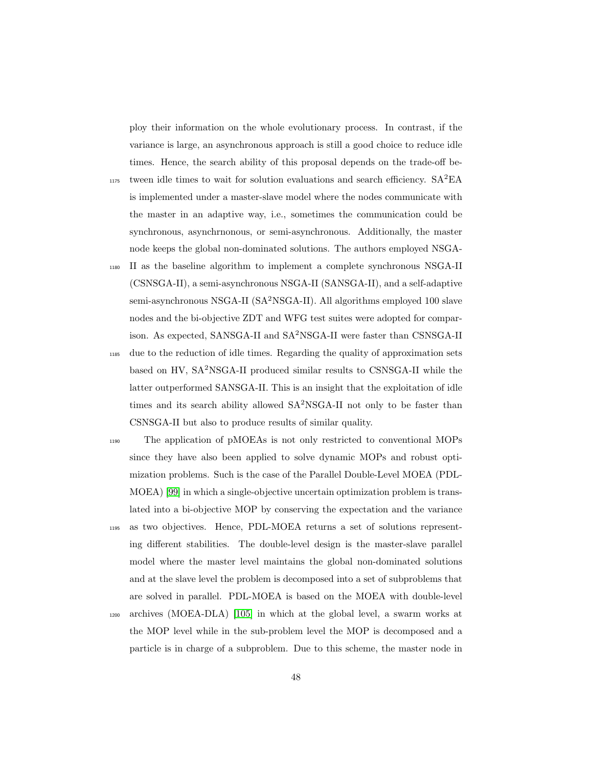ploy their information on the whole evolutionary process. In contrast, if the variance is large, an asynchronous approach is still a good choice to reduce idle times. Hence, the search ability of this proposal depends on the trade-off between idle times to wait for solution evaluations and search efficiency. SA$^2$EA is implemented under a master-slave model where the nodes communicate with the master in an adaptive way, i.e., sometimes the communication could be synchronous, asynchrnonous, or semi-asynchronous. Additionally, the master node keeps the global non-dominated solutions. The authors employed NSGA-II as the baseline algorithm to implement a complete synchronous NSGA-II (CSNSGA-II), a semi-asynchronous NSGA-II (SANSGA-II), and a self-adaptive semi-asynchronous NSGA-II (SA$^2$NSGA-II). All algorithms employed 100 slave nodes and the bi-objective ZDT and WFG test suites were adopted for comparison. As expected, SANSGA-II and SA$^2$NSGA-II were faster than CSNSGA-II due to the reduction of idle times. Regarding the quality of approximation sets based on HV, SA$^2$NSGA-II produced similar results to CSNSGA-II while the latter outperformed SANSGA-II. This is an insight that the exploitation of idle times and its search ability allowed SA$^2$NSGA-II not only to be faster than CSNSGA-II but also to produce results of similar quality.

The application of pMOEAs is not only restricted to conventional MOPs since they have also been applied to solve dynamic MOPs and robust optimization problems. Such is the case of the Parallel Double-Level MOEA (PDL-MOEA) [99] in which a single-objective uncertain optimization problem is translated into a bi-objective MOP by conserving the expectation and the variance as two objectives. Hence, PDL-MOEA returns a set of solutions representing different stabilities. The double-level design is the master-slave parallel model where the master level maintains the global non-dominated solutions and at the slave level the problem is decomposed into a set of subproblems that are solved in parallel. PDL-MOEA is based on the MOEA with double-level archives (MOEA-DLA) [105] in which at the global level, a swarm works at the MOP level while in the sub-problem level the MOP is decomposed and a particle is in charge of a subproblem. Due to this scheme, the master node in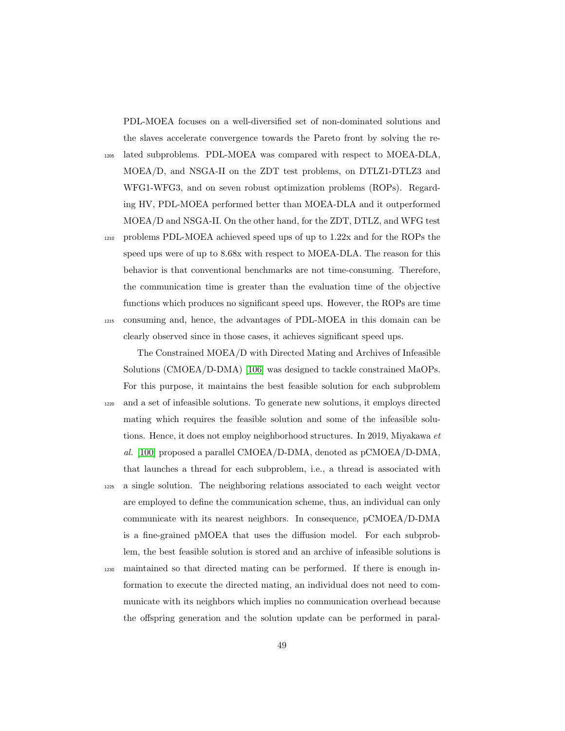PDL-MOEA focuses on a well-diversified set of non-dominated solutions and the slaves accelerate convergence towards the Pareto front by solving the related subproblems. PDL-MOEA was compared with respect to MOEA-DLA, MOEA/D, and NSGA-II on the ZDT test problems, on DTLZ1-DTLZ3 and WFG1-WFG3, and on seven robust optimization problems (ROPs). Regarding HV, PDL-MOEA performed better than MOEA-DLA and it outperformed MOEA/D and NSGA-II. On the other hand, for the ZDT, DTLZ, and WFG test problems PDL-MOEA achieved speed ups of up to 1.22x and for the ROPs the speed ups were of up to 8.68x with respect to MOEA-DLA. The reason for this behavior is that conventional benchmarks are not time-consuming. Therefore, the communication time is greater than the evaluation time of the objective functions which produces no significant speed ups. However, the ROPs are time consuming and, hence, the advantages of PDL-MOEA in this domain can be clearly observed since in those cases, it achieves significant speed ups.

The Constrained MOEA/D with Directed Mating and Archives of Infeasible Solutions (CMOEA/D-DMA) [106] was designed to tackle constrained MaOPs. For this purpose, it maintains the best feasible solution for each subproblem and a set of infeasible solutions. To generate new solutions, it employs directed mating which requires the feasible solution and some of the infeasible solutions. Hence, it does not employ neighborhood structures. In 2019, Miyakawa *et al.* [100] proposed a parallel CMOEA/D-DMA, denoted as pCMOEA/D-DMA, that launches a thread for each subproblem, i.e., a thread is associated with a single solution. The neighboring relations associated to each weight vector are employed to define the communication scheme, thus, an individual can only communicate with its nearest neighbors. In consequence, pCMOEA/D-DMA is a fine-grained pMOEA that uses the diffusion model. For each subproblem, the best feasible solution is stored and an archive of infeasible solutions is maintained so that directed mating can be performed. If there is enough information to execute the directed mating, an individual does not need to communicate with its neighbors which implies no communication overhead because the offspring generation and the solution update can be performed in paral-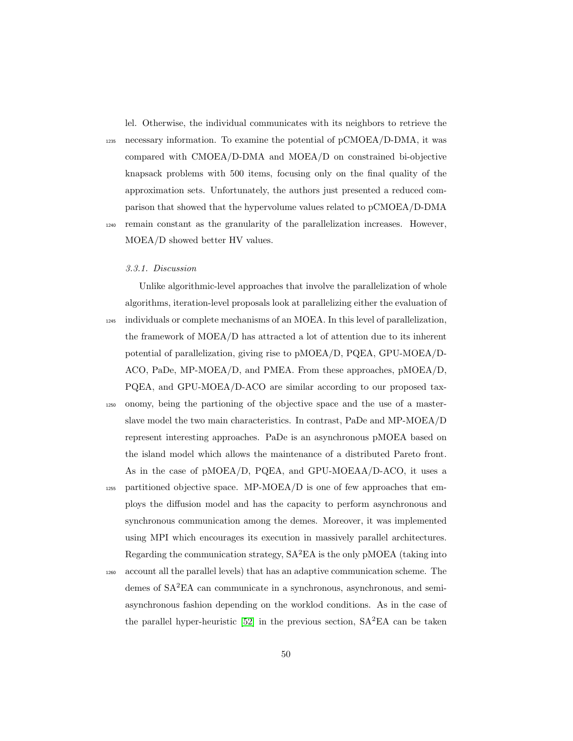lel. Otherwise, the individual communicates with its neighbors to retrieve the necessary information. To examine the potential of pCMOEA/D-DMA, it was compared with CMOEA/D-DMA and MOEA/D on constrained bi-objective knapsack problems with 500 items, focusing only on the final quality of the approximation sets. Unfortunately, the authors just presented a reduced comparison that showed that the hypervolume values related to pCMOEA/D-DMA remain constant as the granularity of the parallelization increases. However, MOEA/D showed better HV values.

#### *3.3.1. Discussion*

Unlike algorithmic-level approaches that involve the parallelization of whole algorithms, iteration-level proposals look at parallelizing either the evaluation of individuals or complete mechanisms of an MOEA. In this level of parallelization, the framework of MOEA/D has attracted a lot of attention due to its inherent potential of parallelization, giving rise to pMOEA/D, PQEA, GPU-MOEA/D-ACO, PaDe, MP-MOEA/D, and PMEA. From these approaches, pMOEA/D, PQEA, and GPU-MOEA/D-ACO are similar according to our proposed taxonomy, being the partioning of the objective space and the use of a master-slave model the two main characteristics. In contrast, PaDe and MP-MOEA/D represent interesting approaches. PaDe is an asynchronous pMOEA based on the island model which allows the maintenance of a distributed Pareto front. As in the case of pMOEA/D, PQEA, and GPU-MOEAA/D-ACO, it uses a partitioned objective space. MP-MOEA/D is one of few approaches that employs the diffusion model and has the capacity to perform asynchronous and synchronous communication among the demes. Moreover, it was implemented using MPI which encourages its execution in massively parallel architectures. Regarding the communication strategy, SA$^2$EA is the only pMOEA (taking into account all the parallel levels) that has an adaptive communication scheme. The demes of SA$^2$EA can communicate in a synchronous, asynchronous, and semi-asynchronous fashion depending on the worklod conditions. As in the case of the parallel hyper-heuristic [52] in the previous section, SA$^2$EA can be taken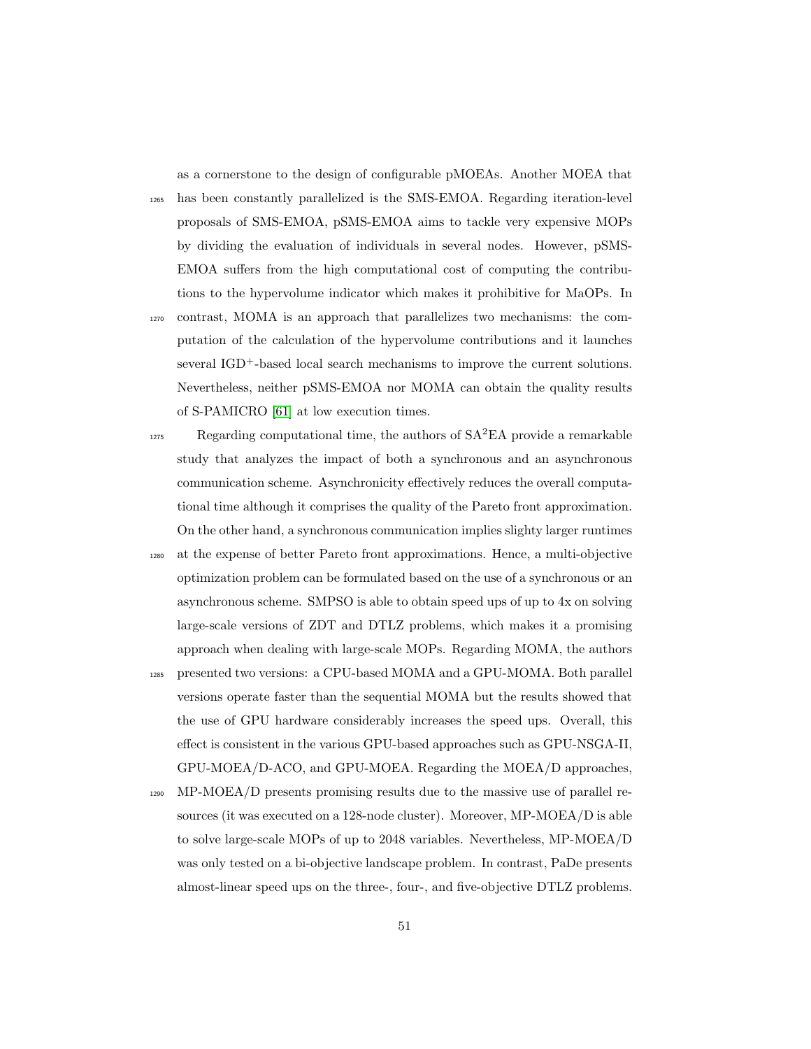as a cornerstone to the design of configurable pMOEAs. Another MOEA that has been constantly parallelized is the SMS-EMOA. Regarding iteration-level proposals of SMS-EMOA, pSMS-EMOA aims to tackle very expensive MOPs by dividing the evaluation of individuals in several nodes. However, pSMS-EMOA suffers from the high computational cost of computing the contributions to the hypervolume indicator which makes it prohibitive for MaOPs. In contrast, MOMA is an approach that parallelizes two mechanisms: the computation of the calculation of the hypervolume contributions and it launches several IGD$^+$-based local search mechanisms to improve the current solutions. Nevertheless, neither pSMS-EMOA nor MOMA can obtain the quality results of S-PAMICRO [61] at low execution times.

Regarding computational time, the authors of SA$^2$EA provide a remarkable study that analyzes the impact of both a synchronous and an asynchronous communication scheme. Asynchronicity effectively reduces the overall computational time although it comprises the quality of the Pareto front approximation. On the other hand, a synchronous communication implies slighty larger runtimes at the expense of better Pareto front approximations. Hence, a multi-objective optimization problem can be formulated based on the use of a synchronous or an asynchronous scheme. SMPSO is able to obtain speed ups of up to 4x on solving large-scale versions of ZDT and DTLZ problems, which makes it a promising approach when dealing with large-scale MOPs. Regarding MOMA, the authors presented two versions: a CPU-based MOMA and a GPU-MOMA. Both parallel versions operate faster than the sequential MOMA but the results showed that the use of GPU hardware considerably increases the speed ups. Overall, this effect is consistent in the various GPU-based approaches such as GPU-NSGA-II, GPU-MOEA/D-ACO, and GPU-MOEA. Regarding the MOEA/D approaches, MP-MOEA/D presents promising results due to the massive use of parallel resources (it was executed on a 128-node cluster). Moreover, MP-MOEA/D is able to solve large-scale MOPs of up to 2048 variables. Nevertheless, MP-MOEA/D was only tested on a bi-objective landscape problem. In contrast, PaDe presents almost-linear speed ups on the three-, four-, and five-objective DTLZ problems.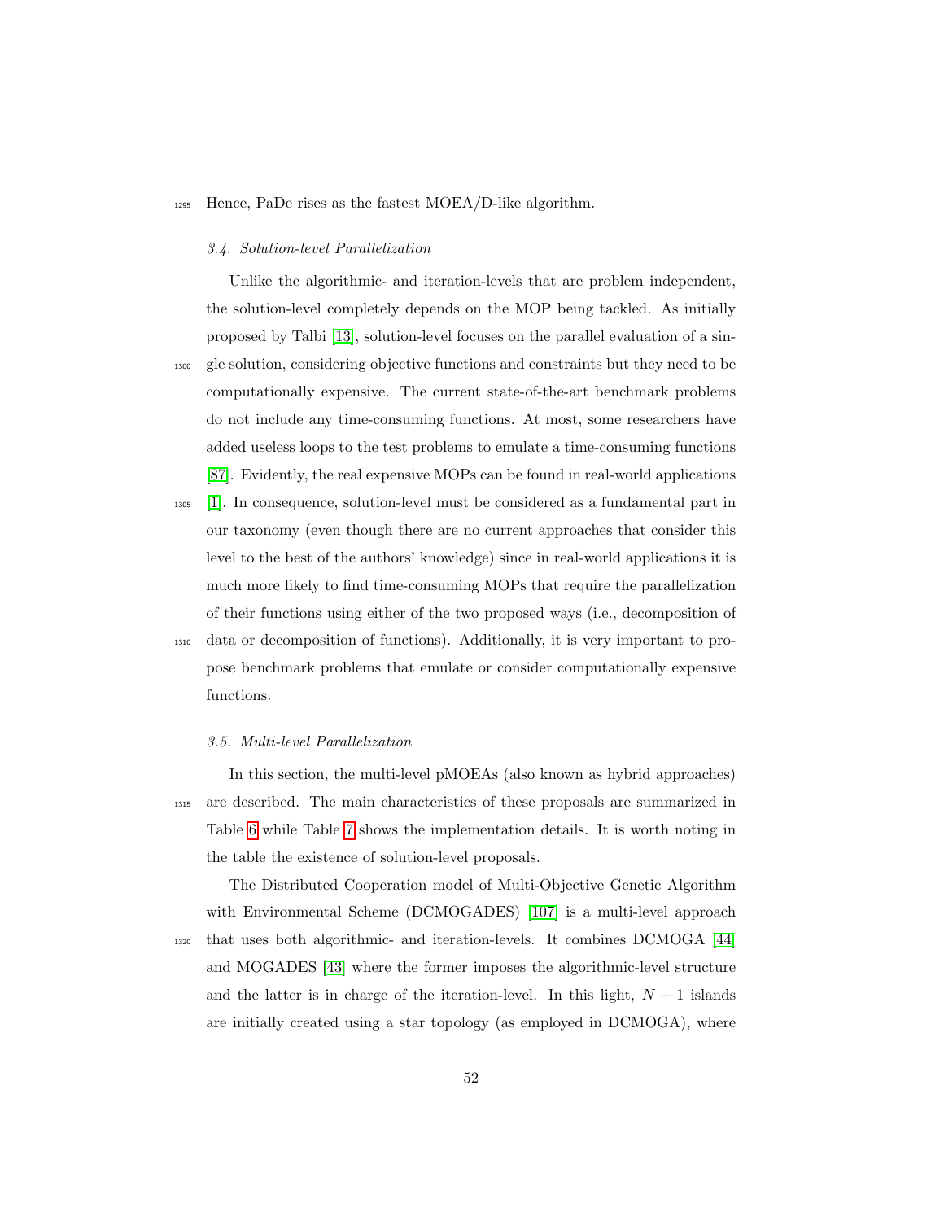Hence, PaDe rises as the fastest MOEA/D-like algorithm.

### 3.4. Solution-level Parallelization

Unlike the algorithmic- and iteration-levels that are problem independent, the solution-level completely depends on the MOP being tackled. As initially proposed by Talbi [13], solution-level focuses on the parallel evaluation of a single solution, considering objective functions and constraints but they need to be computationally expensive. The current state-of-the-art benchmark problems do not include any time-consuming functions. At most, some researchers have added useless loops to the test problems to emulate a time-consuming functions [87]. Evidently, the real expensive MOPs can be found in real-world applications [1]. In consequence, solution-level must be considered as a fundamental part in our taxonomy (even though there are no current approaches that consider this level to the best of the authors' knowledge) since in real-world applications it is much more likely to find time-consuming MOPs that require the parallelization of their functions using either of the two proposed ways (i.e., decomposition of data or decomposition of functions). Additionally, it is very important to propose benchmark problems that emulate or consider computationally expensive functions.

### 3.5. Multi-level Parallelization

In this section, the multi-level pMOEAs (also known as hybrid approaches) are described. The main characteristics of these proposals are summarized in Table 6 while Table 7 shows the implementation details. It is worth noting in the table the existence of solution-level proposals.

The Distributed Cooperation model of Multi-Objective Genetic Algorithm with Environmental Scheme (DCMOGADES) [107] is a multi-level approach that uses both algorithmic- and iteration-levels. It combines DCMOGA [44] and MOGADES [43] where the former imposes the algorithmic-level structure and the latter is in charge of the iteration-level. In this light, $N + 1$ islands are initially created using a star topology (as employed in DCMOGA), where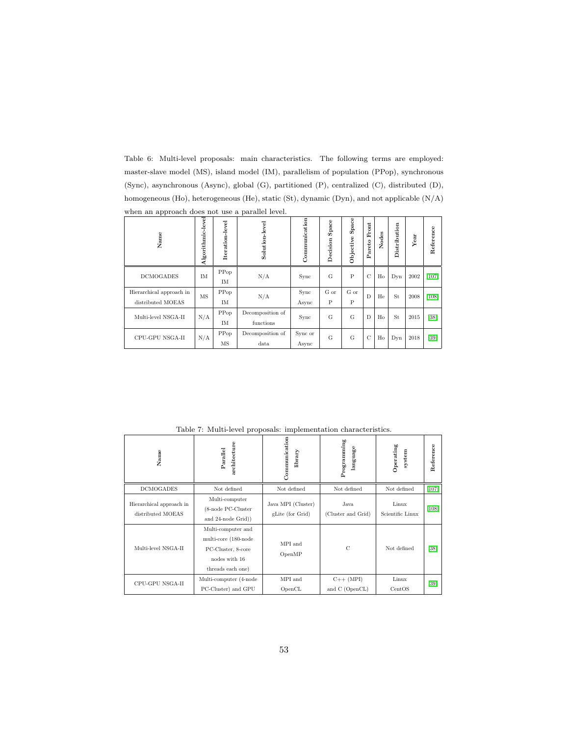Table 6: Multi-level proposals: main characteristics. The following terms are employed: master-slave model (MS), island model (IM), parallelism of population (PPop), synchronous (Sync), asynchronous (Async), global (G), partitioned (P), centralized (C), distributed (D), homogeneous (Ho), heterogeneous (He), static (St), dynamic (Dyn), and not applicable (N/A) when an approach does not use a parallel level.

| Name | Algorithmic-level | Iteration-level | Solution-level | Communication | Decision Space | Objective Space | Pareto Front | Nodes | Distribution | Year | Reference |
|---|---|---|---|---|---|---|---|---|---|---|---|
| DCMOGADES | IM | PPop IM | N/A | Sync | G | P | C | Ho | Dyn | 2002 | [107] |
| Hierarchical approach in distributed MOEAS | MS | PPop IM | N/A | Sync Async | G or P | G or P | D | He | St | 2008 | [108] |
| Multi-level NSGA-II | N/A | PPop IM | Decomposition of functions | Sync | G | G | D | Ho | St | 2015 | [38] |
| CPU-GPU NSGA-II | N/A | PPop MS | Decomposition of data | Sync or Async | G | G | C | Ho | Dyn | 2018 | [39] |

Table 7: Multi-level proposals: implementation characteristics.

| Name | Parallel architecture | Communication library | Programming language | Operating system | Reference |
|---|---|---|---|---|---|
| DCMOGADES | Not defined | Not defined | Not defined | Not defined | [107] |
| Hierarchical approach in distributed MOEAS | Multi-computer (8-node PC-Cluster and 24-node Grid)) | Java MPI (Cluster) gLite (for Grid) | Java (Cluster and Grid) | Linux Scientific Linux | [108] |
| Multi-level NSGA-II | Multi-computer and multi-core (180-node PC-Cluster, 8-core nodes with 16 threads each one) | MPI and OpenMP | C | Not defined | [38] |
| CPU-GPU NSGA-II | Multi-computer (4-node PC-Cluster) and GPU | MPI and OpenCL | C++ (MPI) and C (OpenCL) | Linux CentOS | [39] |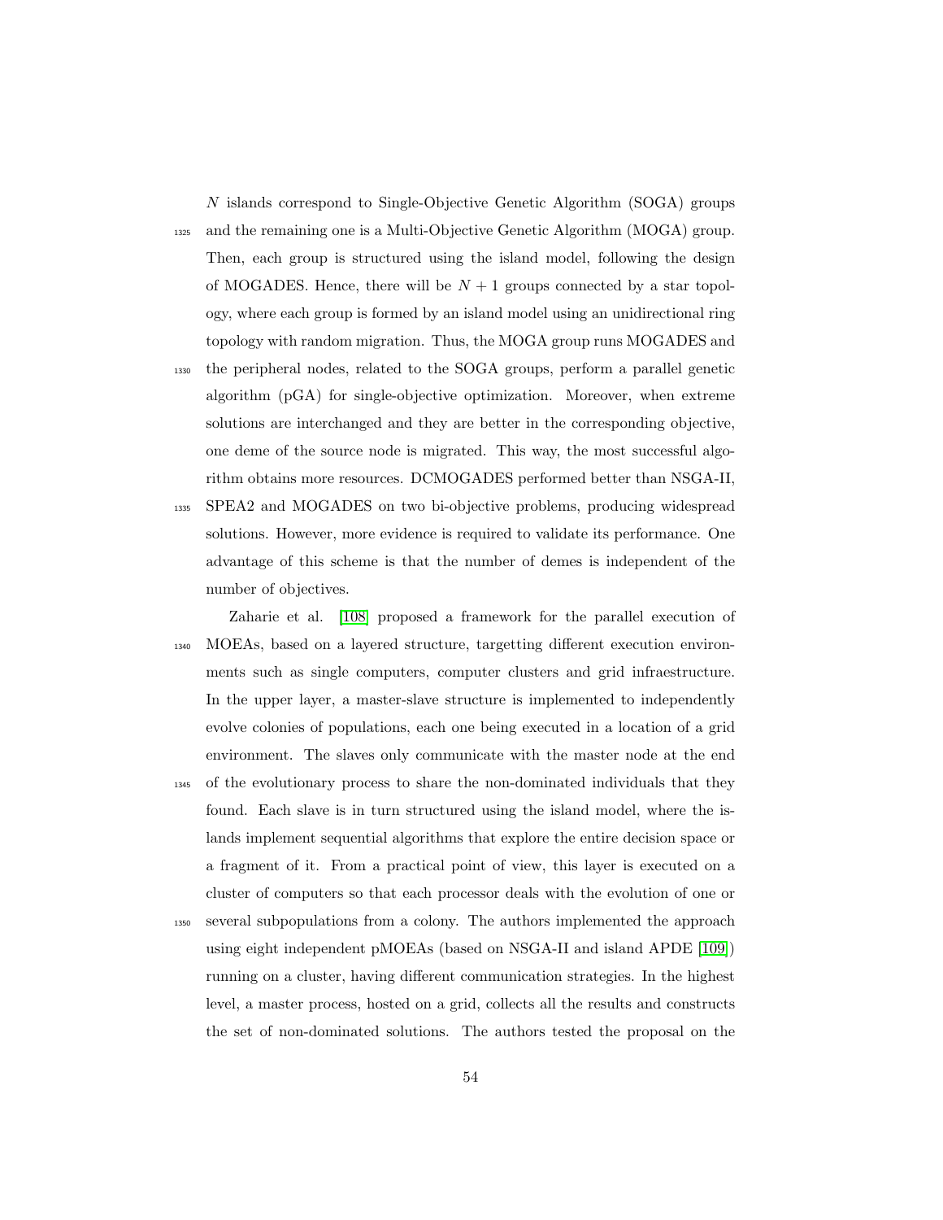$N$ islands correspond to Single-Objective Genetic Algorithm (SOGA) groups and the remaining one is a Multi-Objective Genetic Algorithm (MOGA) group. Then, each group is structured using the island model, following the design of MOGADES. Hence, there will be $N + 1$ groups connected by a star topology, where each group is formed by an island model using an unidirectional ring topology with random migration. Thus, the MOGA group runs MOGADES and the peripheral nodes, related to the SOGA groups, perform a parallel genetic algorithm (pGA) for single-objective optimization. Moreover, when extreme solutions are interchanged and they are better in the corresponding objective, one deme of the source node is migrated. This way, the most successful algorithm obtains more resources. DCMOGADES performed better than NSGA-II, SPEA2 and MOGADES on two bi-objective problems, producing widespread solutions. However, more evidence is required to validate its performance. One advantage of this scheme is that the number of demes is independent of the number of objectives.

Zaharie et al. [108] proposed a framework for the parallel execution of MOEAs, based on a layered structure, targetting different execution environments such as single computers, computer clusters and grid infraestructure. In the upper layer, a master-slave structure is implemented to independently evolve colonies of populations, each one being executed in a location of a grid environment. The slaves only communicate with the master node at the end of the evolutionary process to share the non-dominated individuals that they found. Each slave is in turn structured using the island model, where the islands implement sequential algorithms that explore the entire decision space or a fragment of it. From a practical point of view, this layer is executed on a cluster of computers so that each processor deals with the evolution of one or several subpopulations from a colony. The authors implemented the approach using eight independent pMOEAs (based on NSGA-II and island APDE [109]) running on a cluster, having different communication strategies. In the highest level, a master process, hosted on a grid, collects all the results and constructs the set of non-dominated solutions. The authors tested the proposal on the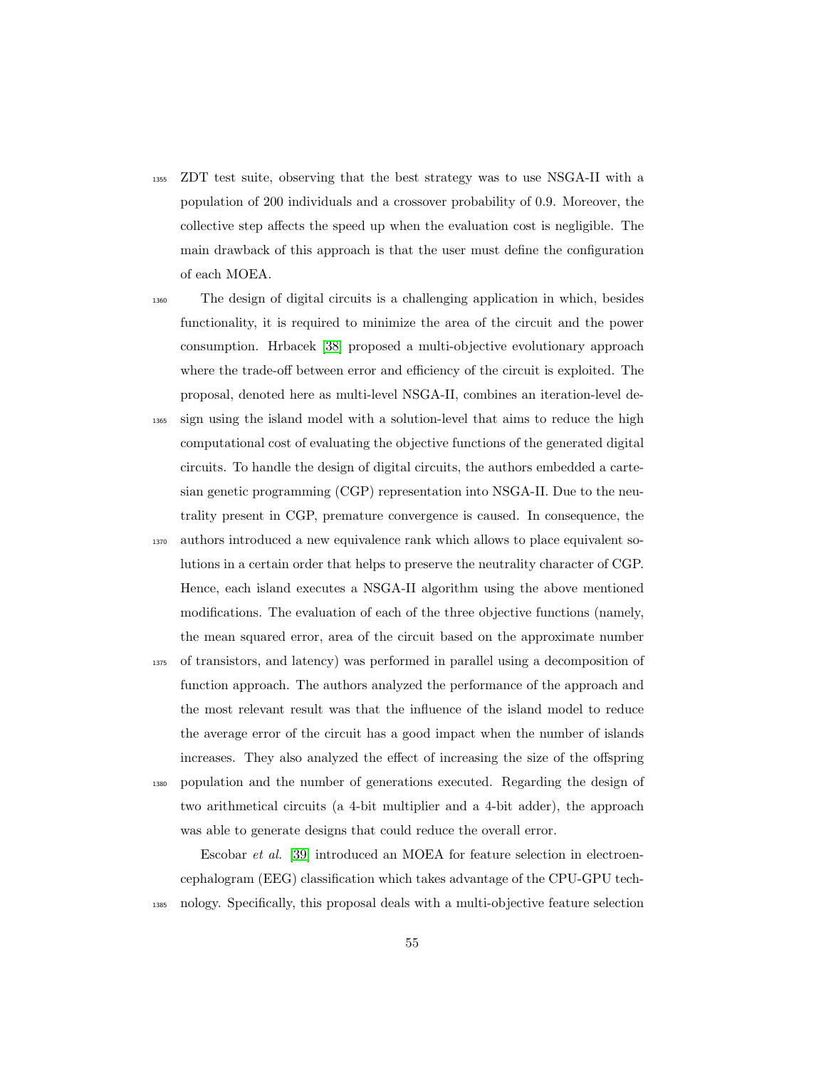ZDT test suite, observing that the best strategy was to use NSGA-II with a population of 200 individuals and a crossover probability of 0.9. Moreover, the collective step affects the speed up when the evaluation cost is negligible. The main drawback of this approach is that the user must define the configuration of each MOEA.

The design of digital circuits is a challenging application in which, besides functionality, it is required to minimize the area of the circuit and the power consumption. Hrbacek [38] proposed a multi-objective evolutionary approach where the trade-off between error and efficiency of the circuit is exploited. The proposal, denoted here as multi-level NSGA-II, combines an iteration-level design using the island model with a solution-level that aims to reduce the high computational cost of evaluating the objective functions of the generated digital circuits. To handle the design of digital circuits, the authors embedded a cartesian genetic programming (CGP) representation into NSGA-II. Due to the neutrality present in CGP, premature convergence is caused. In consequence, the authors introduced a new equivalence rank which allows to place equivalent solutions in a certain order that helps to preserve the neutrality character of CGP. Hence, each island executes a NSGA-II algorithm using the above mentioned modifications. The evaluation of each of the three objective functions (namely, the mean squared error, area of the circuit based on the approximate number of transistors, and latency) was performed in parallel using a decomposition of function approach. The authors analyzed the performance of the approach and the most relevant result was that the influence of the island model to reduce the average error of the circuit has a good impact when the number of islands increases. They also analyzed the effect of increasing the size of the offspring population and the number of generations executed. Regarding the design of two arithmetical circuits (a 4-bit multiplier and a 4-bit adder), the approach was able to generate designs that could reduce the overall error.

Escobar *et al.* [39] introduced an MOEA for feature selection in electroencephalogram (EEG) classification which takes advantage of the CPU-GPU technology. Specifically, this proposal deals with a multi-objective feature selection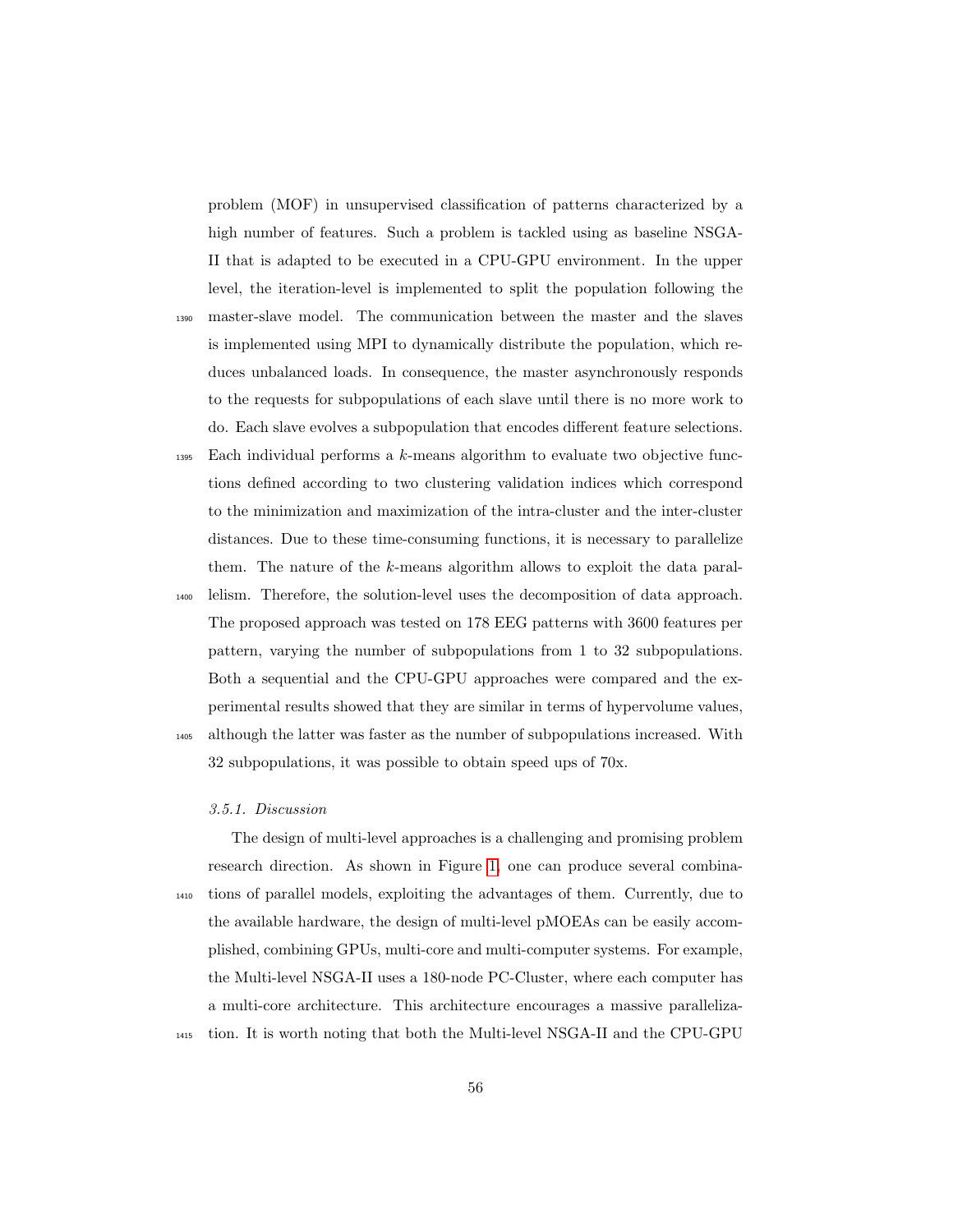problem (MOF) in unsupervised classification of patterns characterized by a high number of features. Such a problem is tackled using as baseline NSGA-II that is adapted to be executed in a CPU-GPU environment. In the upper level, the iteration-level is implemented to split the population following the master-slave model. The communication between the master and the slaves is implemented using MPI to dynamically distribute the population, which reduces unbalanced loads. In consequence, the master asynchronously responds to the requests for subpopulations of each slave until there is no more work to do. Each slave evolves a subpopulation that encodes different feature selections. Each individual performs a $k$-means algorithm to evaluate two objective functions defined according to two clustering validation indices which correspond to the minimization and maximization of the intra-cluster and the inter-cluster distances. Due to these time-consuming functions, it is necessary to parallelize them. The nature of the $k$-means algorithm allows to exploit the data parallelism. Therefore, the solution-level uses the decomposition of data approach. The proposed approach was tested on 178 EEG patterns with 3600 features per pattern, varying the number of subpopulations from 1 to 32 subpopulations. Both a sequential and the CPU-GPU approaches were compared and the experimental results showed that they are similar in terms of hypervolume values, although the latter was faster as the number of subpopulations increased. With 32 subpopulations, it was possible to obtain speed ups of 70x.

#### *3.5.1. Discussion*

The design of multi-level approaches is a challenging and promising problem research direction. As shown in Figure 1, one can produce several combinations of parallel models, exploiting the advantages of them. Currently, due to the available hardware, the design of multi-level pMOEAs can be easily accomplished, combining GPUs, multi-core and multi-computer systems. For example, the Multi-level NSGA-II uses a 180-node PC-Cluster, where each computer has a multi-core architecture. This architecture encourages a massive parallelization. It is worth noting that both the Multi-level NSGA-II and the CPU-GPU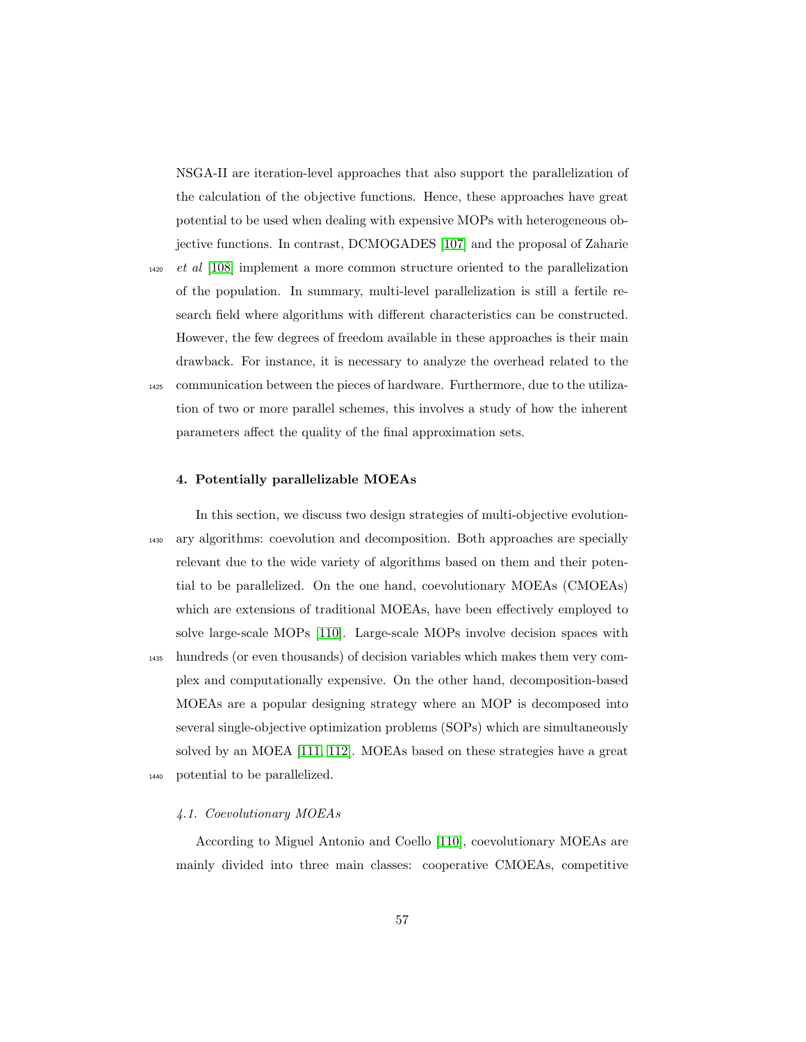NSGA-II are iteration-level approaches that also support the parallelization of the calculation of the objective functions. Hence, these approaches have great potential to be used when dealing with expensive MOPs with heterogeneous objective functions. In contrast, DCMOGADES [107] and the proposal of Zaharie *et al* [108] implement a more common structure oriented to the parallelization of the population. In summary, multi-level parallelization is still a fertile research field where algorithms with different characteristics can be constructed. However, the few degrees of freedom available in these approaches is their main drawback. For instance, it is necessary to analyze the overhead related to the communication between the pieces of hardware. Furthermore, due to the utilization of two or more parallel schemes, this involves a study of how the inherent parameters affect the quality of the final approximation sets.

## 4. Potentially parallelizable MOEAs

In this section, we discuss two design strategies of multi-objective evolutionary algorithms: coevolution and decomposition. Both approaches are specially relevant due to the wide variety of algorithms based on them and their potential to be parallelized. On the one hand, coevolutionary MOEAs (CMOEAs) which are extensions of traditional MOEAs, have been effectively employed to solve large-scale MOPs [110]. Large-scale MOPs involve decision spaces with hundreds (or even thousands) of decision variables which makes them very complex and computationally expensive. On the other hand, decomposition-based MOEAs are a popular designing strategy where an MOP is decomposed into several single-objective optimization problems (SOPs) which are simultaneously solved by an MOEA [111, 112]. MOEAs based on these strategies have a great potential to be parallelized.

### *4.1. Coevolutionary MOEAs*

According to Miguel Antonio and Coello [110], coevolutionary MOEAs are mainly divided into three main classes: cooperative CMOEAs, competitive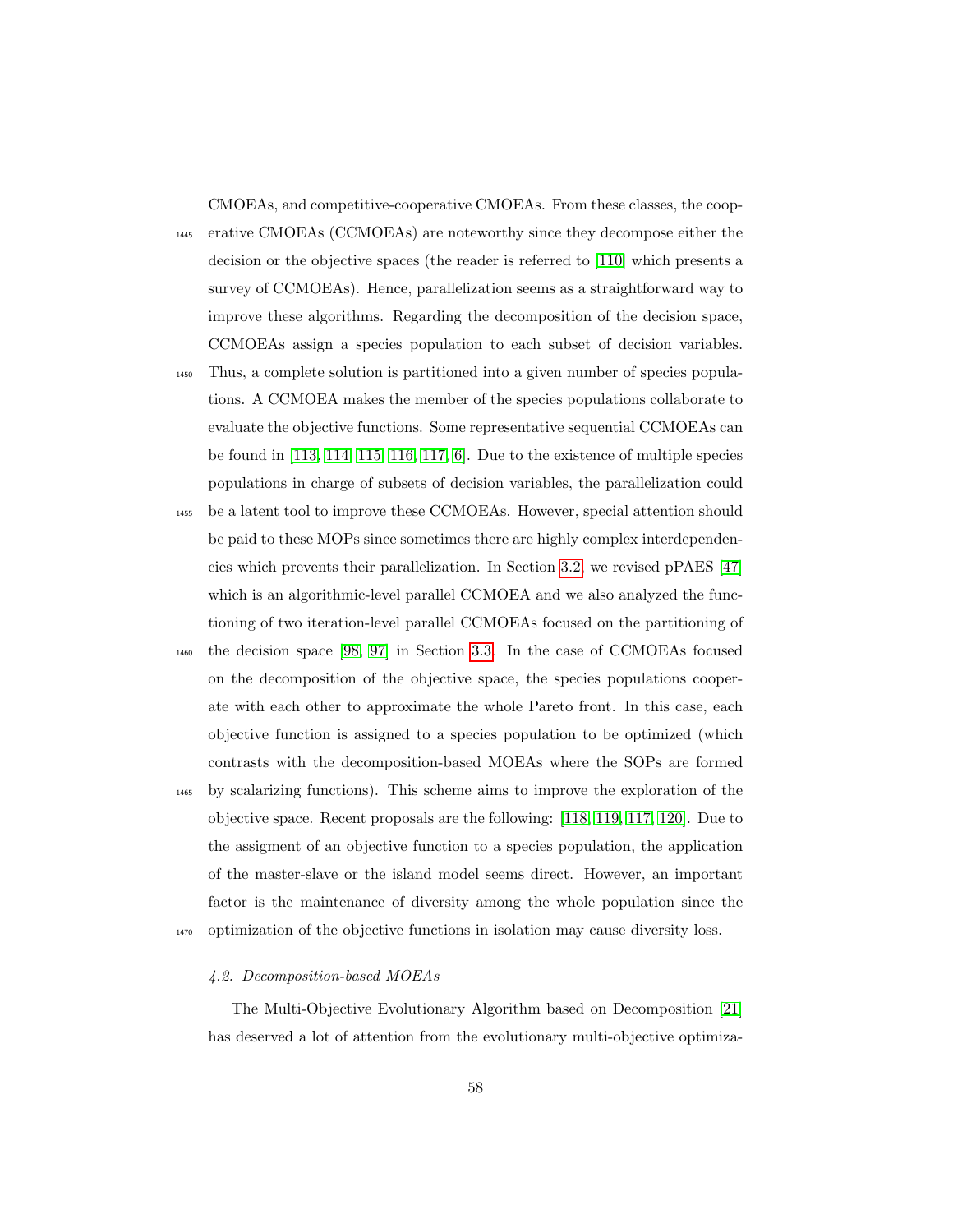CMOEAs, and competitive-cooperative CMOEAs. From these classes, the cooperative CMOEAs (CCMOEAs) are noteworthy since they decompose either the decision or the objective spaces (the reader is referred to [110] which presents a survey of CCMOEAs). Hence, parallelization seems as a straightforward way to improve these algorithms. Regarding the decomposition of the decision space, CCMOEAs assign a species population to each subset of decision variables. Thus, a complete solution is partitioned into a given number of species populations. A CCMOEA makes the member of the species populations collaborate to evaluate the objective functions. Some representative sequential CCMOEAs can be found in [113, 114, 115, 116, 117, 6]. Due to the existence of multiple species populations in charge of subsets of decision variables, the parallelization could be a latent tool to improve these CCMOEAs. However, special attention should be paid to these MOPs since sometimes there are highly complex interdependencies which prevents their parallelization. In Section 3.2, we revised pPAES [47] which is an algorithmic-level parallel CCMOEA and we also analyzed the functioning of two iteration-level parallel CCMOEAs focused on the partitioning of the decision space [98, 97] in Section 3.3. In the case of CCMOEAs focused on the decomposition of the objective space, the species populations cooperate with each other to approximate the whole Pareto front. In this case, each objective function is assigned to a species population to be optimized (which contrasts with the decomposition-based MOEAs where the SOPs are formed by scalarizing functions). This scheme aims to improve the exploration of the objective space. Recent proposals are the following: [118, 119, 117, 120]. Due to the assigment of an objective function to a species population, the application of the master-slave or the island model seems direct. However, an important factor is the maintenance of diversity among the whole population since the optimization of the objective functions in isolation may cause diversity loss.

### 4.2. Decomposition-based MOEAs

The Multi-Objective Evolutionary Algorithm based on Decomposition [21] has deserved a lot of attention from the evolutionary multi-objective optimiza-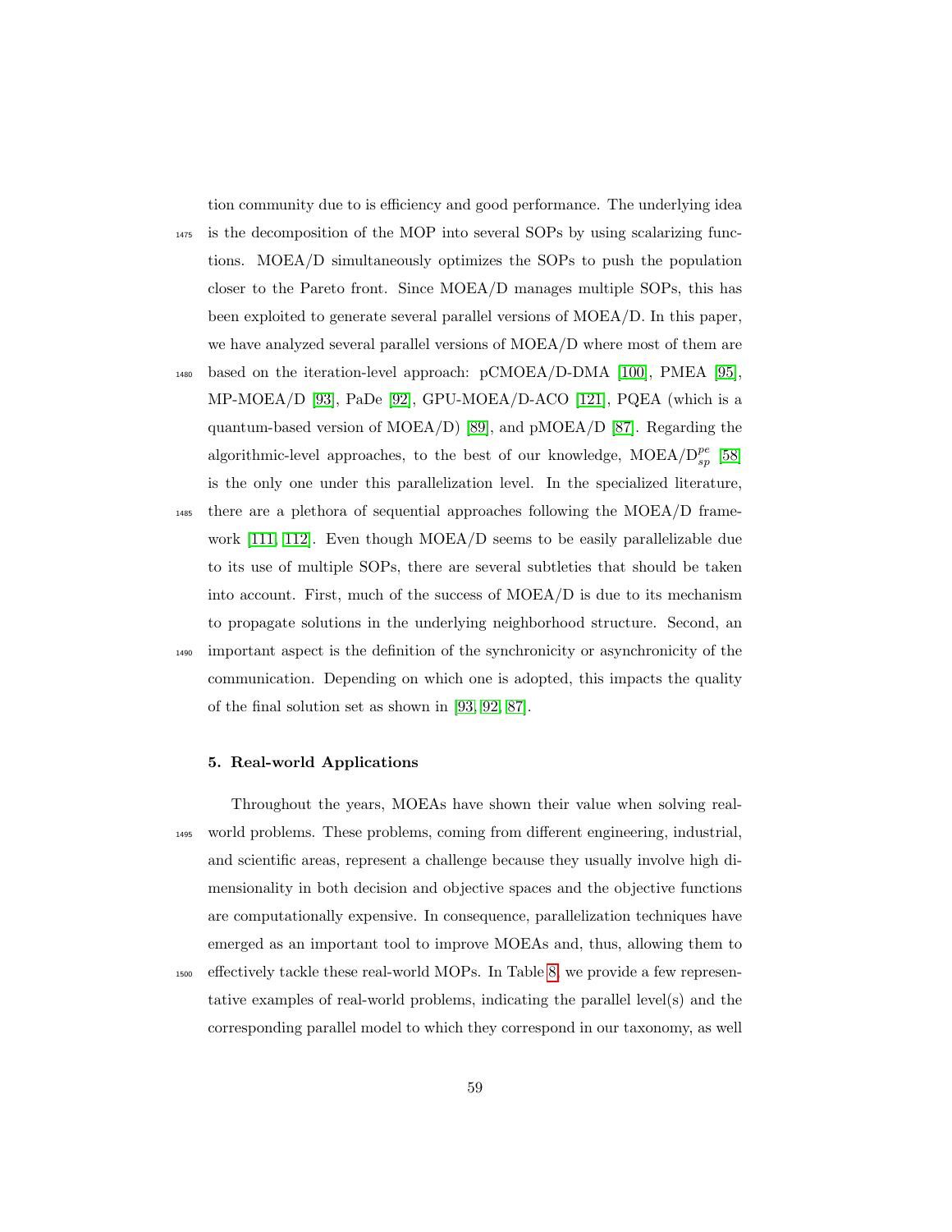tion community due to is efficiency and good performance. The underlying idea is the decomposition of the MOP into several SOPs by using scalarizing functions. MOEA/D simultaneously optimizes the SOPs to push the population closer to the Pareto front. Since MOEA/D manages multiple SOPs, this has been exploited to generate several parallel versions of MOEA/D. In this paper, we have analyzed several parallel versions of MOEA/D where most of them are based on the iteration-level approach: pCMOEA/D-DMA [100], PMEA [95], MP-MOEA/D [93], PaDe [92], GPU-MOEA/D-ACO [121], PQEA (which is a quantum-based version of MOEA/D) [89], and pMOEA/D [87]. Regarding the algorithmic-level approaches, to the best of our knowledge, MOEA/D$_{sp}^{pe}$ [58] is the only one under this parallelization level. In the specialized literature, there are a plethora of sequential approaches following the MOEA/D framework [111, 112]. Even though MOEA/D seems to be easily parallelizable due to its use of multiple SOPs, there are several subtleties that should be taken into account. First, much of the success of MOEA/D is due to its mechanism to propagate solutions in the underlying neighborhood structure. Second, an important aspect is the definition of the synchronicity or asynchronicity of the communication. Depending on which one is adopted, this impacts the quality of the final solution set as shown in [93, 92, 87].

## 5. Real-world Applications

Throughout the years, MOEAs have shown their value when solving real-world problems. These problems, coming from different engineering, industrial, and scientific areas, represent a challenge because they usually involve high dimensionality in both decision and objective spaces and the objective functions are computationally expensive. In consequence, parallelization techniques have emerged as an important tool to improve MOEAs and, thus, allowing them to effectively tackle these real-world MOPs. In Table 8, we provide a few representative examples of real-world problems, indicating the parallel level(s) and the corresponding parallel model to which they correspond in our taxonomy, as well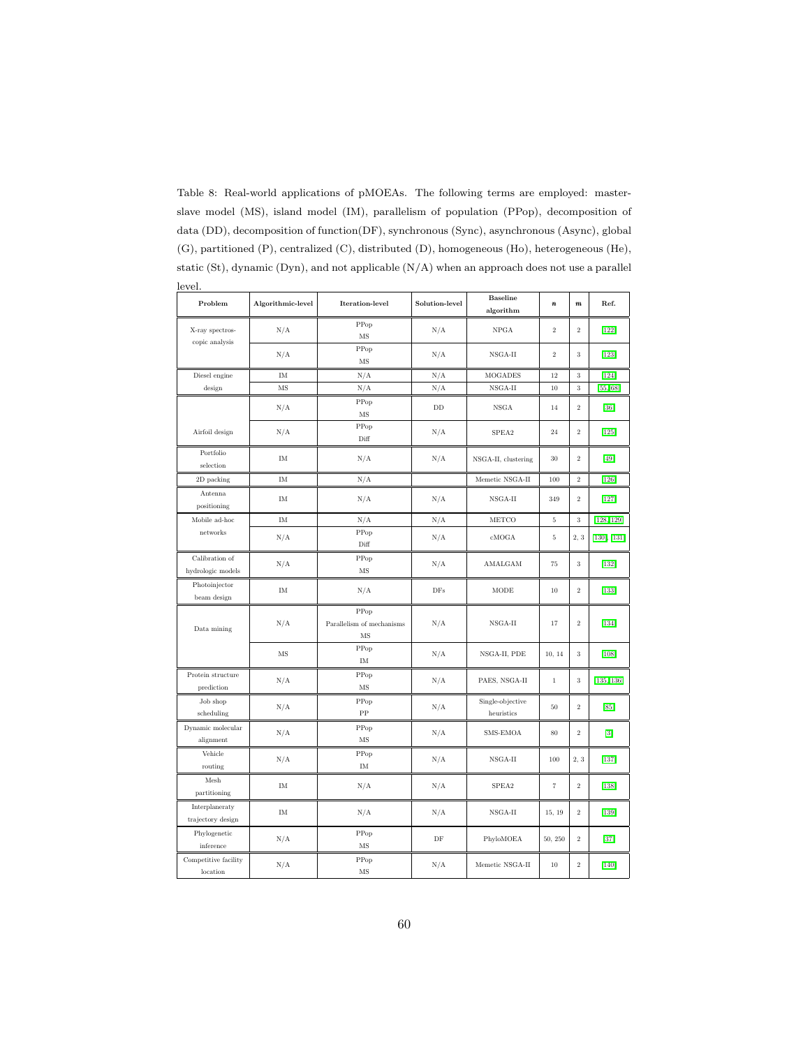Table 8: Real-world applications of pMOEAs. The following terms are employed: master-slave model (MS), island model (IM), parallelism of population (PPop), decomposition of data (DD), decomposition of function(DF), synchronous (Sync), asynchronous (Async), global (G), partitioned (P), centralized (C), distributed (D), homogeneous (Ho), heterogeneous (He), static (St), dynamic (Dyn), and not applicable (N/A) when an approach does not use a parallel level.

| Problem | Algorithmic-level | Iteration-level | Solution-level | Baseline algorithm | $n$ | $m$ | Ref. |
|---|---|---|---|---|---|---|---|
| X-ray spectroscopic analysis | N/A | PPop MS | N/A | NPGA | 2 | 2 | [122] |
| | N/A | PPop MS | N/A | NSGA-II | 2 | 3 | [123] |
| Diesel engine design | IM | N/A | N/A | MOGADES | 12 | 3 | [124] |
| | MS | N/A | N/A | NSGA-II | 10 | 3 | [55, 68] |
| Airfoil design | N/A | PPop MS | DD | NSGA | 14 | 2 | [36] |
| | N/A | PPop Diff | N/A | SPEA2 | 24 | 2 | [125] |
| Portfolio selection | IM | N/A | N/A | NSGA-II, clustering | 30 | 2 | [49] |
| 2D packing | IM | N/A | | Memetic NSGA-II | 100 | 2 | [126] |
| Antenna positioning | IM | N/A | N/A | NSGA-II | 349 | 2 | [127] |
| Mobile ad-hoc networks | IM | N/A | N/A | METCO | 5 | 3 | [128, 129] |
| | N/A | PPop Diff | N/A | cMOGA | 5 | 2, 3 | [130], [131] |
| Calibration of hydrologic models | N/A | PPop MS | N/A | AMALGAM | 75 | 3 | [132] |
| Photoinjector beam design | IM | N/A | DFs | MODE | 10 | 2 | [133] |
| Data mining | N/A | PPop Parallelism of mechanisms MS | N/A | NSGA-II | 17 | 2 | [134] |
| | MS | PPop IM | N/A | NSGA-II, PDE | 10, 14 | 3 | [108] |
| Protein structure prediction | N/A | PPop MS | N/A | PAES, NSGA-II | 1 | 3 | [135, 136] |
| Job shop scheduling | N/A | PPop PP | N/A | Single-objective heuristics | 50 | 2 | [85] |
| Dynamic molecular alignment | N/A | PPop MS | N/A | SMS-EMOA | 80 | 2 | [3] |
| Vehicle routing | N/A | PPop IM | N/A | NSGA-II | 100 | 2, 3 | [137] |
| Mesh partitioning | IM | N/A | N/A | SPEA2 | 7 | 2 | [138] |
| Interplaneraty trajectory design | IM | N/A | N/A | NSGA-II | 15, 19 | 2 | [139] |
| Phylogenetic inference | N/A | PPop MS | DF | PhyloMOEA | 50, 250 | 2 | [37] |
| Competitive facility location | N/A | PPop MS | N/A | Memetic NSGA-II | 10 | 2 | [140] |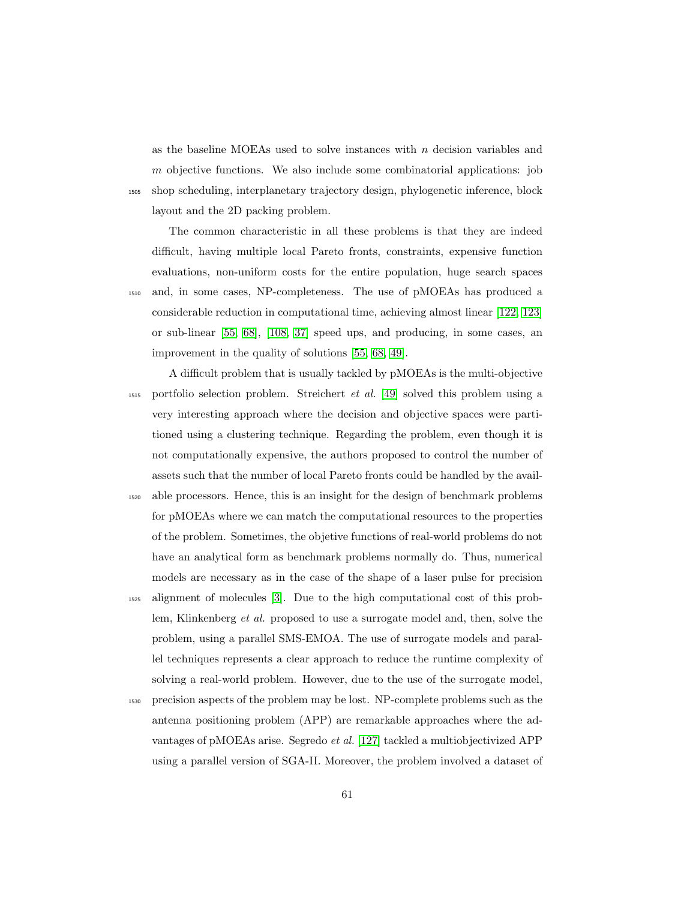as the baseline MOEAs used to solve instances with $n$ decision variables and $m$ objective functions. We also include some combinatorial applications: job shop scheduling, interplanetary trajectory design, phylogenetic inference, block layout and the 2D packing problem.

The common characteristic in all these problems is that they are indeed difficult, having multiple local Pareto fronts, constraints, expensive function evaluations, non-uniform costs for the entire population, huge search spaces and, in some cases, NP-completeness. The use of pMOEAs has produced a considerable reduction in computational time, achieving almost linear [122, 123] or sub-linear [55, 68], [108, 37] speed ups, and producing, in some cases, an improvement in the quality of solutions [55, 68, 49].

A difficult problem that is usually tackled by pMOEAs is the multi-objective portfolio selection problem. Streichert *et al.* [49] solved this problem using a very interesting approach where the decision and objective spaces were partitioned using a clustering technique. Regarding the problem, even though it is not computationally expensive, the authors proposed to control the number of assets such that the number of local Pareto fronts could be handled by the available processors. Hence, this is an insight for the design of benchmark problems for pMOEAs where we can match the computational resources to the properties of the problem. Sometimes, the objetive functions of real-world problems do not have an analytical form as benchmark problems normally do. Thus, numerical models are necessary as in the case of the shape of a laser pulse for precision alignment of molecules [3]. Due to the high computational cost of this problem, Klinkenberg *et al.* proposed to use a surrogate model and, then, solve the problem, using a parallel SMS-EMOA. The use of surrogate models and parallel techniques represents a clear approach to reduce the runtime complexity of solving a real-world problem. However, due to the use of the surrogate model, precision aspects of the problem may be lost. NP-complete problems such as the antenna positioning problem (APP) are remarkable approaches where the advantages of pMOEAs arise. Segredo *et al.* [127] tackled a multiobjectivized APP using a parallel version of SGA-II. Moreover, the problem involved a dataset of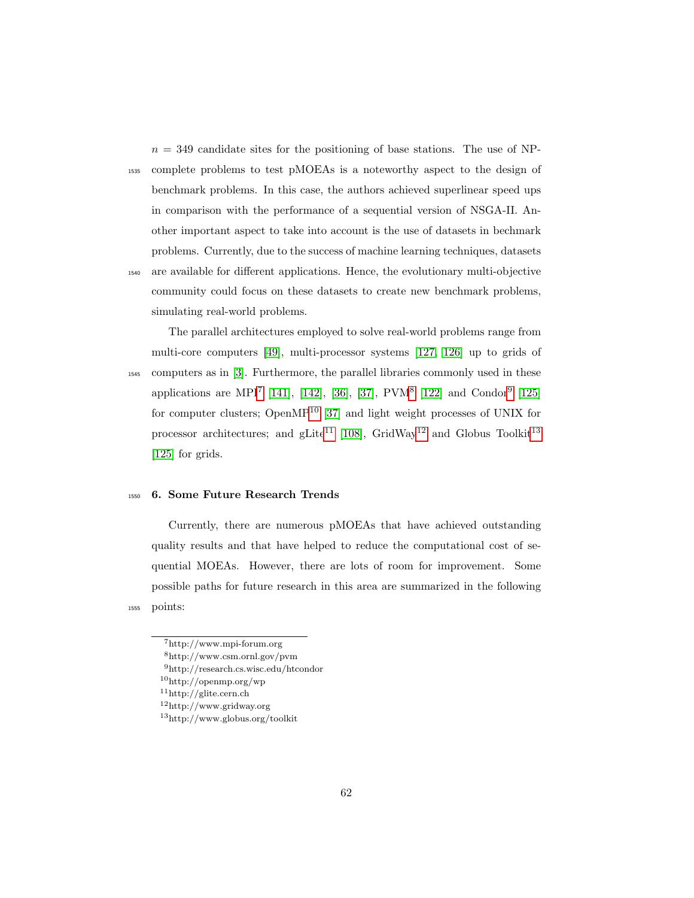$n = 349$ candidate sites for the positioning of base stations. The use of NP-complete problems to test pMOEAs is a noteworthy aspect to the design of benchmark problems. In this case, the authors achieved superlinear speed ups in comparison with the performance of a sequential version of NSGA-II. Another important aspect to take into account is the use of datasets in bechmark problems. Currently, due to the success of machine learning techniques, datasets are available for different applications. Hence, the evolutionary multi-objective community could focus on these datasets to create new benchmark problems, simulating real-world problems.

The parallel architectures employed to solve real-world problems range from multi-core computers [49], multi-processor systems [127, 126] up to grids of computers as in [3]. Furthermore, the parallel libraries commonly used in these applications are MPI[7] [141], [142], [36], [37], PVM[8] [122] and Condor[9] [125] for computer clusters; OpenMP[10] [37] and light weight processes of UNIX for processor architectures; and gLite[11] [108], GridWay[12] and Globus Toolkit[13] [125] for grids.

## 6. Some Future Research Trends

Currently, there are numerous pMOEAs that have achieved outstanding quality results and that have helped to reduce the computational cost of sequential MOEAs. However, there are lots of room for improvement. Some possible paths for future research in this area are summarized in the following points:

---

[7] http://www.mpi-forum.org

[8] http://www.csm.ornl.gov/pvm

[9] http://research.cs.wisc.edu/htcondor

[10] http://openmp.org/wp

[11] http://glite.cern.ch

[12] http://www.gridway.org

[13] http://www.globus.org/toolkit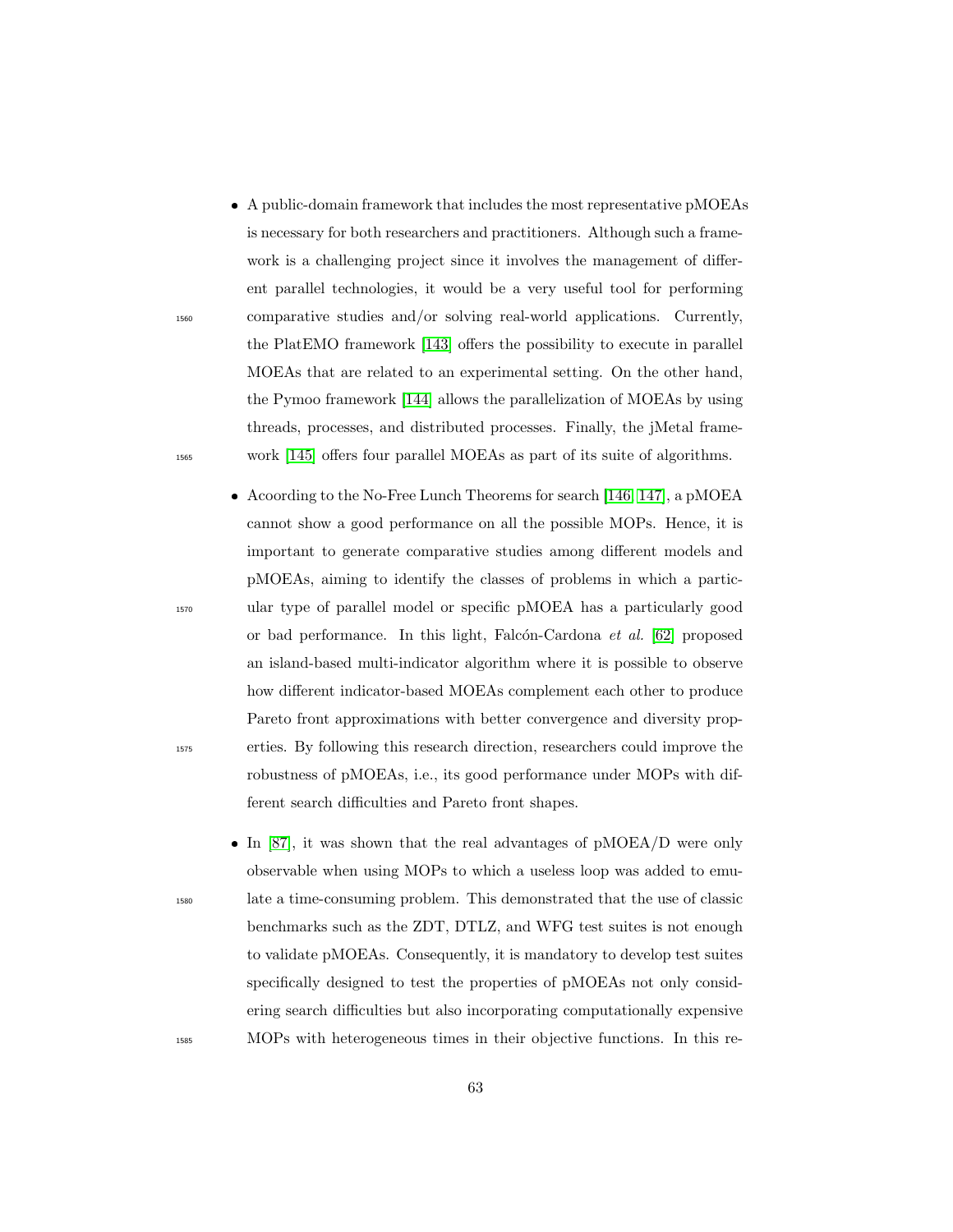- A public-domain framework that includes the most representative pMOEAs is necessary for both researchers and practitioners. Although such a framework is a challenging project since it involves the management of different parallel technologies, it would be a very useful tool for performing comparative studies and/or solving real-world applications. Currently, the PlatEMO framework [143] offers the possibility to execute in parallel MOEAs that are related to an experimental setting. On the other hand, the Pymoo framework [144] allows the parallelization of MOEAs by using threads, processes, and distributed processes. Finally, the jMetal framework [145] offers four parallel MOEAs as part of its suite of algorithms.

- Acoording to the No-Free Lunch Theorems for search [146, 147], a pMOEA cannot show a good performance on all the possible MOPs. Hence, it is important to generate comparative studies among different models and pMOEAs, aiming to identify the classes of problems in which a particular type of parallel model or specific pMOEA has a particularly good or bad performance. In this light, Falcón-Cardona *et al.* [62] proposed an island-based multi-indicator algorithm where it is possible to observe how different indicator-based MOEAs complement each other to produce Pareto front approximations with better convergence and diversity properties. By following this research direction, researchers could improve the robustness of pMOEAs, i.e., its good performance under MOPs with different search difficulties and Pareto front shapes.

- In [87], it was shown that the real advantages of pMOEA/D were only observable when using MOPs to which a useless loop was added to emulate a time-consuming problem. This demonstrated that the use of classic benchmarks such as the ZDT, DTLZ, and WFG test suites is not enough to validate pMOEAs. Consequently, it is mandatory to develop test suites specifically designed to test the properties of pMOEAs not only considering search difficulties but also incorporating computationally expensive MOPs with heterogeneous times in their objective functions. In this re-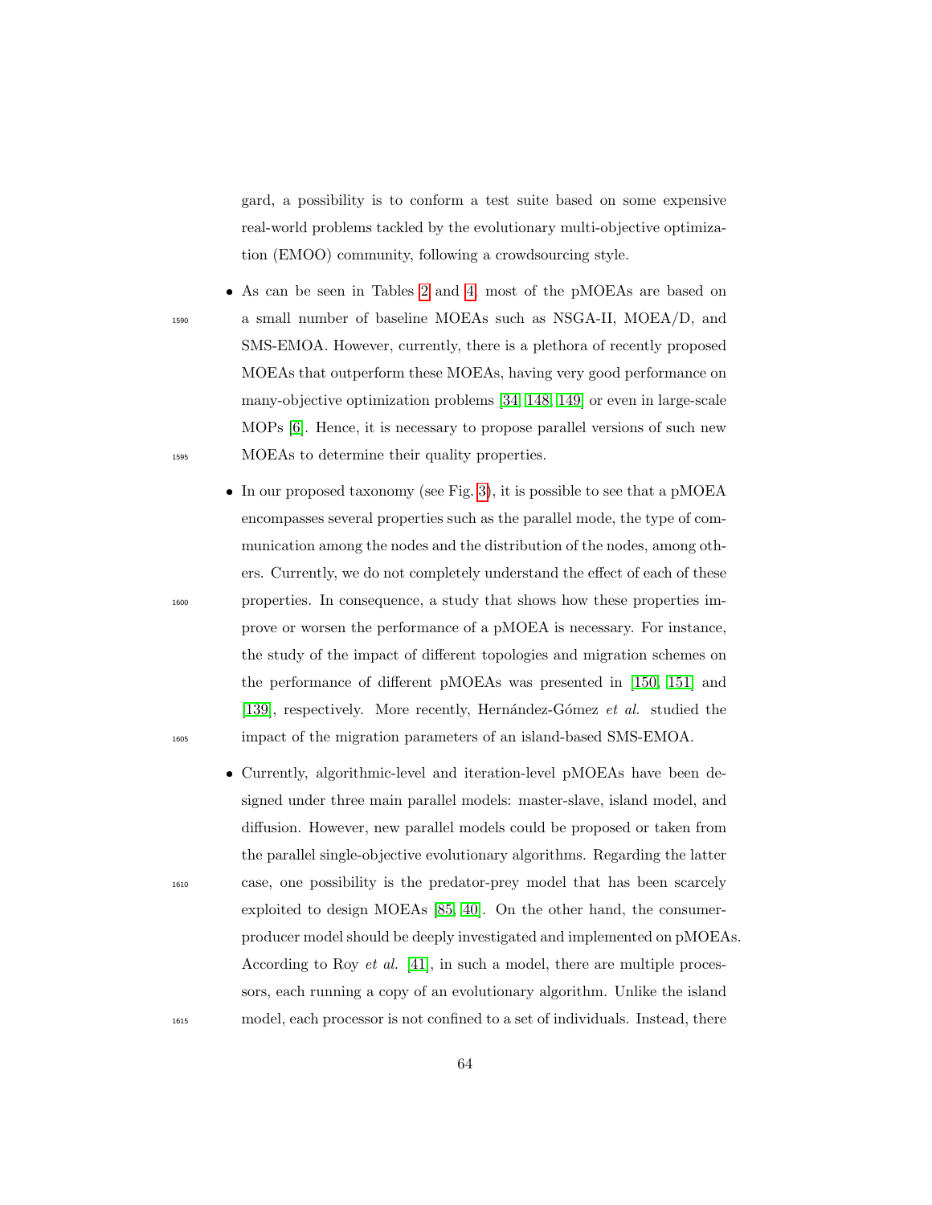gard, a possibility is to conform a test suite based on some expensive real-world problems tackled by the evolutionary multi-objective optimization (EMOO) community, following a crowdsourcing style.

- As can be seen in Tables 2 and 4, most of the pMOEAs are based on a small number of baseline MOEAs such as NSGA-II, MOEA/D, and SMS-EMOA. However, currently, there is a plethora of recently proposed MOEAs that outperform these MOEAs, having very good performance on many-objective optimization problems [34, 148, 149] or even in large-scale MOPs [6]. Hence, it is necessary to propose parallel versions of such new MOEAs to determine their quality properties.

- In our proposed taxonomy (see Fig. 3), it is possible to see that a pMOEA encompasses several properties such as the parallel mode, the type of communication among the nodes and the distribution of the nodes, among others. Currently, we do not completely understand the effect of each of these properties. In consequence, a study that shows how these properties improve or worsen the performance of a pMOEA is necessary. For instance, the study of the impact of different topologies and migration schemes on the performance of different pMOEAs was presented in [150, 151] and [139], respectively. More recently, Hernández-Gómez *et al.* studied the impact of the migration parameters of an island-based SMS-EMOA.

- Currently, algorithmic-level and iteration-level pMOEAs have been designed under three main parallel models: master-slave, island model, and diffusion. However, new parallel models could be proposed or taken from the parallel single-objective evolutionary algorithms. Regarding the latter case, one possibility is the predator-prey model that has been scarcely exploited to design MOEAs [85, 40]. On the other hand, the consumer-producer model should be deeply investigated and implemented on pMOEAs. According to Roy *et al.* [41], in such a model, there are multiple processors, each running a copy of an evolutionary algorithm. Unlike the island model, each processor is not confined to a set of individuals. Instead, there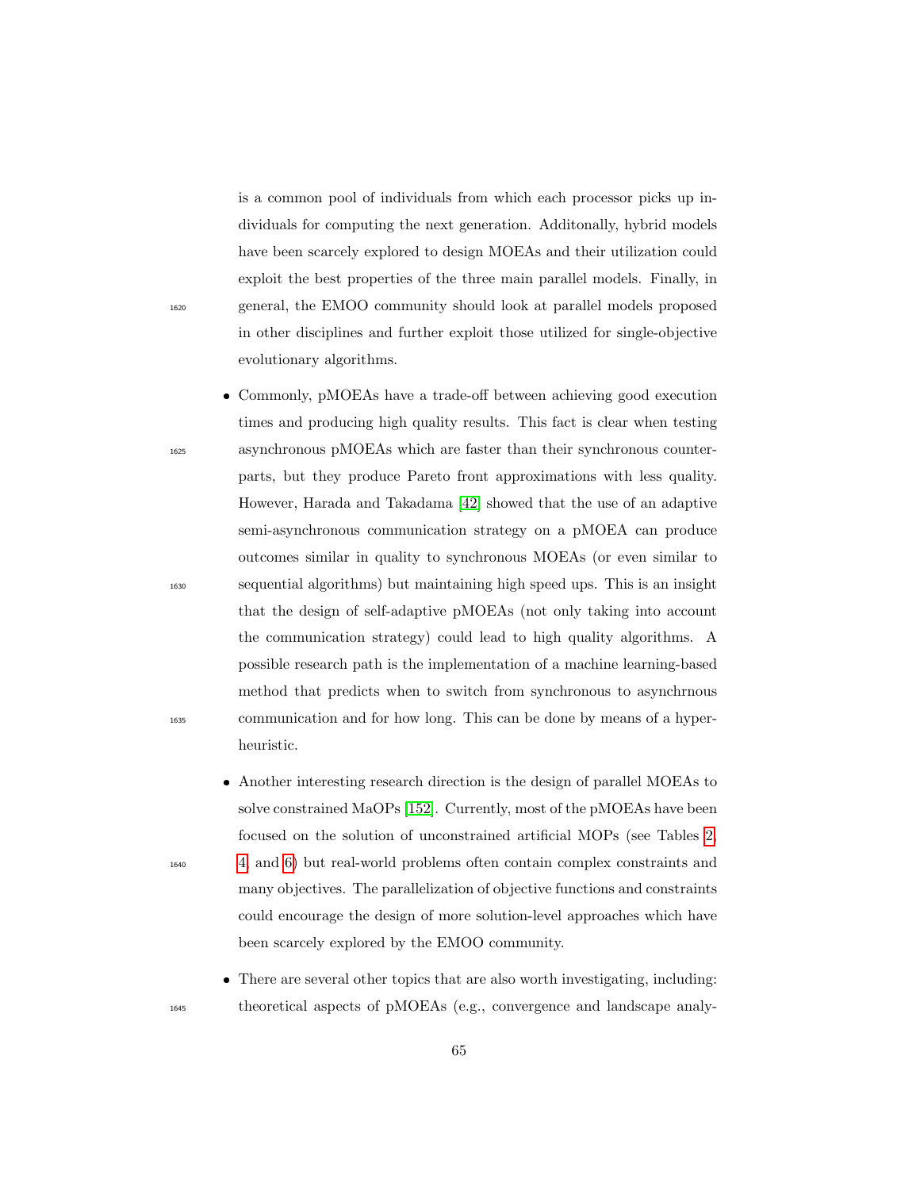is a common pool of individuals from which each processor picks up individuals for computing the next generation. Additonally, hybrid models have been scarcely explored to design MOEAs and their utilization could exploit the best properties of the three main parallel models. Finally, in general, the EMOO community should look at parallel models proposed in other disciplines and further exploit those utilized for single-objective evolutionary algorithms.

- Commonly, pMOEAs have a trade-off between achieving good execution times and producing high quality results. This fact is clear when testing asynchronous pMOEAs which are faster than their synchronous counterparts, but they produce Pareto front approximations with less quality. However, Harada and Takadama [42] showed that the use of an adaptive semi-asynchronous communication strategy on a pMOEA can produce outcomes similar in quality to synchronous MOEAs (or even similar to sequential algorithms) but maintaining high speed ups. This is an insight that the design of self-adaptive pMOEAs (not only taking into account the communication strategy) could lead to high quality algorithms. A possible research path is the implementation of a machine learning-based method that predicts when to switch from synchronous to asynchrnous communication and for how long. This can be done by means of a hyper-heuristic.

- Another interesting research direction is the design of parallel MOEAs to solve constrained MaOPs [152]. Currently, most of the pMOEAs have been focused on the solution of unconstrained artificial MOPs (see Tables 2, 4, and 6) but real-world problems often contain complex constraints and many objectives. The parallelization of objective functions and constraints could encourage the design of more solution-level approaches which have been scarcely explored by the EMOO community.

- There are several other topics that are also worth investigating, including: theoretical aspects of pMOEAs (e.g., convergence and landscape analy-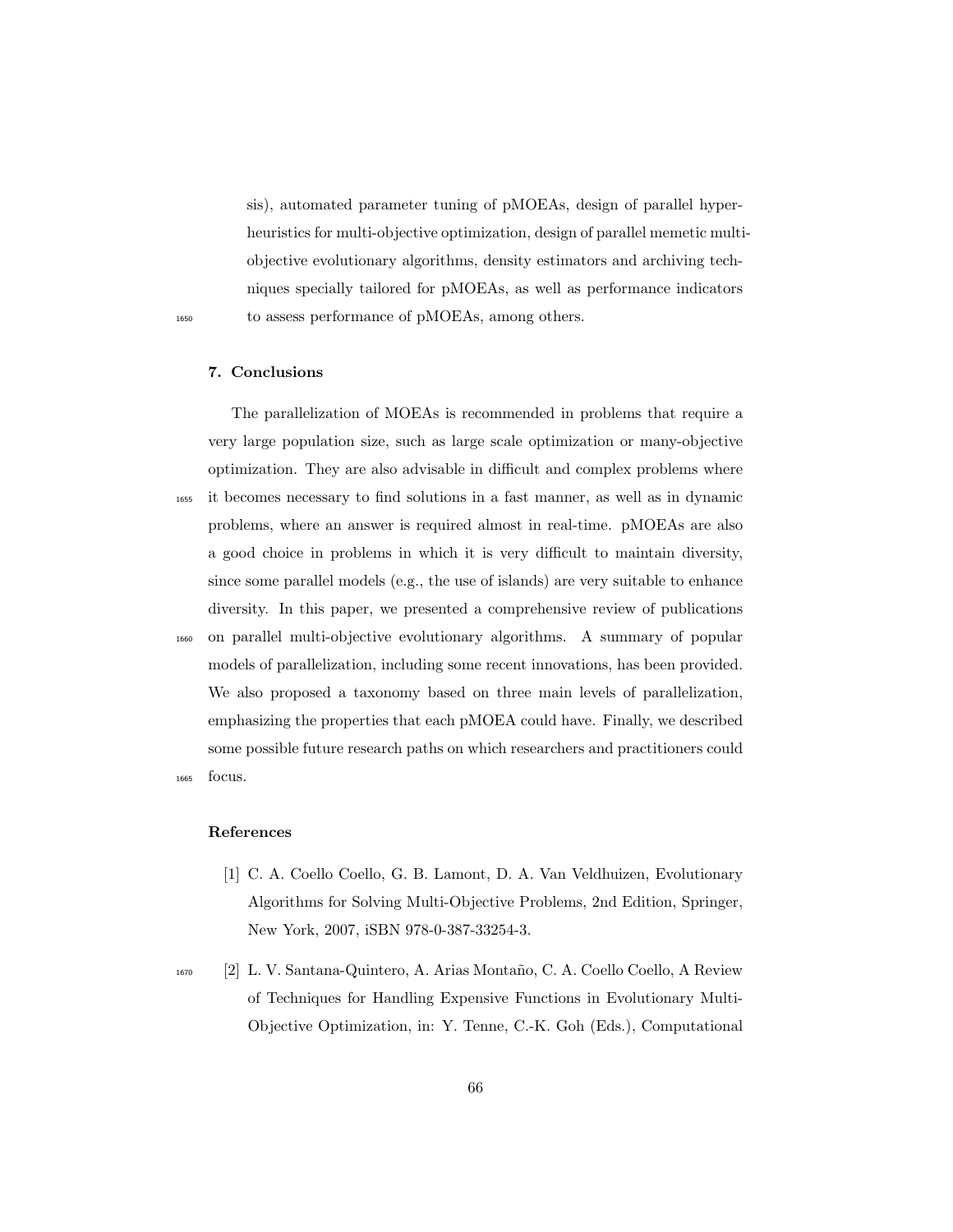sis), automated parameter tuning of pMOEAs, design of parallel hyper-heuristics for multi-objective optimization, design of parallel memetic multi-objective evolutionary algorithms, density estimators and archiving techniques specially tailored for pMOEAs, as well as performance indicators to assess performance of pMOEAs, among others.

## 7. Conclusions

The parallelization of MOEAs is recommended in problems that require a very large population size, such as large scale optimization or many-objective optimization. They are also advisable in difficult and complex problems where it becomes necessary to find solutions in a fast manner, as well as in dynamic problems, where an answer is required almost in real-time. pMOEAs are also a good choice in problems in which it is very difficult to maintain diversity, since some parallel models (e.g., the use of islands) are very suitable to enhance diversity. In this paper, we presented a comprehensive review of publications on parallel multi-objective evolutionary algorithms. A summary of popular models of parallelization, including some recent innovations, has been provided. We also proposed a taxonomy based on three main levels of parallelization, emphasizing the properties that each pMOEA could have. Finally, we described some possible future research paths on which researchers and practitioners could focus.

## References

[1] C. A. Coello Coello, G. B. Lamont, D. A. Van Veldhuizen, Evolutionary Algorithms for Solving Multi-Objective Problems, 2nd Edition, Springer, New York, 2007, iSBN 978-0-387-33254-3.

[2] L. V. Santana-Quintero, A. Arias Montaño, C. A. Coello Coello, A Review of Techniques for Handling Expensive Functions in Evolutionary Multi-Objective Optimization, in: Y. Tenne, C.-K. Goh (Eds.), Computational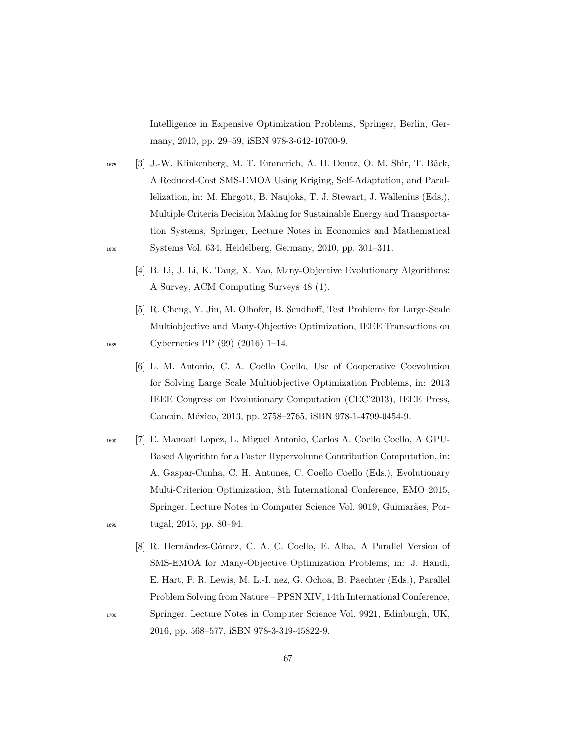Intelligence in Expensive Optimization Problems, Springer, Berlin, Germany, 2010, pp. 29–59, iSBN 978-3-642-10700-9.

[3] J.-W. Klinkenberg, M. T. Emmerich, A. H. Deutz, O. M. Shir, T. Bäck, A Reduced-Cost SMS-EMOA Using Kriging, Self-Adaptation, and Parallelization, in: M. Ehrgott, B. Naujoks, T. J. Stewart, J. Wallenius (Eds.), Multiple Criteria Decision Making for Sustainable Energy and Transportation Systems, Springer, Lecture Notes in Economics and Mathematical Systems Vol. 634, Heidelberg, Germany, 2010, pp. 301–311.

[4] B. Li, J. Li, K. Tang, X. Yao, Many-Objective Evolutionary Algorithms: A Survey, ACM Computing Surveys 48 (1).

[5] R. Cheng, Y. Jin, M. Olhofer, B. Sendhoff, Test Problems for Large-Scale Multiobjective and Many-Objective Optimization, IEEE Transactions on Cybernetics PP (99) (2016) 1–14.

[6] L. M. Antonio, C. A. Coello Coello, Use of Cooperative Coevolution for Solving Large Scale Multiobjective Optimization Problems, in: 2013 IEEE Congress on Evolutionary Computation (CEC'2013), IEEE Press, Cancún, México, 2013, pp. 2758–2765, iSBN 978-1-4799-0454-9.

[7] E. Manoatl Lopez, L. Miguel Antonio, Carlos A. Coello Coello, A GPU-Based Algorithm for a Faster Hypervolume Contribution Computation, in: A. Gaspar-Cunha, C. H. Antunes, C. Coello Coello (Eds.), Evolutionary Multi-Criterion Optimization, 8th International Conference, EMO 2015, Springer. Lecture Notes in Computer Science Vol. 9019, Guimarães, Portugal, 2015, pp. 80–94.

[8] R. Hernández-Gómez, C. A. C. Coello, E. Alba, A Parallel Version of SMS-EMOA for Many-Objective Optimization Problems, in: J. Handl, E. Hart, P. R. Lewis, M. L.-I. nez, G. Ochoa, B. Paechter (Eds.), Parallel Problem Solving from Nature – PPSN XIV, 14th International Conference, Springer. Lecture Notes in Computer Science Vol. 9921, Edinburgh, UK, 2016, pp. 568–577, iSBN 978-3-319-45822-9.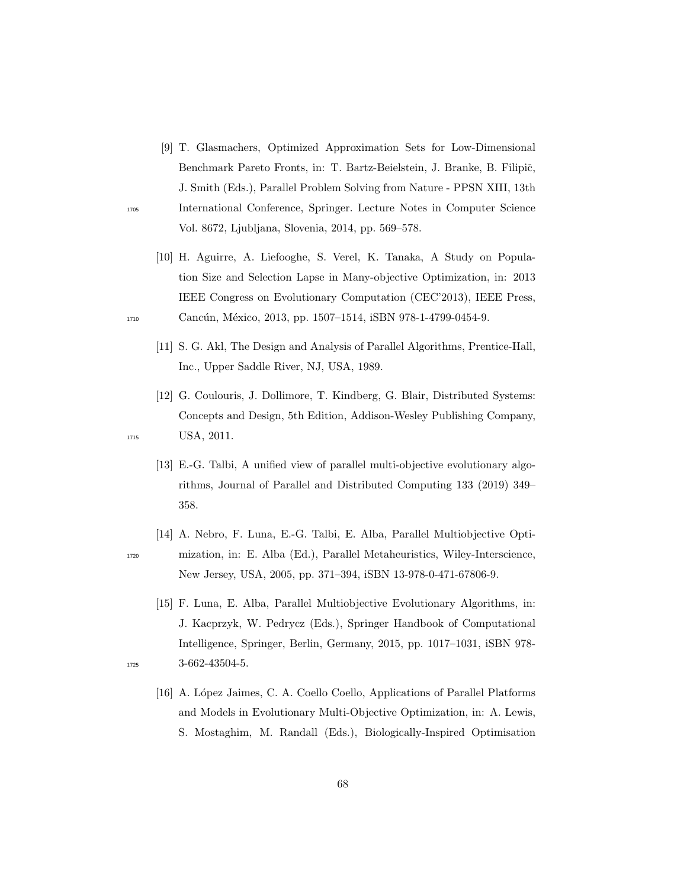[9] T. Glasmachers, Optimized Approximation Sets for Low-Dimensional Benchmark Pareto Fronts, in: T. Bartz-Beielstein, J. Branke, B. Filipič, J. Smith (Eds.), Parallel Problem Solving from Nature - PPSN XIII, 13th International Conference, Springer. Lecture Notes in Computer Science Vol. 8672, Ljubljana, Slovenia, 2014, pp. 569–578.

[10] H. Aguirre, A. Liefooghe, S. Verel, K. Tanaka, A Study on Population Size and Selection Lapse in Many-objective Optimization, in: 2013 IEEE Congress on Evolutionary Computation (CEC'2013), IEEE Press, Cancún, México, 2013, pp. 1507–1514, iSBN 978-1-4799-0454-9.

[11] S. G. Akl, The Design and Analysis of Parallel Algorithms, Prentice-Hall, Inc., Upper Saddle River, NJ, USA, 1989.

[12] G. Coulouris, J. Dollimore, T. Kindberg, G. Blair, Distributed Systems: Concepts and Design, 5th Edition, Addison-Wesley Publishing Company, USA, 2011.

[13] E.-G. Talbi, A unified view of parallel multi-objective evolutionary algorithms, Journal of Parallel and Distributed Computing 133 (2019) 349–358.

[14] A. Nebro, F. Luna, E.-G. Talbi, E. Alba, Parallel Multiobjective Optimization, in: E. Alba (Ed.), Parallel Metaheuristics, Wiley-Interscience, New Jersey, USA, 2005, pp. 371–394, iSBN 13-978-0-471-67806-9.

[15] F. Luna, E. Alba, Parallel Multiobjective Evolutionary Algorithms, in: J. Kacprzyk, W. Pedrycz (Eds.), Springer Handbook of Computational Intelligence, Springer, Berlin, Germany, 2015, pp. 1017–1031, iSBN 978-3-662-43504-5.

[16] A. López Jaimes, C. A. Coello Coello, Applications of Parallel Platforms and Models in Evolutionary Multi-Objective Optimization, in: A. Lewis, S. Mostaghim, M. Randall (Eds.), Biologically-Inspired Optimisation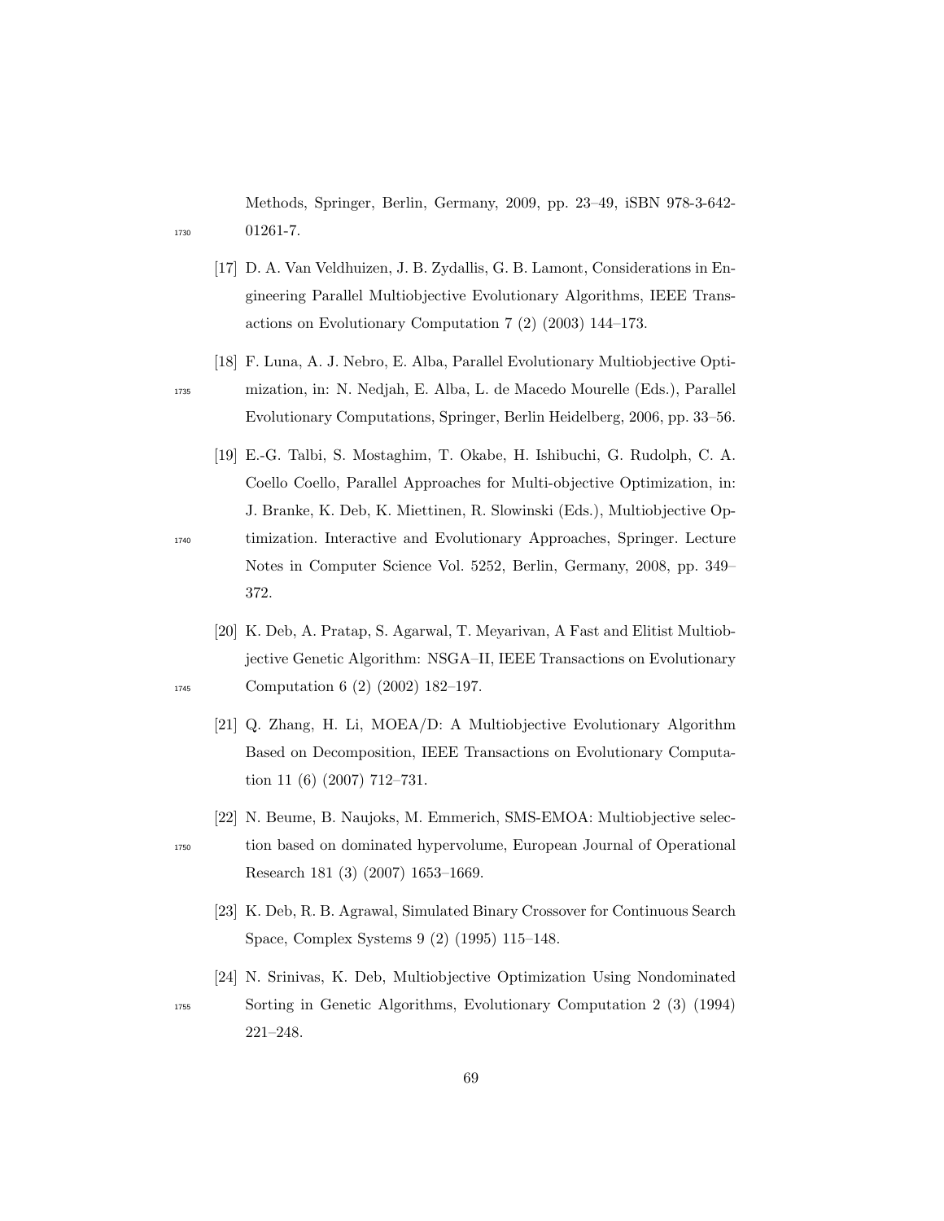Methods, Springer, Berlin, Germany, 2009, pp. 23–49, iSBN 978-3-642-01261-7.

[17] D. A. Van Veldhuizen, J. B. Zydallis, G. B. Lamont, Considerations in Engineering Parallel Multiobjective Evolutionary Algorithms, IEEE Transactions on Evolutionary Computation 7 (2) (2003) 144–173.

[18] F. Luna, A. J. Nebro, E. Alba, Parallel Evolutionary Multiobjective Optimization, in: N. Nedjah, E. Alba, L. de Macedo Mourelle (Eds.), Parallel Evolutionary Computations, Springer, Berlin Heidelberg, 2006, pp. 33–56.

[19] E.-G. Talbi, S. Mostaghim, T. Okabe, H. Ishibuchi, G. Rudolph, C. A. Coello Coello, Parallel Approaches for Multi-objective Optimization, in: J. Branke, K. Deb, K. Miettinen, R. Slowinski (Eds.), Multiobjective Optimization. Interactive and Evolutionary Approaches, Springer. Lecture Notes in Computer Science Vol. 5252, Berlin, Germany, 2008, pp. 349–372.

[20] K. Deb, A. Pratap, S. Agarwal, T. Meyarivan, A Fast and Elitist Multiobjective Genetic Algorithm: NSGA–II, IEEE Transactions on Evolutionary Computation 6 (2) (2002) 182–197.

[21] Q. Zhang, H. Li, MOEA/D: A Multiobjective Evolutionary Algorithm Based on Decomposition, IEEE Transactions on Evolutionary Computation 11 (6) (2007) 712–731.

[22] N. Beume, B. Naujoks, M. Emmerich, SMS-EMOA: Multiobjective selection based on dominated hypervolume, European Journal of Operational Research 181 (3) (2007) 1653–1669.

[23] K. Deb, R. B. Agrawal, Simulated Binary Crossover for Continuous Search Space, Complex Systems 9 (2) (1995) 115–148.

[24] N. Srinivas, K. Deb, Multiobjective Optimization Using Nondominated Sorting in Genetic Algorithms, Evolutionary Computation 2 (3) (1994) 221–248.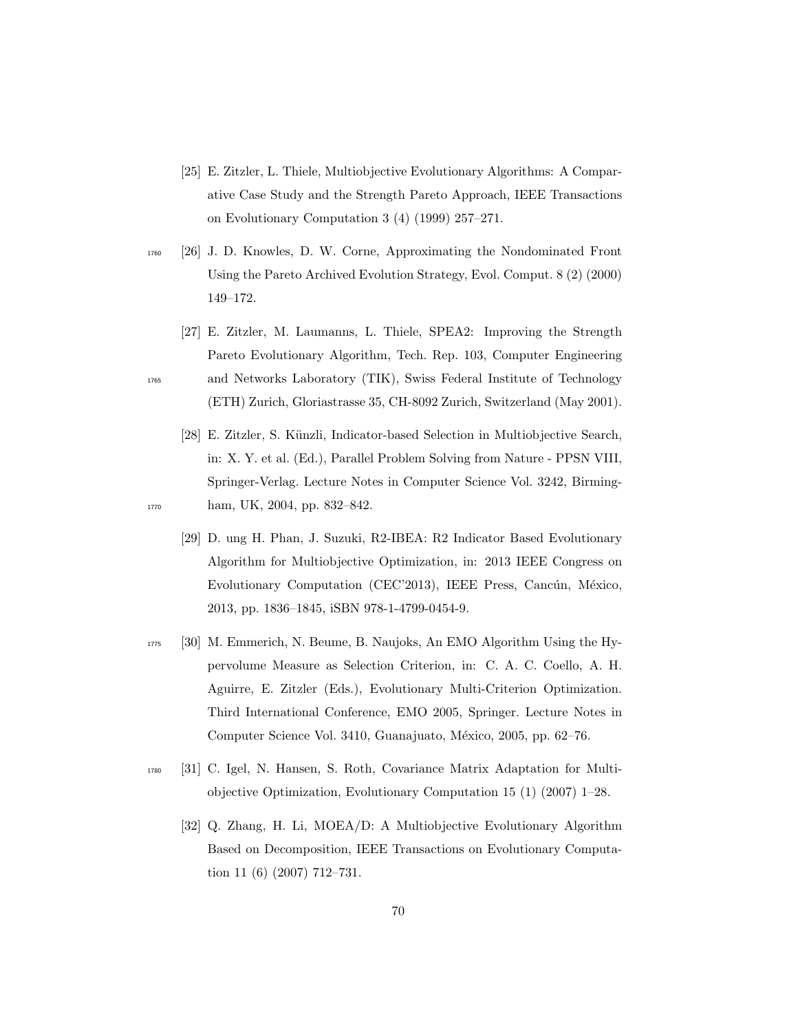[25] E. Zitzler, L. Thiele, Multiobjective Evolutionary Algorithms: A Comparative Case Study and the Strength Pareto Approach, IEEE Transactions on Evolutionary Computation 3 (4) (1999) 257–271.

[26] J. D. Knowles, D. W. Corne, Approximating the Nondominated Front Using the Pareto Archived Evolution Strategy, Evol. Comput. 8 (2) (2000) 149–172.

[27] E. Zitzler, M. Laumanns, L. Thiele, SPEA2: Improving the Strength Pareto Evolutionary Algorithm, Tech. Rep. 103, Computer Engineering and Networks Laboratory (TIK), Swiss Federal Institute of Technology (ETH) Zurich, Gloriastrasse 35, CH-8092 Zurich, Switzerland (May 2001).

[28] E. Zitzler, S. Künzli, Indicator-based Selection in Multiobjective Search, in: X. Y. et al. (Ed.), Parallel Problem Solving from Nature - PPSN VIII, Springer-Verlag. Lecture Notes in Computer Science Vol. 3242, Birmingham, UK, 2004, pp. 832–842.

[29] D. ung H. Phan, J. Suzuki, R2-IBEA: R2 Indicator Based Evolutionary Algorithm for Multiobjective Optimization, in: 2013 IEEE Congress on Evolutionary Computation (CEC'2013), IEEE Press, Cancún, México, 2013, pp. 1836–1845, iSBN 978-1-4799-0454-9.

[30] M. Emmerich, N. Beume, B. Naujoks, An EMO Algorithm Using the Hypervolume Measure as Selection Criterion, in: C. A. C. Coello, A. H. Aguirre, E. Zitzler (Eds.), Evolutionary Multi-Criterion Optimization. Third International Conference, EMO 2005, Springer. Lecture Notes in Computer Science Vol. 3410, Guanajuato, México, 2005, pp. 62–76.

[31] C. Igel, N. Hansen, S. Roth, Covariance Matrix Adaptation for Multi-objective Optimization, Evolutionary Computation 15 (1) (2007) 1–28.

[32] Q. Zhang, H. Li, MOEA/D: A Multiobjective Evolutionary Algorithm Based on Decomposition, IEEE Transactions on Evolutionary Computation 11 (6) (2007) 712–731.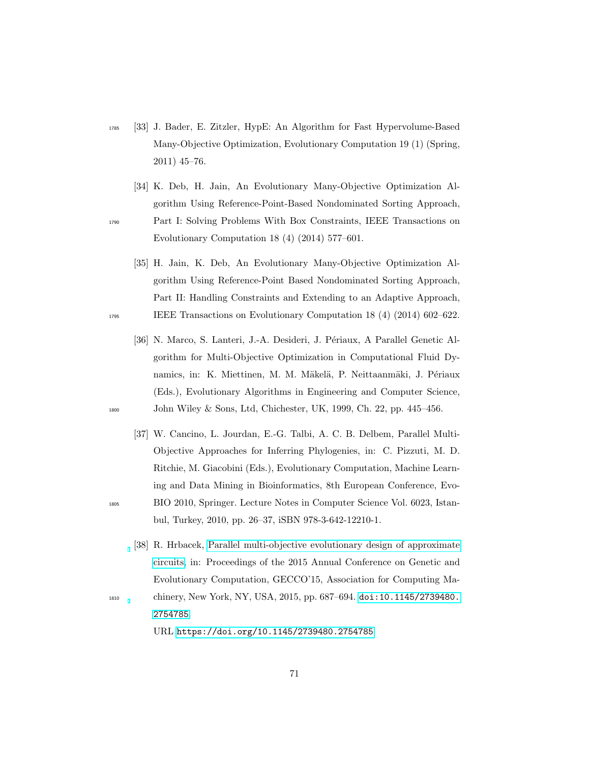[33] J. Bader, E. Zitzler, HypE: An Algorithm for Fast Hypervolume-Based Many-Objective Optimization, Evolutionary Computation 19 (1) (Spring, 2011) 45–76.

[34] K. Deb, H. Jain, An Evolutionary Many-Objective Optimization Algorithm Using Reference-Point-Based Nondominated Sorting Approach, Part I: Solving Problems With Box Constraints, IEEE Transactions on Evolutionary Computation 18 (4) (2014) 577–601.

[35] H. Jain, K. Deb, An Evolutionary Many-Objective Optimization Algorithm Using Reference-Point Based Nondominated Sorting Approach, Part II: Handling Constraints and Extending to an Adaptive Approach, IEEE Transactions on Evolutionary Computation 18 (4) (2014) 602–622.

[36] N. Marco, S. Lanteri, J.-A. Desideri, J. Périaux, A Parallel Genetic Algorithm for Multi-Objective Optimization in Computational Fluid Dynamics, in: K. Miettinen, M. M. Mäkelä, P. Neittaanmäki, J. Périaux (Eds.), Evolutionary Algorithms in Engineering and Computer Science, John Wiley & Sons, Ltd, Chichester, UK, 1999, Ch. 22, pp. 445–456.

[37] W. Cancino, L. Jourdan, E.-G. Talbi, A. C. B. Delbem, Parallel Multi-Objective Approaches for Inferring Phylogenies, in: C. Pizzuti, M. D. Ritchie, M. Giacobini (Eds.), Evolutionary Computation, Machine Learning and Data Mining in Bioinformatics, 8th European Conference, EvoBIO 2010, Springer. Lecture Notes in Computer Science Vol. 6023, Istanbul, Turkey, 2010, pp. 26–37, iSBN 978-3-642-12210-1.

[38] R. Hrbacek, Parallel multi-objective evolutionary design of approximate circuits, in: Proceedings of the 2015 Annual Conference on Genetic and Evolutionary Computation, GECCO'15, Association for Computing Machinery, New York, NY, USA, 2015, pp. 687–694. `doi:10.1145/2739480.2754785`.
URL https://doi.org/10.1145/2739480.2754785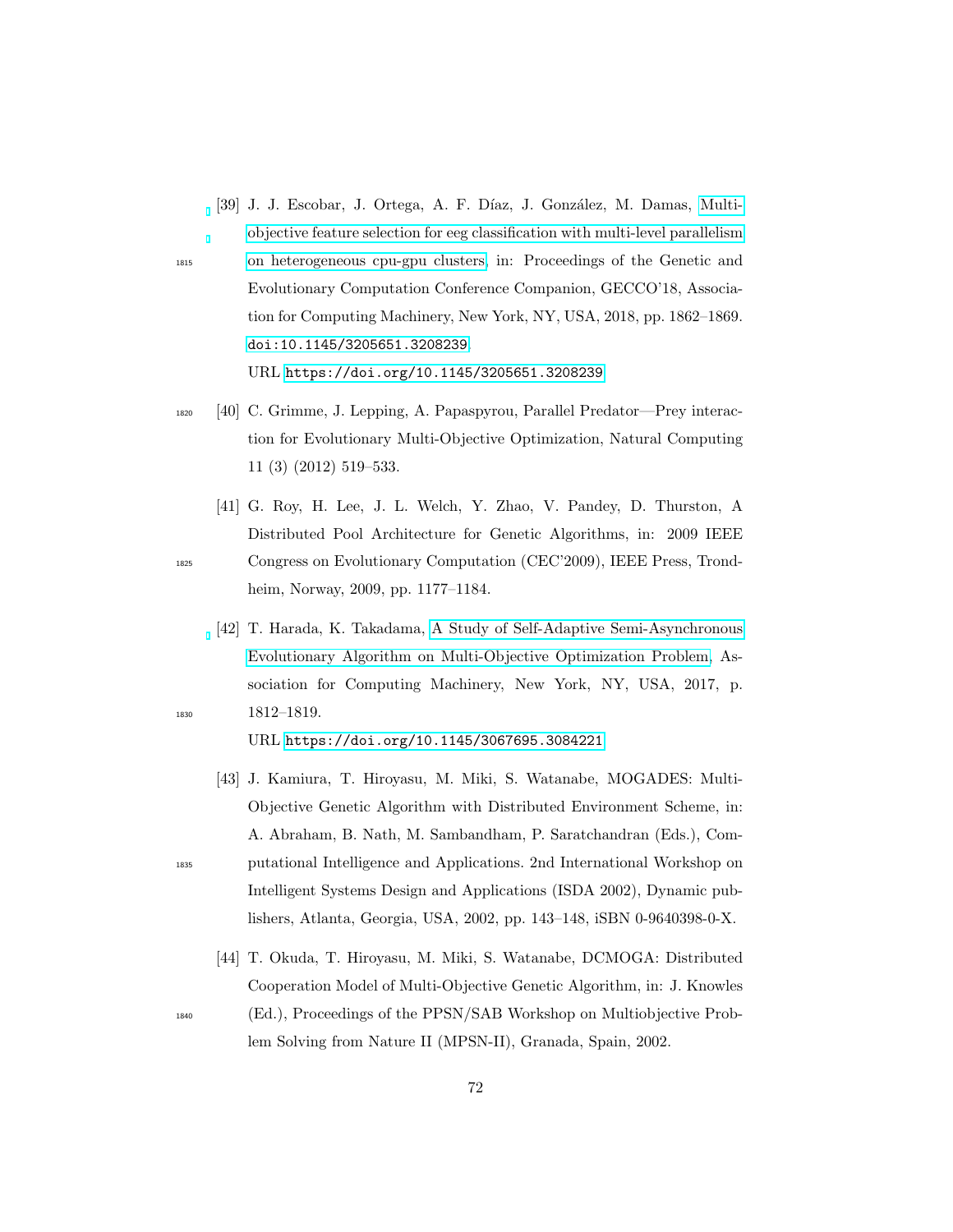[39] J. J. Escobar, J. Ortega, A. F. Díaz, J. González, M. Damas, Multi-objective feature selection for eeg classification with multi-level parallelism on heterogeneous cpu-gpu clusters, in: Proceedings of the Genetic and Evolutionary Computation Conference Companion, GECCO'18, Association for Computing Machinery, New York, NY, USA, 2018, pp. 1862–1869. doi:10.1145/3205651.3208239.
URL https://doi.org/10.1145/3205651.3208239

[40] C. Grimme, J. Lepping, A. Papaspyrou, Parallel Predator—Prey interaction for Evolutionary Multi-Objective Optimization, Natural Computing 11 (3) (2012) 519–533.

[41] G. Roy, H. Lee, J. L. Welch, Y. Zhao, V. Pandey, D. Thurston, A Distributed Pool Architecture for Genetic Algorithms, in: 2009 IEEE Congress on Evolutionary Computation (CEC'2009), IEEE Press, Trondheim, Norway, 2009, pp. 1177–1184.

[42] T. Harada, K. Takadama, A Study of Self-Adaptive Semi-Asynchronous Evolutionary Algorithm on Multi-Objective Optimization Problem, Association for Computing Machinery, New York, NY, USA, 2017, p. 1812–1819.
URL https://doi.org/10.1145/3067695.3084221

[43] J. Kamiura, T. Hiroyasu, M. Miki, S. Watanabe, MOGADES: Multi-Objective Genetic Algorithm with Distributed Environment Scheme, in: A. Abraham, B. Nath, M. Sambandham, P. Saratchandran (Eds.), Computational Intelligence and Applications. 2nd International Workshop on Intelligent Systems Design and Applications (ISDA 2002), Dynamic publishers, Atlanta, Georgia, USA, 2002, pp. 143–148, iSBN 0-9640398-0-X.

[44] T. Okuda, T. Hiroyasu, M. Miki, S. Watanabe, DCMOGA: Distributed Cooperation Model of Multi-Objective Genetic Algorithm, in: J. Knowles (Ed.), Proceedings of the PPSN/SAB Workshop on Multiobjective Problem Solving from Nature II (MPSN-II), Granada, Spain, 2002.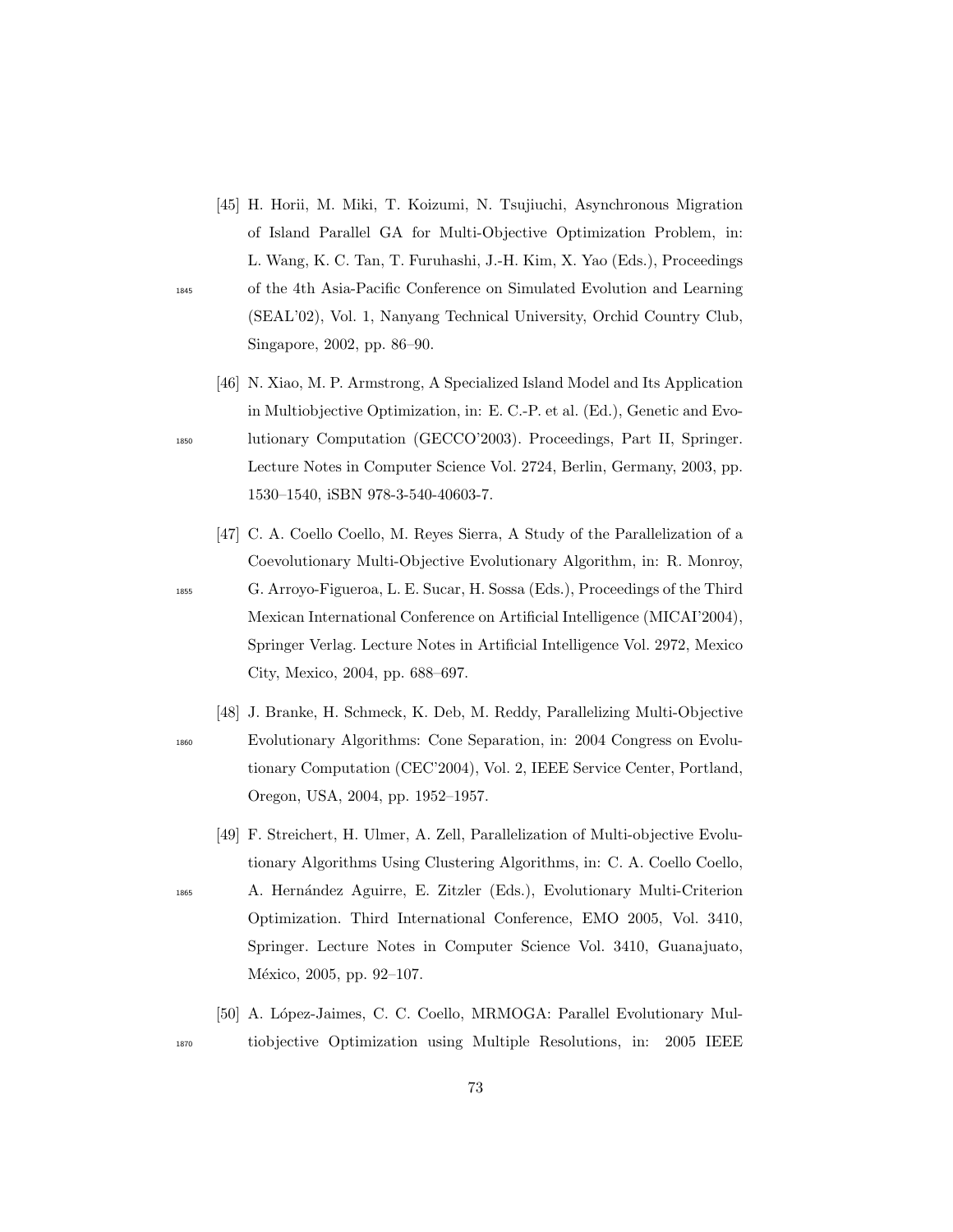[45] H. Horii, M. Miki, T. Koizumi, N. Tsujiuchi, Asynchronous Migration of Island Parallel GA for Multi-Objective Optimization Problem, in: L. Wang, K. C. Tan, T. Furuhashi, J.-H. Kim, X. Yao (Eds.), Proceedings of the 4th Asia-Pacific Conference on Simulated Evolution and Learning (SEAL'02), Vol. 1, Nanyang Technical University, Orchid Country Club, Singapore, 2002, pp. 86–90.

[46] N. Xiao, M. P. Armstrong, A Specialized Island Model and Its Application in Multiobjective Optimization, in: E. C.-P. et al. (Ed.), Genetic and Evolutionary Computation (GECCO'2003). Proceedings, Part II, Springer. Lecture Notes in Computer Science Vol. 2724, Berlin, Germany, 2003, pp. 1530–1540, iSBN 978-3-540-40603-7.

[47] C. A. Coello Coello, M. Reyes Sierra, A Study of the Parallelization of a Coevolutionary Multi-Objective Evolutionary Algorithm, in: R. Monroy, G. Arroyo-Figueroa, L. E. Sucar, H. Sossa (Eds.), Proceedings of the Third Mexican International Conference on Artificial Intelligence (MICAI'2004), Springer Verlag. Lecture Notes in Artificial Intelligence Vol. 2972, Mexico City, Mexico, 2004, pp. 688–697.

[48] J. Branke, H. Schmeck, K. Deb, M. Reddy, Parallelizing Multi-Objective Evolutionary Algorithms: Cone Separation, in: 2004 Congress on Evolutionary Computation (CEC'2004), Vol. 2, IEEE Service Center, Portland, Oregon, USA, 2004, pp. 1952–1957.

[49] F. Streichert, H. Ulmer, A. Zell, Parallelization of Multi-objective Evolutionary Algorithms Using Clustering Algorithms, in: C. A. Coello Coello, A. Hernández Aguirre, E. Zitzler (Eds.), Evolutionary Multi-Criterion Optimization. Third International Conference, EMO 2005, Vol. 3410, Springer. Lecture Notes in Computer Science Vol. 3410, Guanajuato, México, 2005, pp. 92–107.

[50] A. López-Jaimes, C. C. Coello, MRMOGA: Parallel Evolutionary Multiobjective Optimization using Multiple Resolutions, in: 2005 IEEE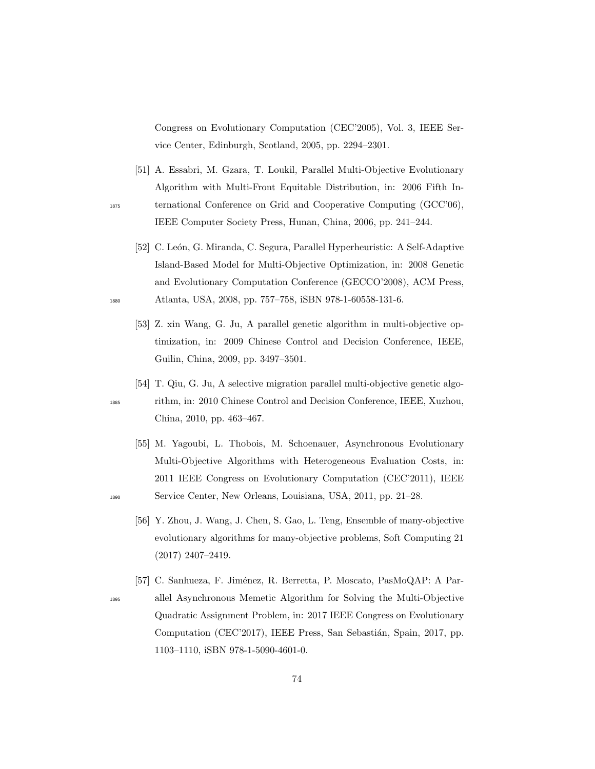Congress on Evolutionary Computation (CEC'2005), Vol. 3, IEEE Service Center, Edinburgh, Scotland, 2005, pp. 2294–2301.

[51] A. Essabri, M. Gzara, T. Loukil, Parallel Multi-Objective Evolutionary Algorithm with Multi-Front Equitable Distribution, in: 2006 Fifth International Conference on Grid and Cooperative Computing (GCC'06), IEEE Computer Society Press, Hunan, China, 2006, pp. 241–244.

[52] C. León, G. Miranda, C. Segura, Parallel Hyperheuristic: A Self-Adaptive Island-Based Model for Multi-Objective Optimization, in: 2008 Genetic and Evolutionary Computation Conference (GECCO'2008), ACM Press, Atlanta, USA, 2008, pp. 757–758, iSBN 978-1-60558-131-6.

[53] Z. xin Wang, G. Ju, A parallel genetic algorithm in multi-objective optimization, in: 2009 Chinese Control and Decision Conference, IEEE, Guilin, China, 2009, pp. 3497–3501.

[54] T. Qiu, G. Ju, A selective migration parallel multi-objective genetic algorithm, in: 2010 Chinese Control and Decision Conference, IEEE, Xuzhou, China, 2010, pp. 463–467.

[55] M. Yagoubi, L. Thobois, M. Schoenauer, Asynchronous Evolutionary Multi-Objective Algorithms with Heterogeneous Evaluation Costs, in: 2011 IEEE Congress on Evolutionary Computation (CEC'2011), IEEE Service Center, New Orleans, Louisiana, USA, 2011, pp. 21–28.

[56] Y. Zhou, J. Wang, J. Chen, S. Gao, L. Teng, Ensemble of many-objective evolutionary algorithms for many-objective problems, Soft Computing 21 (2017) 2407–2419.

[57] C. Sanhueza, F. Jiménez, R. Berretta, P. Moscato, PasMoQAP: A Parallel Asynchronous Memetic Algorithm for Solving the Multi-Objective Quadratic Assignment Problem, in: 2017 IEEE Congress on Evolutionary Computation (CEC'2017), IEEE Press, San Sebastián, Spain, 2017, pp. 1103–1110, iSBN 978-1-5090-4601-0.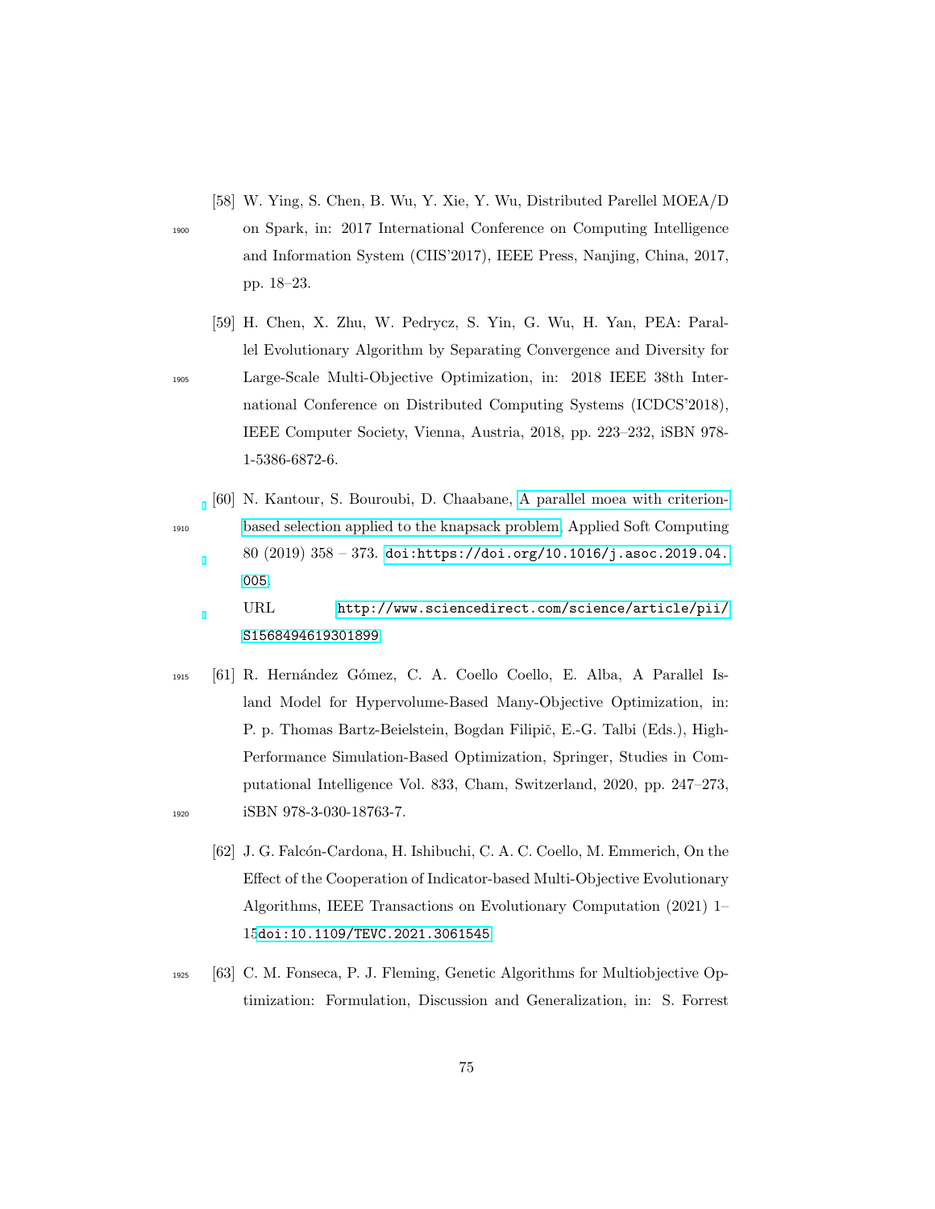[58] W. Ying, S. Chen, B. Wu, Y. Xie, Y. Wu, Distributed Parellel MOEA/D on Spark, in: 2017 International Conference on Computing Intelligence and Information System (CIIS'2017), IEEE Press, Nanjing, China, 2017, pp. 18–23.

[59] H. Chen, X. Zhu, W. Pedrycz, S. Yin, G. Wu, H. Yan, PEA: Parallel Evolutionary Algorithm by Separating Convergence and Diversity for Large-Scale Multi-Objective Optimization, in: 2018 IEEE 38th International Conference on Distributed Computing Systems (ICDCS'2018), IEEE Computer Society, Vienna, Austria, 2018, pp. 223–232, iSBN 978-1-5386-6872-6.

[60] N. Kantour, S. Bouroubi, D. Chaabane, A parallel moea with criterion-based selection applied to the knapsack problem, Applied Soft Computing 80 (2019) 358 – 373. doi:https://doi.org/10.1016/j.asoc.2019.04.005.
URL http://www.sciencedirect.com/science/article/pii/S1568494619301899

[61] R. Hernández Gómez, C. A. Coello Coello, E. Alba, A Parallel Island Model for Hypervolume-Based Many-Objective Optimization, in: P. p. Thomas Bartz-Beielstein, Bogdan Filipič, E.-G. Talbi (Eds.), High-Performance Simulation-Based Optimization, Springer, Studies in Computational Intelligence Vol. 833, Cham, Switzerland, 2020, pp. 247–273, iSBN 978-3-030-18763-7.

[62] J. G. Falcón-Cardona, H. Ishibuchi, C. A. C. Coello, M. Emmerich, On the Effect of the Cooperation of Indicator-based Multi-Objective Evolutionary Algorithms, IEEE Transactions on Evolutionary Computation (2021) 1–15doi:10.1109/TEVC.2021.3061545.

[63] C. M. Fonseca, P. J. Fleming, Genetic Algorithms for Multiobjective Optimization: Formulation, Discussion and Generalization, in: S. Forrest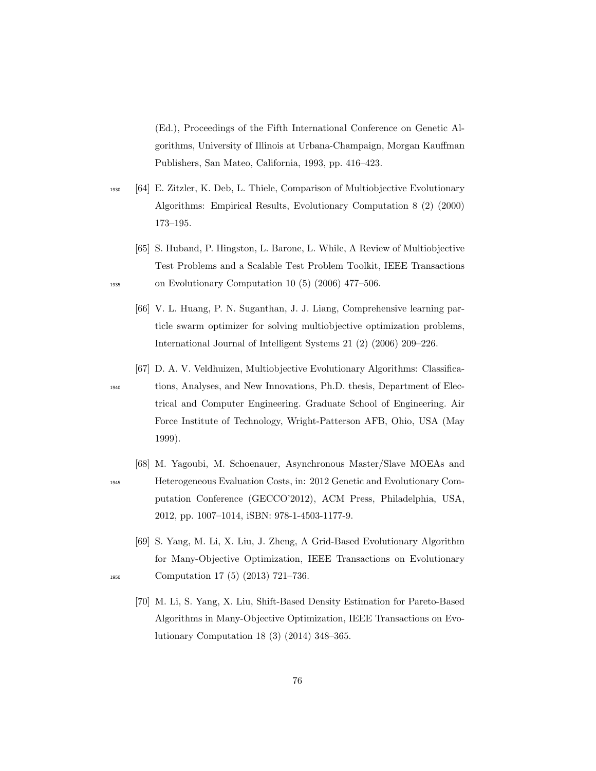(Ed.), Proceedings of the Fifth International Conference on Genetic Algorithms, University of Illinois at Urbana-Champaign, Morgan Kauffman Publishers, San Mateo, California, 1993, pp. 416–423.

[64] E. Zitzler, K. Deb, L. Thiele, Comparison of Multiobjective Evolutionary Algorithms: Empirical Results, Evolutionary Computation 8 (2) (2000) 173–195.

[65] S. Huband, P. Hingston, L. Barone, L. While, A Review of Multiobjective Test Problems and a Scalable Test Problem Toolkit, IEEE Transactions on Evolutionary Computation 10 (5) (2006) 477–506.

[66] V. L. Huang, P. N. Suganthan, J. J. Liang, Comprehensive learning particle swarm optimizer for solving multiobjective optimization problems, International Journal of Intelligent Systems 21 (2) (2006) 209–226.

[67] D. A. V. Veldhuizen, Multiobjective Evolutionary Algorithms: Classifications, Analyses, and New Innovations, Ph.D. thesis, Department of Electrical and Computer Engineering. Graduate School of Engineering. Air Force Institute of Technology, Wright-Patterson AFB, Ohio, USA (May 1999).

[68] M. Yagoubi, M. Schoenauer, Asynchronous Master/Slave MOEAs and Heterogeneous Evaluation Costs, in: 2012 Genetic and Evolutionary Computation Conference (GECCO'2012), ACM Press, Philadelphia, USA, 2012, pp. 1007–1014, iSBN: 978-1-4503-1177-9.

[69] S. Yang, M. Li, X. Liu, J. Zheng, A Grid-Based Evolutionary Algorithm for Many-Objective Optimization, IEEE Transactions on Evolutionary Computation 17 (5) (2013) 721–736.

[70] M. Li, S. Yang, X. Liu, Shift-Based Density Estimation for Pareto-Based Algorithms in Many-Objective Optimization, IEEE Transactions on Evolutionary Computation 18 (3) (2014) 348–365.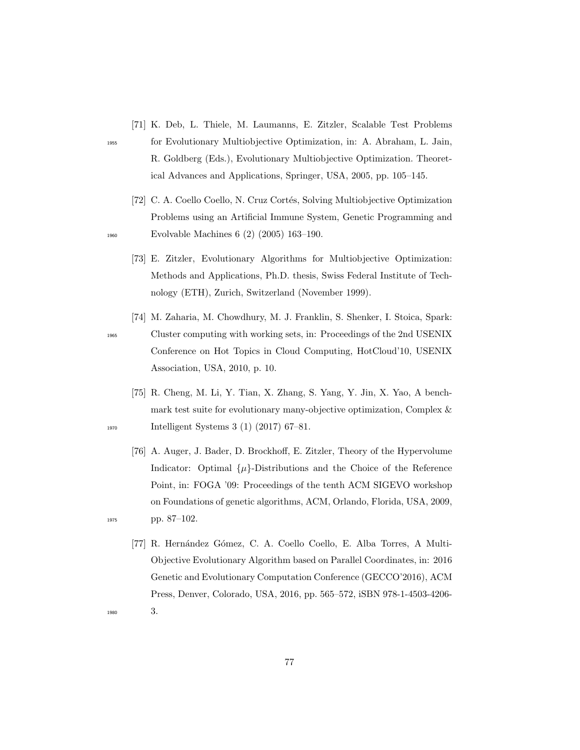[71] K. Deb, L. Thiele, M. Laumanns, E. Zitzler, Scalable Test Problems for Evolutionary Multiobjective Optimization, in: A. Abraham, L. Jain, R. Goldberg (Eds.), Evolutionary Multiobjective Optimization. Theoretical Advances and Applications, Springer, USA, 2005, pp. 105–145.

[72] C. A. Coello Coello, N. Cruz Cortés, Solving Multiobjective Optimization Problems using an Artificial Immune System, Genetic Programming and Evolvable Machines 6 (2) (2005) 163–190.

[73] E. Zitzler, Evolutionary Algorithms for Multiobjective Optimization: Methods and Applications, Ph.D. thesis, Swiss Federal Institute of Technology (ETH), Zurich, Switzerland (November 1999).

[74] M. Zaharia, M. Chowdhury, M. J. Franklin, S. Shenker, I. Stoica, Spark: Cluster computing with working sets, in: Proceedings of the 2nd USENIX Conference on Hot Topics in Cloud Computing, HotCloud'10, USENIX Association, USA, 2010, p. 10.

[75] R. Cheng, M. Li, Y. Tian, X. Zhang, S. Yang, Y. Jin, X. Yao, A benchmark test suite for evolutionary many-objective optimization, Complex & Intelligent Systems 3 (1) (2017) 67–81.

[76] A. Auger, J. Bader, D. Brockhoff, E. Zitzler, Theory of the Hypervolume Indicator: Optimal $\{\mu\}$-Distributions and the Choice of the Reference Point, in: FOGA '09: Proceedings of the tenth ACM SIGEVO workshop on Foundations of genetic algorithms, ACM, Orlando, Florida, USA, 2009, pp. 87–102.

[77] R. Hernández Gómez, C. A. Coello Coello, E. Alba Torres, A Multi-Objective Evolutionary Algorithm based on Parallel Coordinates, in: 2016 Genetic and Evolutionary Computation Conference (GECCO'2016), ACM Press, Denver, Colorado, USA, 2016, pp. 565–572, iSBN 978-1-4503-4206-3.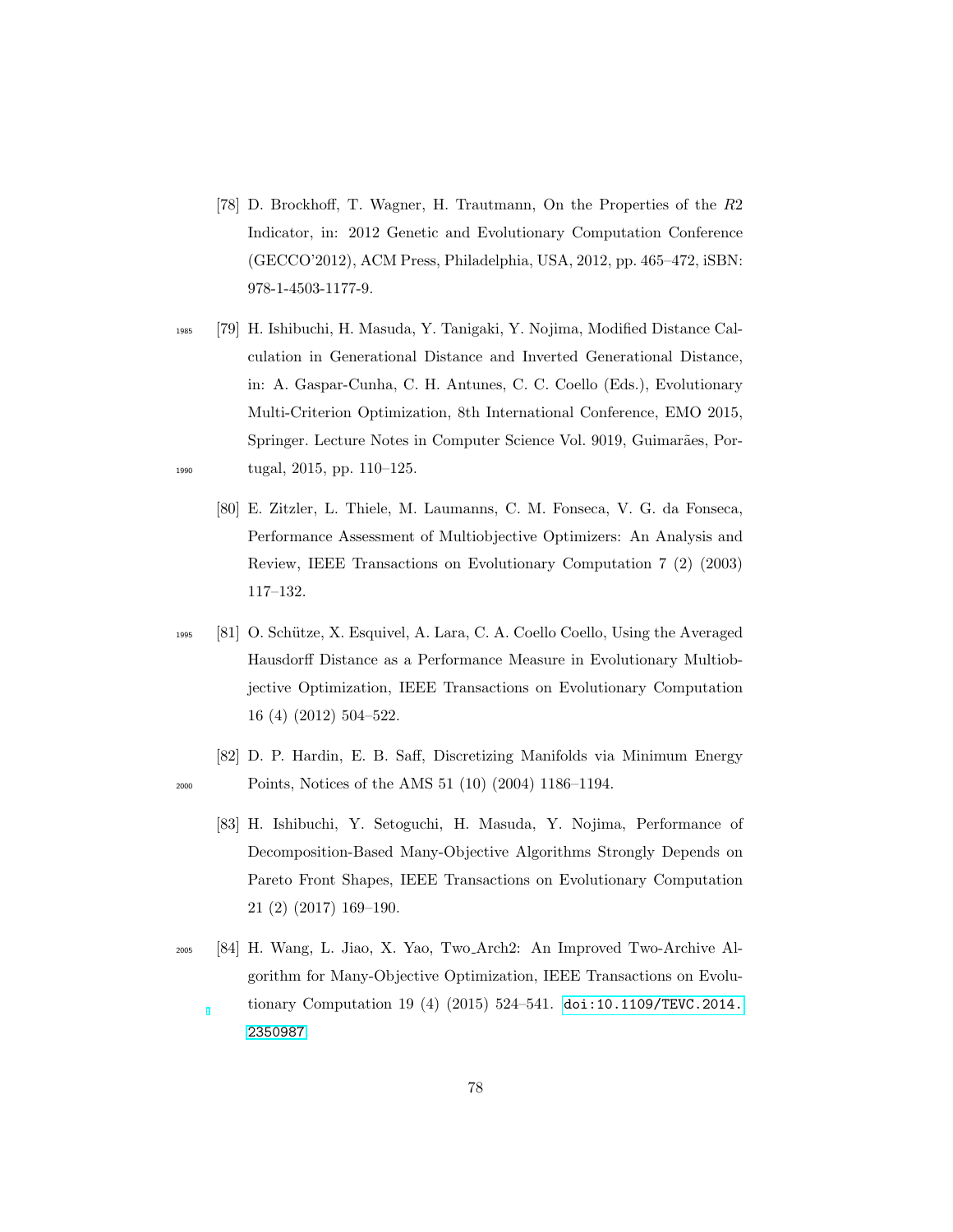[78] D. Brockhoff, T. Wagner, H. Trautmann, On the Properties of the $R2$ Indicator, in: 2012 Genetic and Evolutionary Computation Conference (GECCO'2012), ACM Press, Philadelphia, USA, 2012, pp. 465–472, iSBN: 978-1-4503-1177-9.

[79] H. Ishibuchi, H. Masuda, Y. Tanigaki, Y. Nojima, Modified Distance Calculation in Generational Distance and Inverted Generational Distance, in: A. Gaspar-Cunha, C. H. Antunes, C. C. Coello (Eds.), Evolutionary Multi-Criterion Optimization, 8th International Conference, EMO 2015, Springer. Lecture Notes in Computer Science Vol. 9019, Guimarães, Portugal, 2015, pp. 110–125.

[80] E. Zitzler, L. Thiele, M. Laumanns, C. M. Fonseca, V. G. da Fonseca, Performance Assessment of Multiobjective Optimizers: An Analysis and Review, IEEE Transactions on Evolutionary Computation 7 (2) (2003) 117–132.

[81] O. Schütze, X. Esquivel, A. Lara, C. A. Coello Coello, Using the Averaged Hausdorff Distance as a Performance Measure in Evolutionary Multiobjective Optimization, IEEE Transactions on Evolutionary Computation 16 (4) (2012) 504–522.

[82] D. P. Hardin, E. B. Saff, Discretizing Manifolds via Minimum Energy Points, Notices of the AMS 51 (10) (2004) 1186–1194.

[83] H. Ishibuchi, Y. Setoguchi, H. Masuda, Y. Nojima, Performance of Decomposition-Based Many-Objective Algorithms Strongly Depends on Pareto Front Shapes, IEEE Transactions on Evolutionary Computation 21 (2) (2017) 169–190.

[84] H. Wang, L. Jiao, X. Yao, Two_Arch2: An Improved Two-Archive Algorithm for Many-Objective Optimization, IEEE Transactions on Evolutionary Computation 19 (4) (2015) 524–541. doi:10.1109/TEVC.2014.2350987.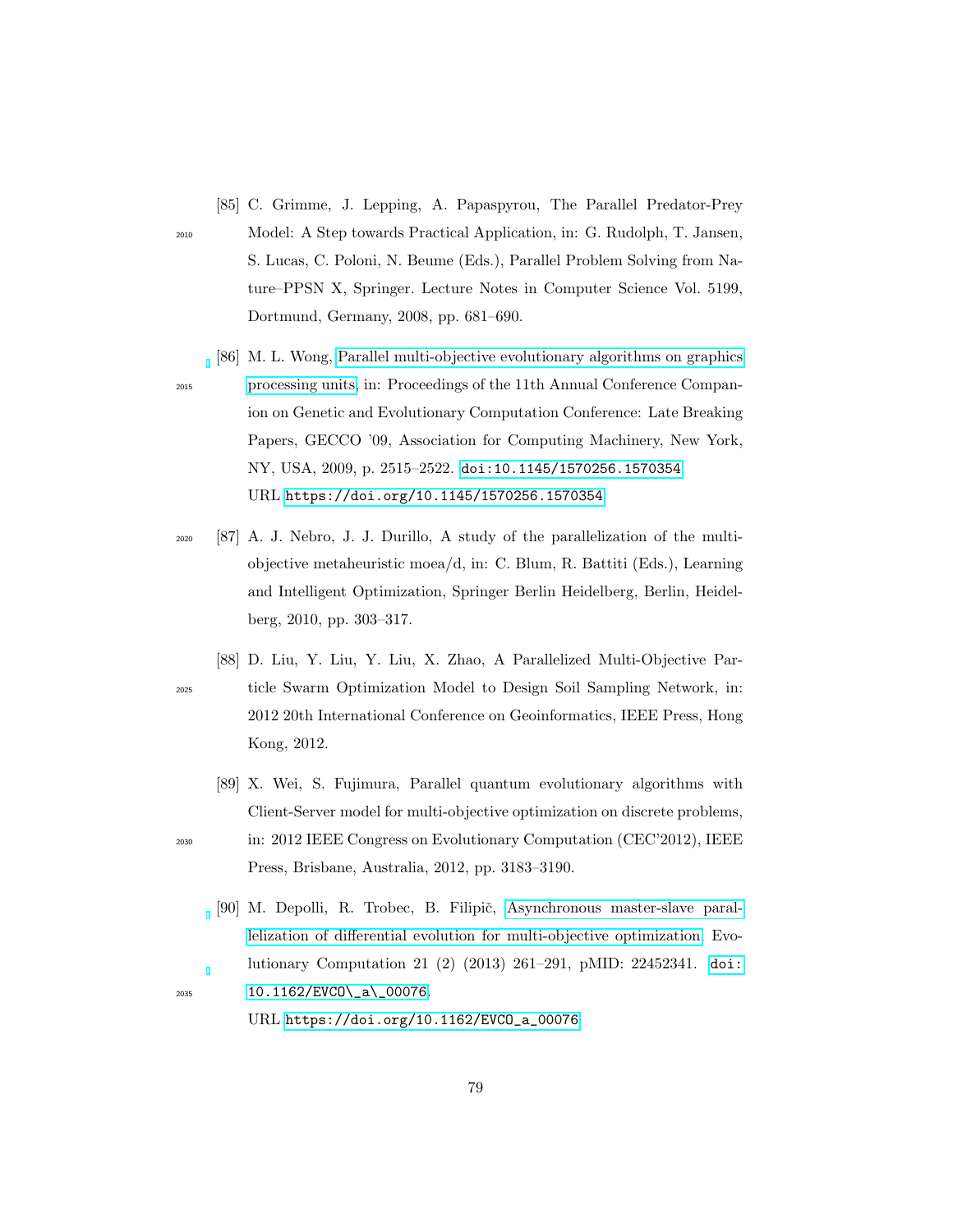[85] C. Grimme, J. Lepping, A. Papaspyrou, The Parallel Predator-Prey Model: A Step towards Practical Application, in: G. Rudolph, T. Jansen, S. Lucas, C. Poloni, N. Beume (Eds.), Parallel Problem Solving from Nature–PPSN X, Springer. Lecture Notes in Computer Science Vol. 5199, Dortmund, Germany, 2008, pp. 681–690.

[86] M. L. Wong, Parallel multi-objective evolutionary algorithms on graphics processing units, in: Proceedings of the 11th Annual Conference Companion on Genetic and Evolutionary Computation Conference: Late Breaking Papers, GECCO '09, Association for Computing Machinery, New York, NY, USA, 2009, p. 2515–2522. doi:10.1145/1570256.1570354. URL https://doi.org/10.1145/1570256.1570354

[87] A. J. Nebro, J. J. Durillo, A study of the parallelization of the multi-objective metaheuristic moea/d, in: C. Blum, R. Battiti (Eds.), Learning and Intelligent Optimization, Springer Berlin Heidelberg, Berlin, Heidelberg, 2010, pp. 303–317.

[88] D. Liu, Y. Liu, Y. Liu, X. Zhao, A Parallelized Multi-Objective Particle Swarm Optimization Model to Design Soil Sampling Network, in: 2012 20th International Conference on Geoinformatics, IEEE Press, Hong Kong, 2012.

[89] X. Wei, S. Fujimura, Parallel quantum evolutionary algorithms with Client-Server model for multi-objective optimization on discrete problems, in: 2012 IEEE Congress on Evolutionary Computation (CEC'2012), IEEE Press, Brisbane, Australia, 2012, pp. 3183–3190.

[90] M. Depolli, R. Trobec, B. Filipič, Asynchronous master-slave parallelization of differential evolution for multi-objective optimization, Evolutionary Computation 21 (2) (2013) 261–291, pMID: 22452341. doi:10.1162/EVCO\_a\_00076. URL https://doi.org/10.1162/EVCO_a_00076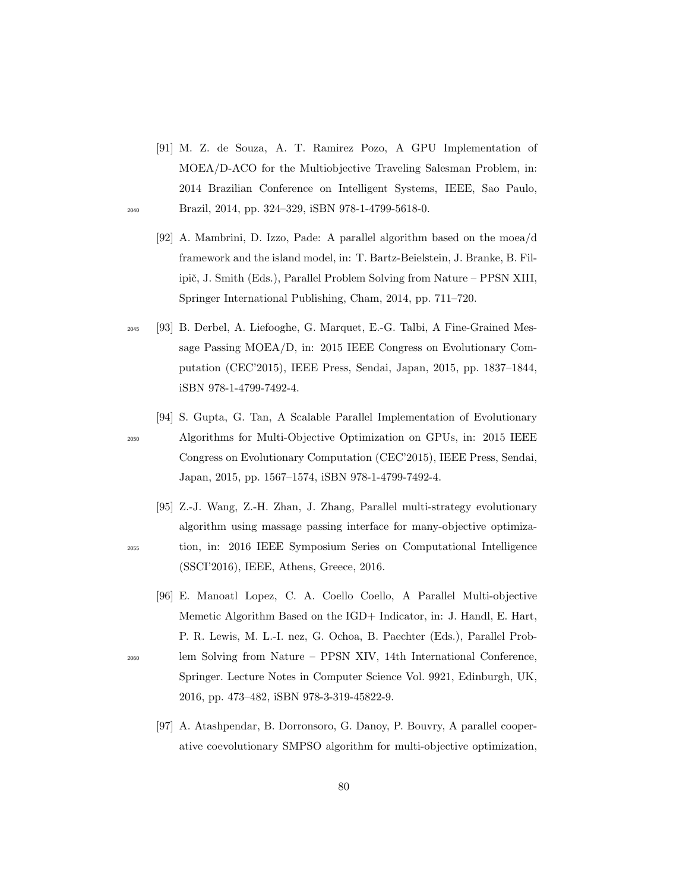[91] M. Z. de Souza, A. T. Ramirez Pozo, A GPU Implementation of MOEA/D-ACO for the Multiobjective Traveling Salesman Problem, in: 2014 Brazilian Conference on Intelligent Systems, IEEE, Sao Paulo, Brazil, 2014, pp. 324–329, iSBN 978-1-4799-5618-0.

[92] A. Mambrini, D. Izzo, Pade: A parallel algorithm based on the moea/d framework and the island model, in: T. Bartz-Beielstein, J. Branke, B. Filipič, J. Smith (Eds.), Parallel Problem Solving from Nature – PPSN XIII, Springer International Publishing, Cham, 2014, pp. 711–720.

[93] B. Derbel, A. Liefooghe, G. Marquet, E.-G. Talbi, A Fine-Grained Message Passing MOEA/D, in: 2015 IEEE Congress on Evolutionary Computation (CEC'2015), IEEE Press, Sendai, Japan, 2015, pp. 1837–1844, iSBN 978-1-4799-7492-4.

[94] S. Gupta, G. Tan, A Scalable Parallel Implementation of Evolutionary Algorithms for Multi-Objective Optimization on GPUs, in: 2015 IEEE Congress on Evolutionary Computation (CEC'2015), IEEE Press, Sendai, Japan, 2015, pp. 1567–1574, iSBN 978-1-4799-7492-4.

[95] Z.-J. Wang, Z.-H. Zhan, J. Zhang, Parallel multi-strategy evolutionary algorithm using massage passing interface for many-objective optimization, in: 2016 IEEE Symposium Series on Computational Intelligence (SSCI'2016), IEEE, Athens, Greece, 2016.

[96] E. Manoatl Lopez, C. A. Coello Coello, A Parallel Multi-objective Memetic Algorithm Based on the IGD+ Indicator, in: J. Handl, E. Hart, P. R. Lewis, M. L.-I. nez, G. Ochoa, B. Paechter (Eds.), Parallel Problem Solving from Nature – PPSN XIV, 14th International Conference, Springer. Lecture Notes in Computer Science Vol. 9921, Edinburgh, UK, 2016, pp. 473–482, iSBN 978-3-319-45822-9.

[97] A. Atashpendar, B. Dorronsoro, G. Danoy, P. Bouvry, A parallel cooperative coevolutionary SMPSO algorithm for multi-objective optimization,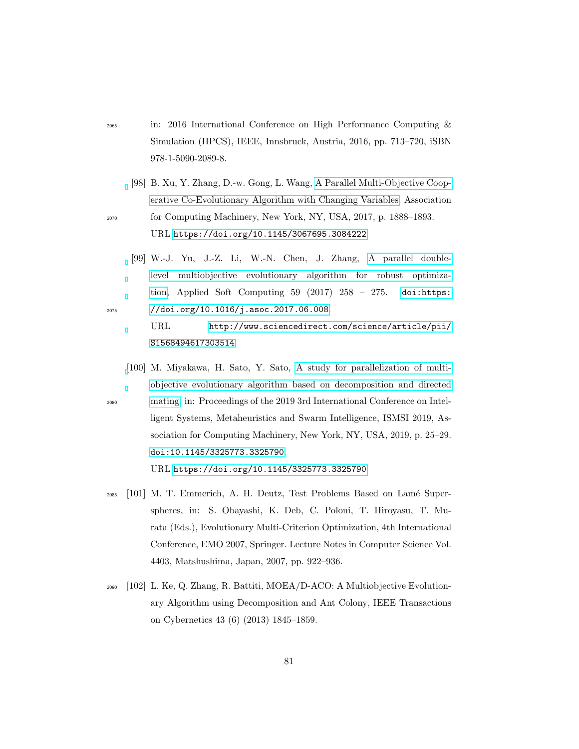in: 2016 International Conference on High Performance Computing & Simulation (HPCS), IEEE, Innsbruck, Austria, 2016, pp. 713–720, iSBN 978-1-5090-2089-8.

[98] B. Xu, Y. Zhang, D.-w. Gong, L. Wang, A Parallel Multi-Objective Cooperative Co-Evolutionary Algorithm with Changing Variables, Association for Computing Machinery, New York, NY, USA, 2017, p. 1888–1893. URL https://doi.org/10.1145/3067695.3084222

[99] W.-J. Yu, J.-Z. Li, W.-N. Chen, J. Zhang, A parallel double-level multiobjective evolutionary algorithm for robust optimization, Applied Soft Computing 59 (2017) 258 – 275. doi:https://doi.org/10.1016/j.asoc.2017.06.008. URL http://www.sciencedirect.com/science/article/pii/S1568494617303514

[100] M. Miyakawa, H. Sato, Y. Sato, A study for parallelization of multi-objective evolutionary algorithm based on decomposition and directed mating, in: Proceedings of the 2019 3rd International Conference on Intelligent Systems, Metaheuristics and Swarm Intelligence, ISMSI 2019, Association for Computing Machinery, New York, NY, USA, 2019, p. 25–29. doi:10.1145/3325773.3325790. URL https://doi.org/10.1145/3325773.3325790

[101] M. T. Emmerich, A. H. Deutz, Test Problems Based on Lamé Superspheres, in: S. Obayashi, K. Deb, C. Poloni, T. Hiroyasu, T. Murata (Eds.), Evolutionary Multi-Criterion Optimization, 4th International Conference, EMO 2007, Springer. Lecture Notes in Computer Science Vol. 4403, Matshushima, Japan, 2007, pp. 922–936.

[102] L. Ke, Q. Zhang, R. Battiti, MOEA/D-ACO: A Multiobjective Evolutionary Algorithm using Decomposition and Ant Colony, IEEE Transactions on Cybernetics 43 (6) (2013) 1845–1859.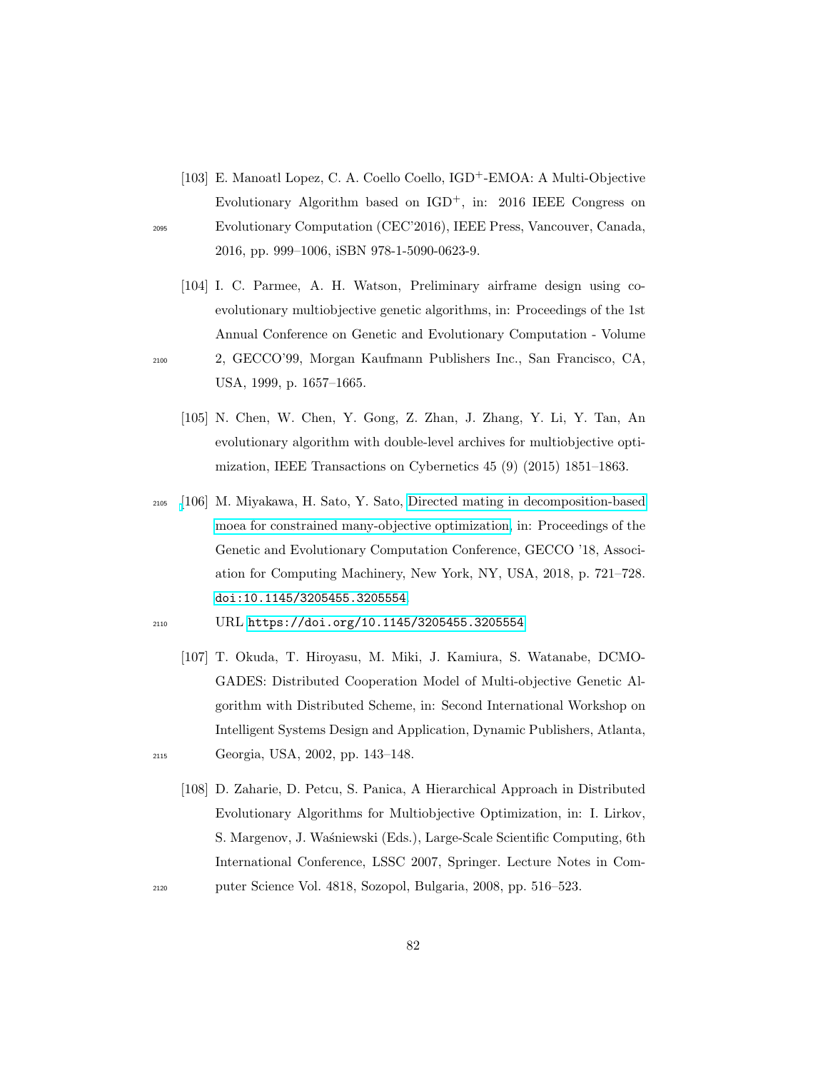[103] E. Manoatl Lopez, C. A. Coello Coello, IGD$^+$-EMOA: A Multi-Objective Evolutionary Algorithm based on IGD$^+$, in: 2016 IEEE Congress on Evolutionary Computation (CEC'2016), IEEE Press, Vancouver, Canada, 2016, pp. 999–1006, iSBN 978-1-5090-0623-9.

[104] I. C. Parmee, A. H. Watson, Preliminary airframe design using co-evolutionary multiobjective genetic algorithms, in: Proceedings of the 1st Annual Conference on Genetic and Evolutionary Computation - Volume 2, GECCO'99, Morgan Kaufmann Publishers Inc., San Francisco, CA, USA, 1999, p. 1657–1665.

[105] N. Chen, W. Chen, Y. Gong, Z. Zhan, J. Zhang, Y. Li, Y. Tan, An evolutionary algorithm with double-level archives for multiobjective optimization, IEEE Transactions on Cybernetics 45 (9) (2015) 1851–1863.

[106] M. Miyakawa, H. Sato, Y. Sato, Directed mating in decomposition-based moea for constrained many-objective optimization, in: Proceedings of the Genetic and Evolutionary Computation Conference, GECCO '18, Association for Computing Machinery, New York, NY, USA, 2018, p. 721–728. doi:10.1145/3205455.3205554.
URL https://doi.org/10.1145/3205455.3205554

[107] T. Okuda, T. Hiroyasu, M. Miki, J. Kamiura, S. Watanabe, DCMOGADES: Distributed Cooperation Model of Multi-objective Genetic Algorithm with Distributed Scheme, in: Second International Workshop on Intelligent Systems Design and Application, Dynamic Publishers, Atlanta, Georgia, USA, 2002, pp. 143–148.

[108] D. Zaharie, D. Petcu, S. Panica, A Hierarchical Approach in Distributed Evolutionary Algorithms for Multiobjective Optimization, in: I. Lirkov, S. Margenov, J. Waśniewski (Eds.), Large-Scale Scientific Computing, 6th International Conference, LSSC 2007, Springer. Lecture Notes in Computer Science Vol. 4818, Sozopol, Bulgaria, 2008, pp. 516–523.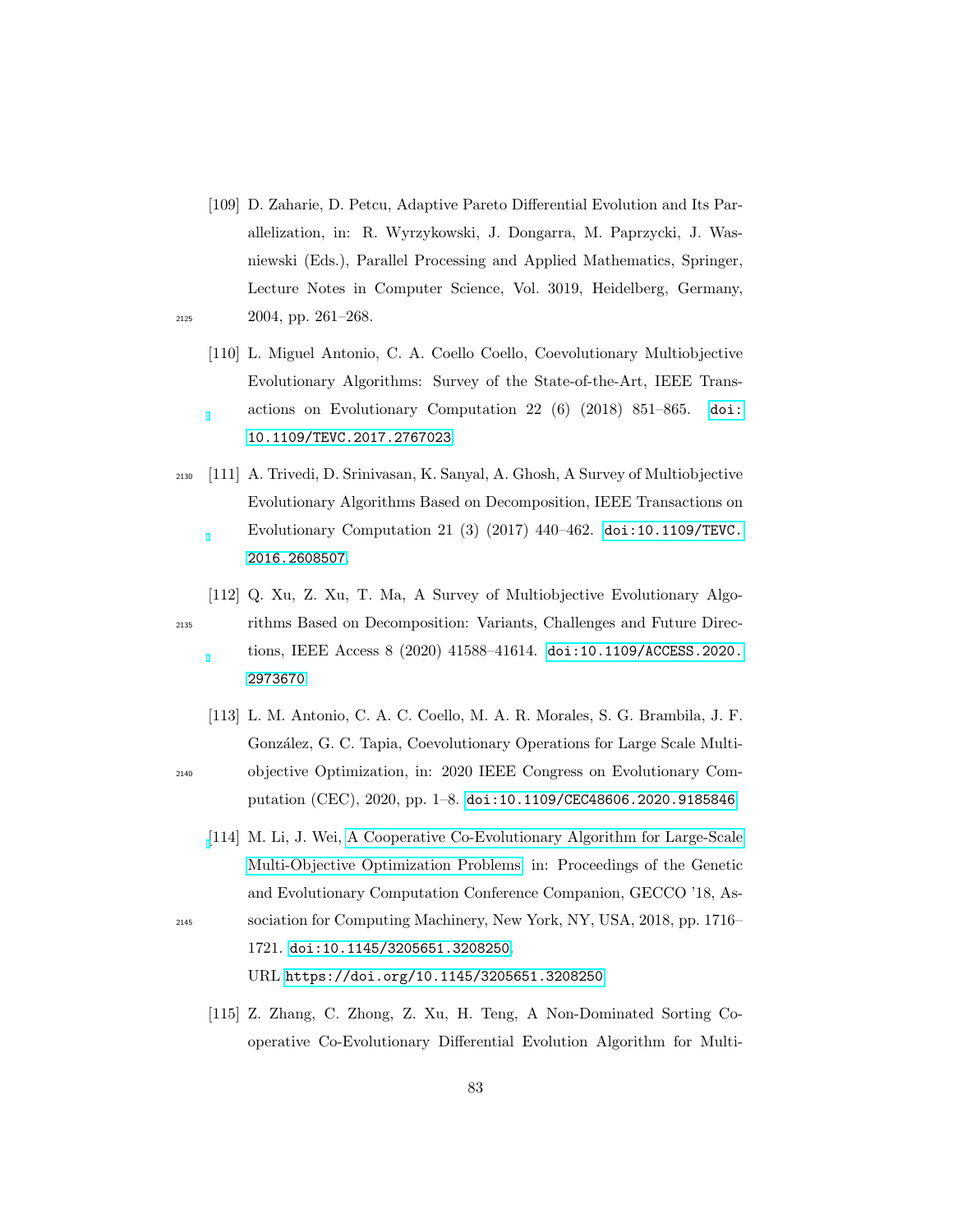[109] D. Zaharie, D. Petcu, Adaptive Pareto Differential Evolution and Its Parallelization, in: R. Wyrzykowski, J. Dongarra, M. Paprzycki, J. Wasniewski (Eds.), Parallel Processing and Applied Mathematics, Springer, Lecture Notes in Computer Science, Vol. 3019, Heidelberg, Germany, 2004, pp. 261–268.

[110] L. Miguel Antonio, C. A. Coello Coello, Coevolutionary Multiobjective Evolutionary Algorithms: Survey of the State-of-the-Art, IEEE Transactions on Evolutionary Computation 22 (6) (2018) 851–865. doi:10.1109/TEVC.2017.2767023.

[111] A. Trivedi, D. Srinivasan, K. Sanyal, A. Ghosh, A Survey of Multiobjective Evolutionary Algorithms Based on Decomposition, IEEE Transactions on Evolutionary Computation 21 (3) (2017) 440–462. doi:10.1109/TEVC.2016.2608507.

[112] Q. Xu, Z. Xu, T. Ma, A Survey of Multiobjective Evolutionary Algorithms Based on Decomposition: Variants, Challenges and Future Directions, IEEE Access 8 (2020) 41588–41614. doi:10.1109/ACCESS.2020.2973670.

[113] L. M. Antonio, C. A. C. Coello, M. A. R. Morales, S. G. Brambila, J. F. González, G. C. Tapia, Coevolutionary Operations for Large Scale Multi-objective Optimization, in: 2020 IEEE Congress on Evolutionary Computation (CEC), 2020, pp. 1–8. doi:10.1109/CEC48606.2020.9185846.

[114] M. Li, J. Wei, A Cooperative Co-Evolutionary Algorithm for Large-Scale Multi-Objective Optimization Problems, in: Proceedings of the Genetic and Evolutionary Computation Conference Companion, GECCO '18, Association for Computing Machinery, New York, NY, USA, 2018, pp. 1716–1721. doi:10.1145/3205651.3208250.
URL https://doi.org/10.1145/3205651.3208250

[115] Z. Zhang, C. Zhong, Z. Xu, H. Teng, A Non-Dominated Sorting Cooperative Co-Evolutionary Differential Evolution Algorithm for Multi-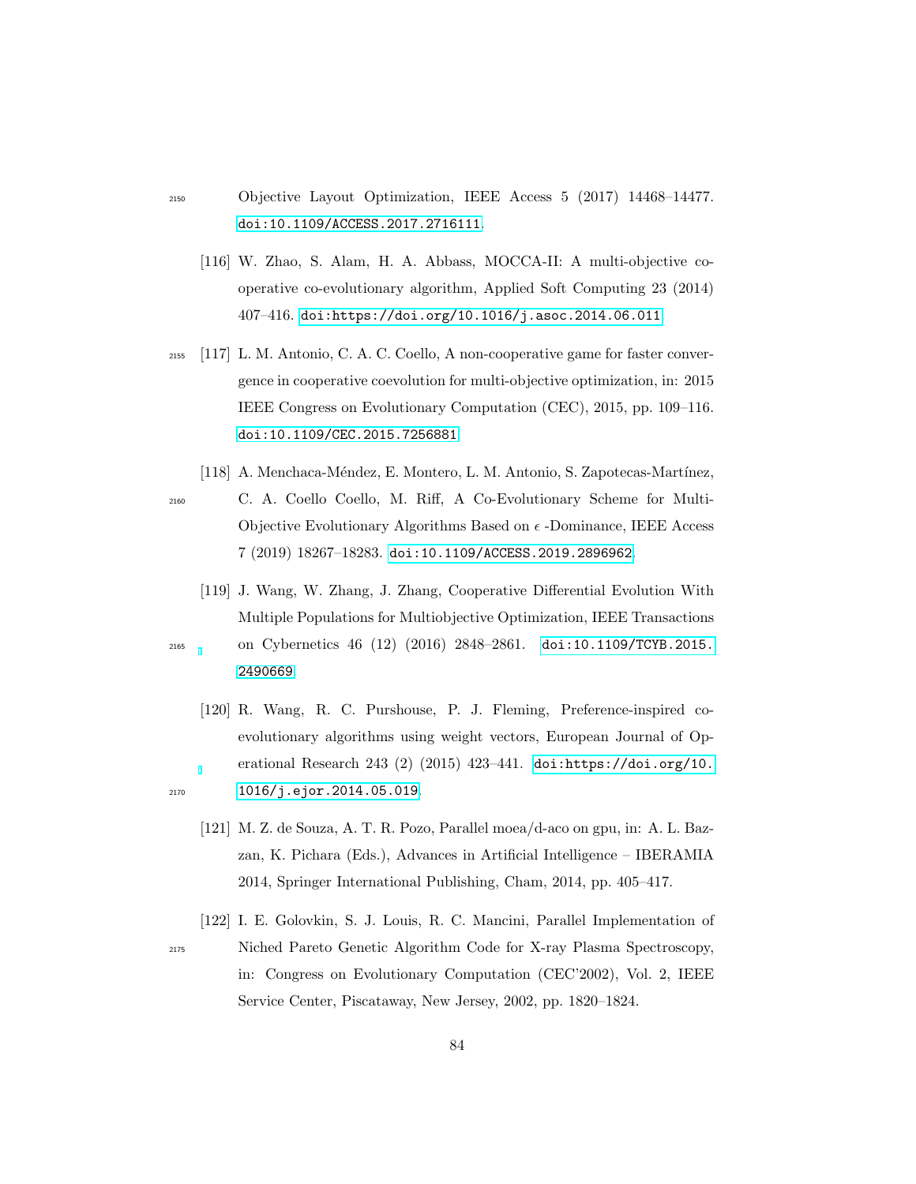Objective Layout Optimization, IEEE Access 5 (2017) 14468–14477. doi:10.1109/ACCESS.2017.2716111.

[116] W. Zhao, S. Alam, H. A. Abbass, MOCCA-II: A multi-objective co-operative co-evolutionary algorithm, Applied Soft Computing 23 (2014) 407–416. doi:https://doi.org/10.1016/j.asoc.2014.06.011.

[117] L. M. Antonio, C. A. C. Coello, A non-cooperative game for faster convergence in cooperative coevolution for multi-objective optimization, in: 2015 IEEE Congress on Evolutionary Computation (CEC), 2015, pp. 109–116. doi:10.1109/CEC.2015.7256881.

[118] A. Menchaca-Méndez, E. Montero, L. M. Antonio, S. Zapotecas-Martínez, C. A. Coello Coello, M. Riff, A Co-Evolutionary Scheme for Multi-Objective Evolutionary Algorithms Based on $\epsilon$ -Dominance, IEEE Access 7 (2019) 18267–18283. doi:10.1109/ACCESS.2019.2896962.

[119] J. Wang, W. Zhang, J. Zhang, Cooperative Differential Evolution With Multiple Populations for Multiobjective Optimization, IEEE Transactions on Cybernetics 46 (12) (2016) 2848–2861. doi:10.1109/TCYB.2015.2490669.

[120] R. Wang, R. C. Purshouse, P. J. Fleming, Preference-inspired co-evolutionary algorithms using weight vectors, European Journal of Operational Research 243 (2) (2015) 423–441. doi:https://doi.org/10.1016/j.ejor.2014.05.019.

[121] M. Z. de Souza, A. T. R. Pozo, Parallel moea/d-aco on gpu, in: A. L. Bazzan, K. Pichara (Eds.), Advances in Artificial Intelligence – IBERAMIA 2014, Springer International Publishing, Cham, 2014, pp. 405–417.

[122] I. E. Golovkin, S. J. Louis, R. C. Mancini, Parallel Implementation of Niched Pareto Genetic Algorithm Code for X-ray Plasma Spectroscopy, in: Congress on Evolutionary Computation (CEC'2002), Vol. 2, IEEE Service Center, Piscataway, New Jersey, 2002, pp. 1820–1824.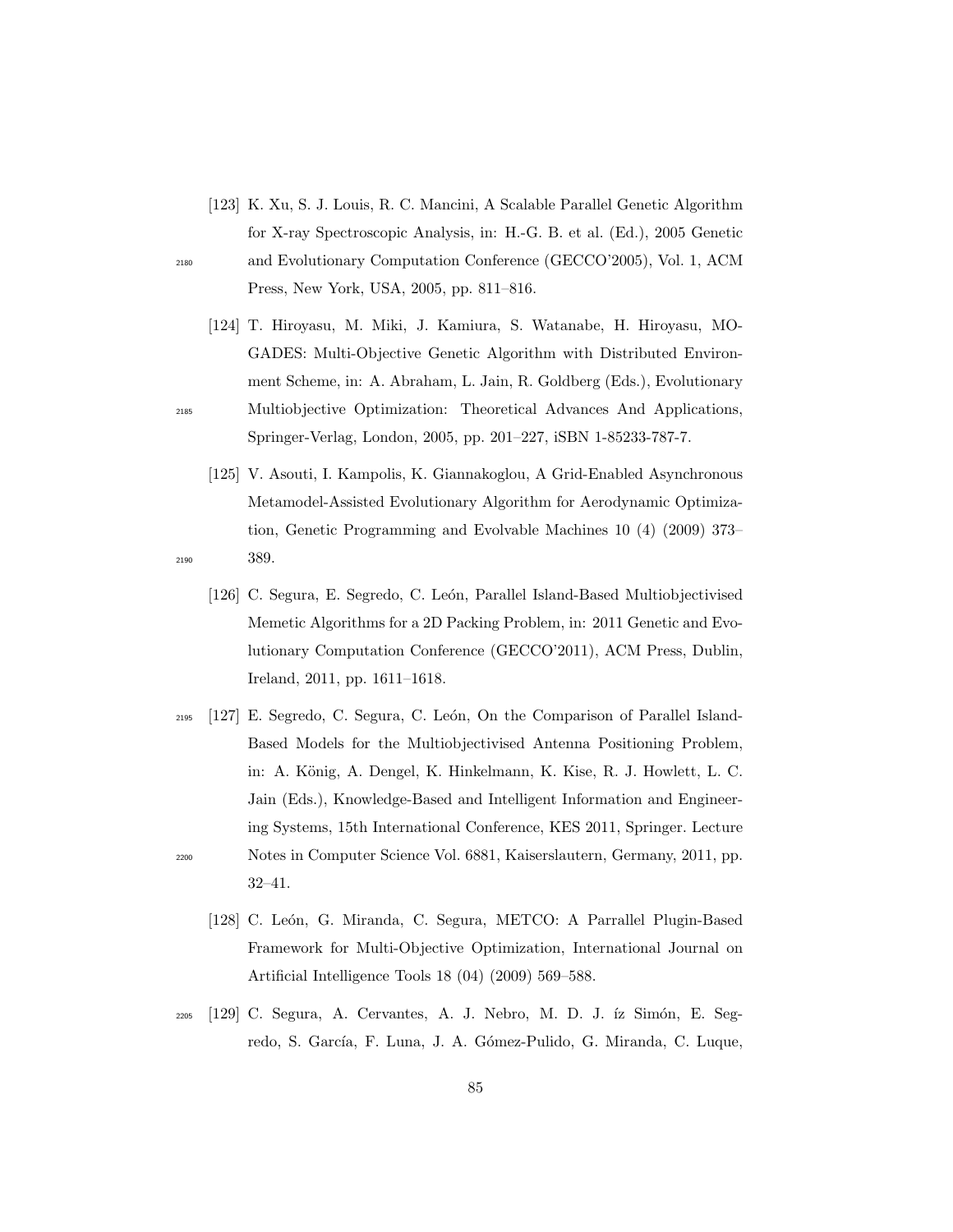[123] K. Xu, S. J. Louis, R. C. Mancini, A Scalable Parallel Genetic Algorithm for X-ray Spectroscopic Analysis, in: H.-G. B. et al. (Ed.), 2005 Genetic and Evolutionary Computation Conference (GECCO'2005), Vol. 1, ACM Press, New York, USA, 2005, pp. 811–816.

[124] T. Hiroyasu, M. Miki, J. Kamiura, S. Watanabe, H. Hiroyasu, MO-GADES: Multi-Objective Genetic Algorithm with Distributed Environment Scheme, in: A. Abraham, L. Jain, R. Goldberg (Eds.), Evolutionary Multiobjective Optimization: Theoretical Advances And Applications, Springer-Verlag, London, 2005, pp. 201–227, iSBN 1-85233-787-7.

[125] V. Asouti, I. Kampolis, K. Giannakoglou, A Grid-Enabled Asynchronous Metamodel-Assisted Evolutionary Algorithm for Aerodynamic Optimization, Genetic Programming and Evolvable Machines 10 (4) (2009) 373–389.

[126] C. Segura, E. Segredo, C. León, Parallel Island-Based Multiobjectivised Memetic Algorithms for a 2D Packing Problem, in: 2011 Genetic and Evolutionary Computation Conference (GECCO'2011), ACM Press, Dublin, Ireland, 2011, pp. 1611–1618.

[127] E. Segredo, C. Segura, C. León, On the Comparison of Parallel Island-Based Models for the Multiobjectivised Antenna Positioning Problem, in: A. König, A. Dengel, K. Hinkelmann, K. Kise, R. J. Howlett, L. C. Jain (Eds.), Knowledge-Based and Intelligent Information and Engineering Systems, 15th International Conference, KES 2011, Springer. Lecture Notes in Computer Science Vol. 6881, Kaiserslautern, Germany, 2011, pp. 32–41.

[128] C. León, G. Miranda, C. Segura, METCO: A Parrallel Plugin-Based Framework for Multi-Objective Optimization, International Journal on Artificial Intelligence Tools 18 (04) (2009) 569–588.

[129] C. Segura, A. Cervantes, A. J. Nebro, M. D. J. íz Simón, E. Segredo, S. García, F. Luna, J. A. Gómez-Pulido, G. Miranda, C. Luque,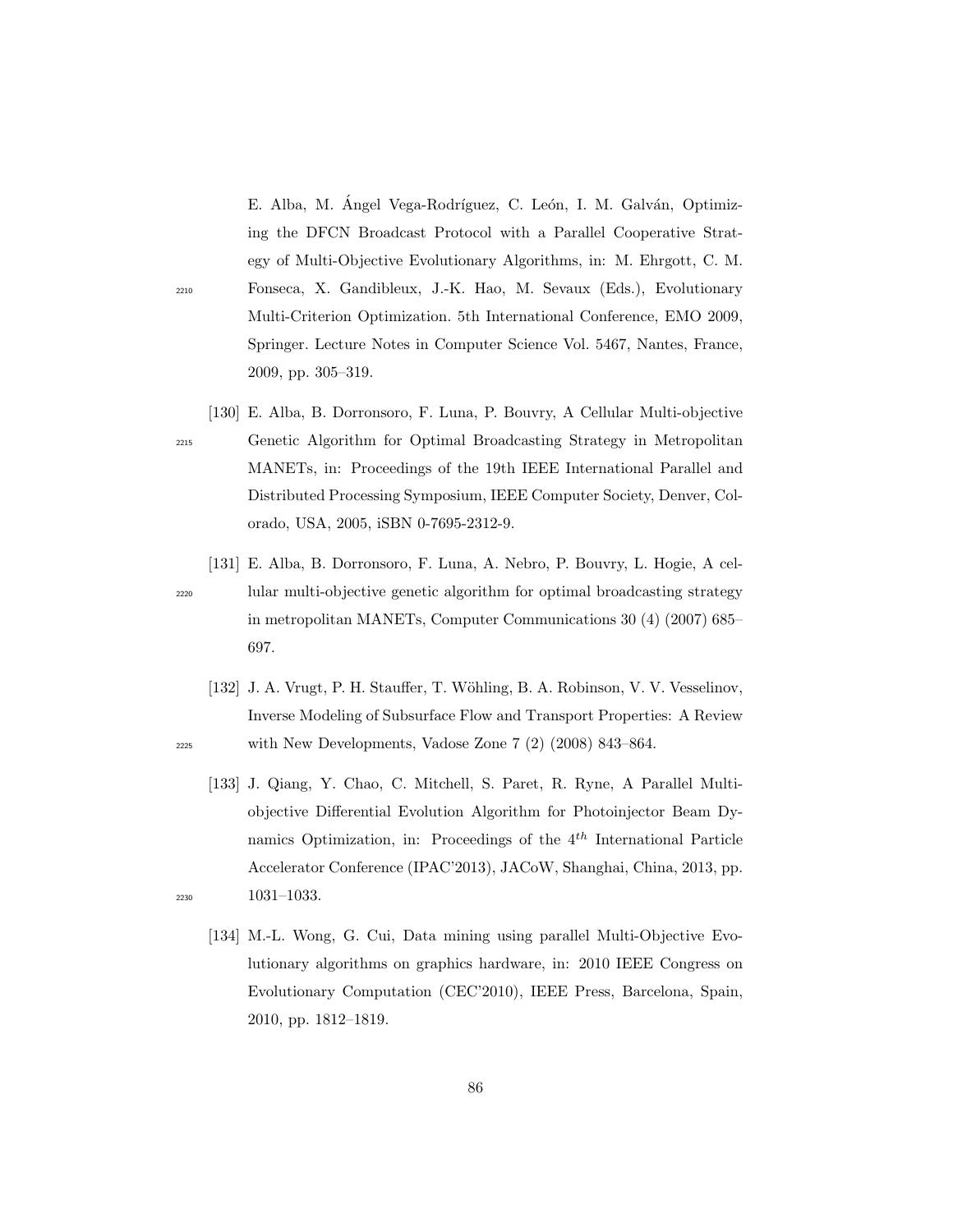E. Alba, M. Ángel Vega-Rodríguez, C. León, I. M. Galván, Optimizing the DFCN Broadcast Protocol with a Parallel Cooperative Strategy of Multi-Objective Evolutionary Algorithms, in: M. Ehrgott, C. M. Fonseca, X. Gandibleux, J.-K. Hao, M. Sevaux (Eds.), Evolutionary Multi-Criterion Optimization. 5th International Conference, EMO 2009, Springer. Lecture Notes in Computer Science Vol. 5467, Nantes, France, 2009, pp. 305–319.

[130] E. Alba, B. Dorronsoro, F. Luna, P. Bouvry, A Cellular Multi-objective Genetic Algorithm for Optimal Broadcasting Strategy in Metropolitan MANETs, in: Proceedings of the 19th IEEE International Parallel and Distributed Processing Symposium, IEEE Computer Society, Denver, Colorado, USA, 2005, iSBN 0-7695-2312-9.

[131] E. Alba, B. Dorronsoro, F. Luna, A. Nebro, P. Bouvry, L. Hogie, A cellular multi-objective genetic algorithm for optimal broadcasting strategy in metropolitan MANETs, Computer Communications 30 (4) (2007) 685–697.

[132] J. A. Vrugt, P. H. Stauffer, T. Wöhling, B. A. Robinson, V. V. Vesselinov, Inverse Modeling of Subsurface Flow and Transport Properties: A Review with New Developments, Vadose Zone 7 (2) (2008) 843–864.

[133] J. Qiang, Y. Chao, C. Mitchell, S. Paret, R. Ryne, A Parallel Multi-objective Differential Evolution Algorithm for Photoinjector Beam Dynamics Optimization, in: Proceedings of the $4^{th}$ International Particle Accelerator Conference (IPAC'2013), JACoW, Shanghai, China, 2013, pp. 1031–1033.

[134] M.-L. Wong, G. Cui, Data mining using parallel Multi-Objective Evolutionary algorithms on graphics hardware, in: 2010 IEEE Congress on Evolutionary Computation (CEC'2010), IEEE Press, Barcelona, Spain, 2010, pp. 1812–1819.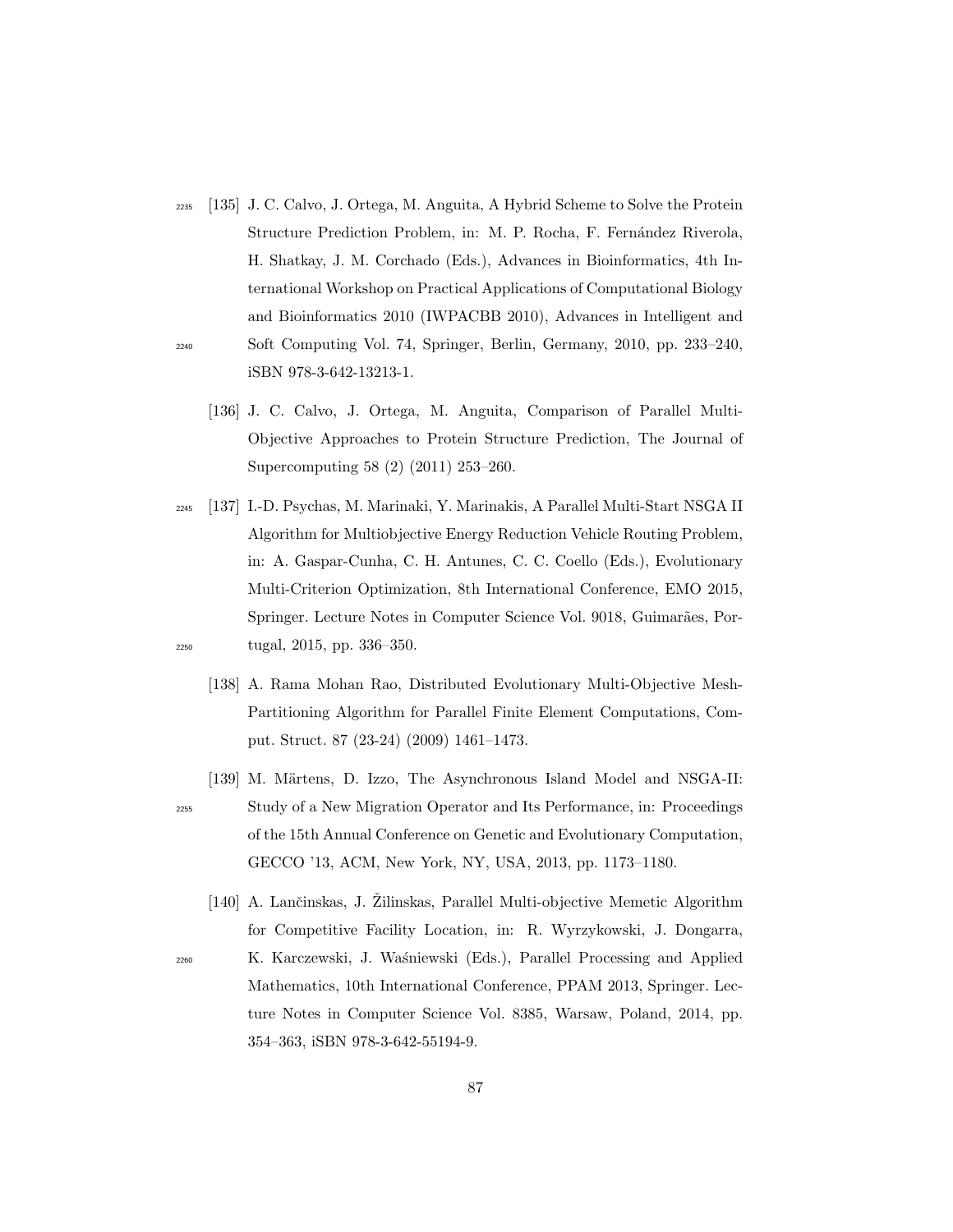[135] J. C. Calvo, J. Ortega, M. Anguita, A Hybrid Scheme to Solve the Protein Structure Prediction Problem, in: M. P. Rocha, F. Fernández Riverola, H. Shatkay, J. M. Corchado (Eds.), Advances in Bioinformatics, 4th International Workshop on Practical Applications of Computational Biology and Bioinformatics 2010 (IWPACBB 2010), Advances in Intelligent and Soft Computing Vol. 74, Springer, Berlin, Germany, 2010, pp. 233–240, iSBN 978-3-642-13213-1.

[136] J. C. Calvo, J. Ortega, M. Anguita, Comparison of Parallel Multi-Objective Approaches to Protein Structure Prediction, The Journal of Supercomputing 58 (2) (2011) 253–260.

[137] I.-D. Psychas, M. Marinaki, Y. Marinakis, A Parallel Multi-Start NSGA II Algorithm for Multiobjective Energy Reduction Vehicle Routing Problem, in: A. Gaspar-Cunha, C. H. Antunes, C. C. Coello (Eds.), Evolutionary Multi-Criterion Optimization, 8th International Conference, EMO 2015, Springer. Lecture Notes in Computer Science Vol. 9018, Guimarães, Portugal, 2015, pp. 336–350.

[138] A. Rama Mohan Rao, Distributed Evolutionary Multi-Objective Mesh-Partitioning Algorithm for Parallel Finite Element Computations, Comput. Struct. 87 (23-24) (2009) 1461–1473.

[139] M. Märtens, D. Izzo, The Asynchronous Island Model and NSGA-II: Study of a New Migration Operator and Its Performance, in: Proceedings of the 15th Annual Conference on Genetic and Evolutionary Computation, GECCO '13, ACM, New York, NY, USA, 2013, pp. 1173–1180.

[140] A. Lančinskas, J. Žilinskas, Parallel Multi-objective Memetic Algorithm for Competitive Facility Location, in: R. Wyrzykowski, J. Dongarra, K. Karczewski, J. Waśniewski (Eds.), Parallel Processing and Applied Mathematics, 10th International Conference, PPAM 2013, Springer. Lecture Notes in Computer Science Vol. 8385, Warsaw, Poland, 2014, pp. 354–363, iSBN 978-3-642-55194-9.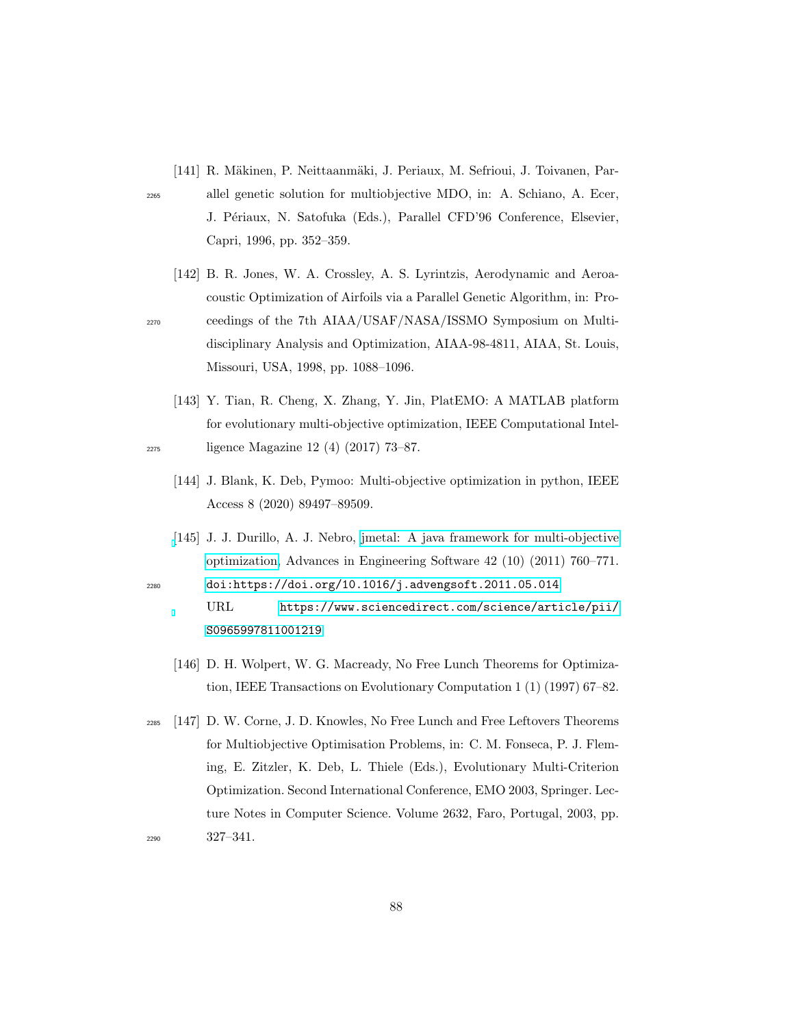[141] R. Mäkinen, P. Neittaanmäki, J. Periaux, M. Sefrioui, J. Toivanen, Parallel genetic solution for multiobjective MDO, in: A. Schiano, A. Ecer, J. Périaux, N. Satofuka (Eds.), Parallel CFD'96 Conference, Elsevier, Capri, 1996, pp. 352–359.

[142] B. R. Jones, W. A. Crossley, A. S. Lyrintzis, Aerodynamic and Aeroacoustic Optimization of Airfoils via a Parallel Genetic Algorithm, in: Proceedings of the 7th AIAA/USAF/NASA/ISSMO Symposium on Multidisciplinary Analysis and Optimization, AIAA-98-4811, AIAA, St. Louis, Missouri, USA, 1998, pp. 1088–1096.

[143] Y. Tian, R. Cheng, X. Zhang, Y. Jin, PlatEMO: A MATLAB platform for evolutionary multi-objective optimization, IEEE Computational Intelligence Magazine 12 (4) (2017) 73–87.

[144] J. Blank, K. Deb, Pymoo: Multi-objective optimization in python, IEEE Access 8 (2020) 89497–89509.

[145] J. J. Durillo, A. J. Nebro, jmetal: A java framework for multi-objective optimization, Advances in Engineering Software 42 (10) (2011) 760–771. doi:https://doi.org/10.1016/j.advengsoft.2011.05.014. URL https://www.sciencedirect.com/science/article/pii/S0965997811001219

[146] D. H. Wolpert, W. G. Macready, No Free Lunch Theorems for Optimization, IEEE Transactions on Evolutionary Computation 1 (1) (1997) 67–82.

[147] D. W. Corne, J. D. Knowles, No Free Lunch and Free Leftovers Theorems for Multiobjective Optimisation Problems, in: C. M. Fonseca, P. J. Fleming, E. Zitzler, K. Deb, L. Thiele (Eds.), Evolutionary Multi-Criterion Optimization. Second International Conference, EMO 2003, Springer. Lecture Notes in Computer Science. Volume 2632, Faro, Portugal, 2003, pp. 327–341.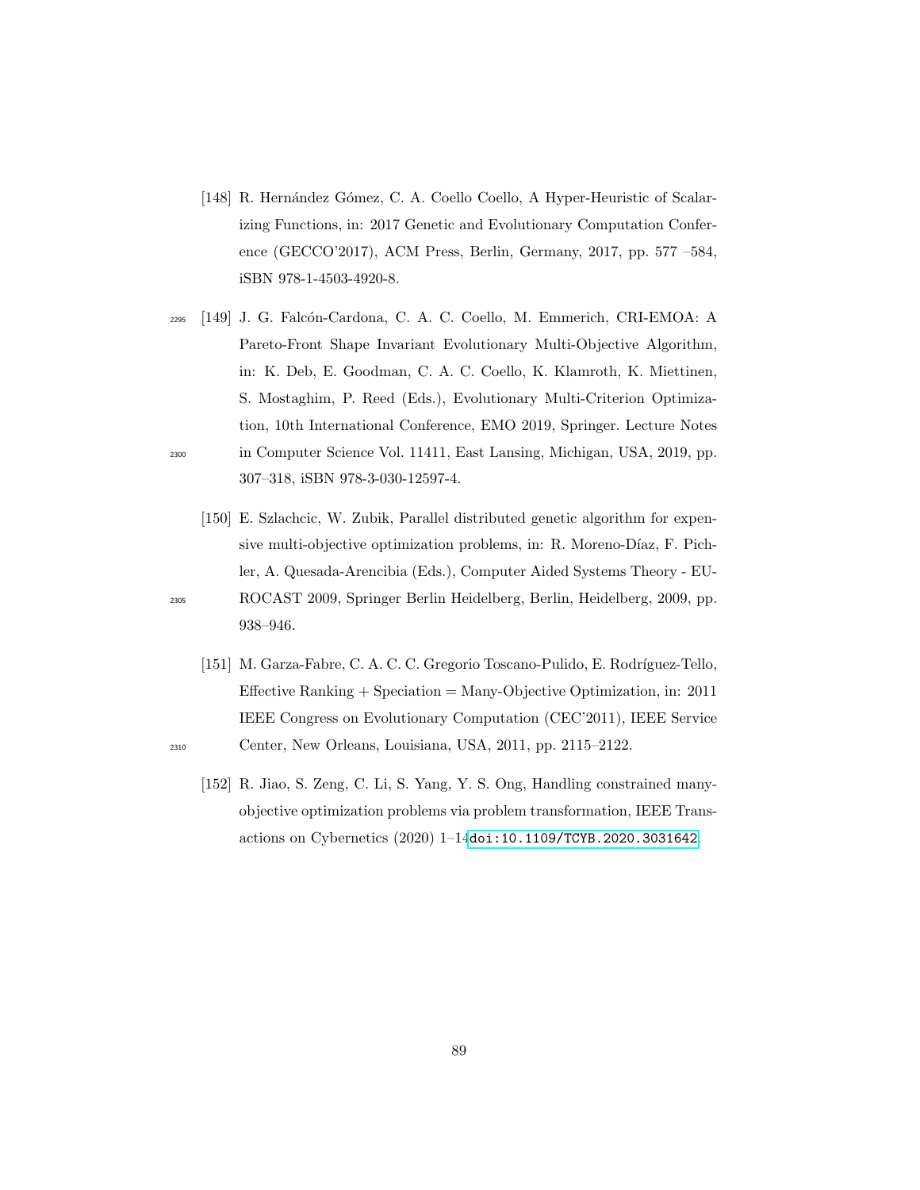[148] R. Hernández Gómez, C. A. Coello Coello, A Hyper-Heuristic of Scalarizing Functions, in: 2017 Genetic and Evolutionary Computation Conference (GECCO'2017), ACM Press, Berlin, Germany, 2017, pp. 577 –584, iSBN 978-1-4503-4920-8.

[149] J. G. Falcón-Cardona, C. A. C. Coello, M. Emmerich, CRI-EMOA: A Pareto-Front Shape Invariant Evolutionary Multi-Objective Algorithm, in: K. Deb, E. Goodman, C. A. C. Coello, K. Klamroth, K. Miettinen, S. Mostaghim, P. Reed (Eds.), Evolutionary Multi-Criterion Optimization, 10th International Conference, EMO 2019, Springer. Lecture Notes in Computer Science Vol. 11411, East Lansing, Michigan, USA, 2019, pp. 307–318, iSBN 978-3-030-12597-4.

[150] E. Szlachcic, W. Zubik, Parallel distributed genetic algorithm for expensive multi-objective optimization problems, in: R. Moreno-Díaz, F. Pichler, A. Quesada-Arencibia (Eds.), Computer Aided Systems Theory - EUROCAST 2009, Springer Berlin Heidelberg, Berlin, Heidelberg, 2009, pp. 938–946.

[151] M. Garza-Fabre, C. A. C. C. Gregorio Toscano-Pulido, E. Rodríguez-Tello, Effective Ranking + Speciation = Many-Objective Optimization, in: 2011 IEEE Congress on Evolutionary Computation (CEC'2011), IEEE Service Center, New Orleans, Louisiana, USA, 2011, pp. 2115–2122.

[152] R. Jiao, S. Zeng, C. Li, S. Yang, Y. S. Ong, Handling constrained many-objective optimization problems via problem transformation, IEEE Transactions on Cybernetics (2020) 1–14doi:10.1109/TCYB.2020.3031642.